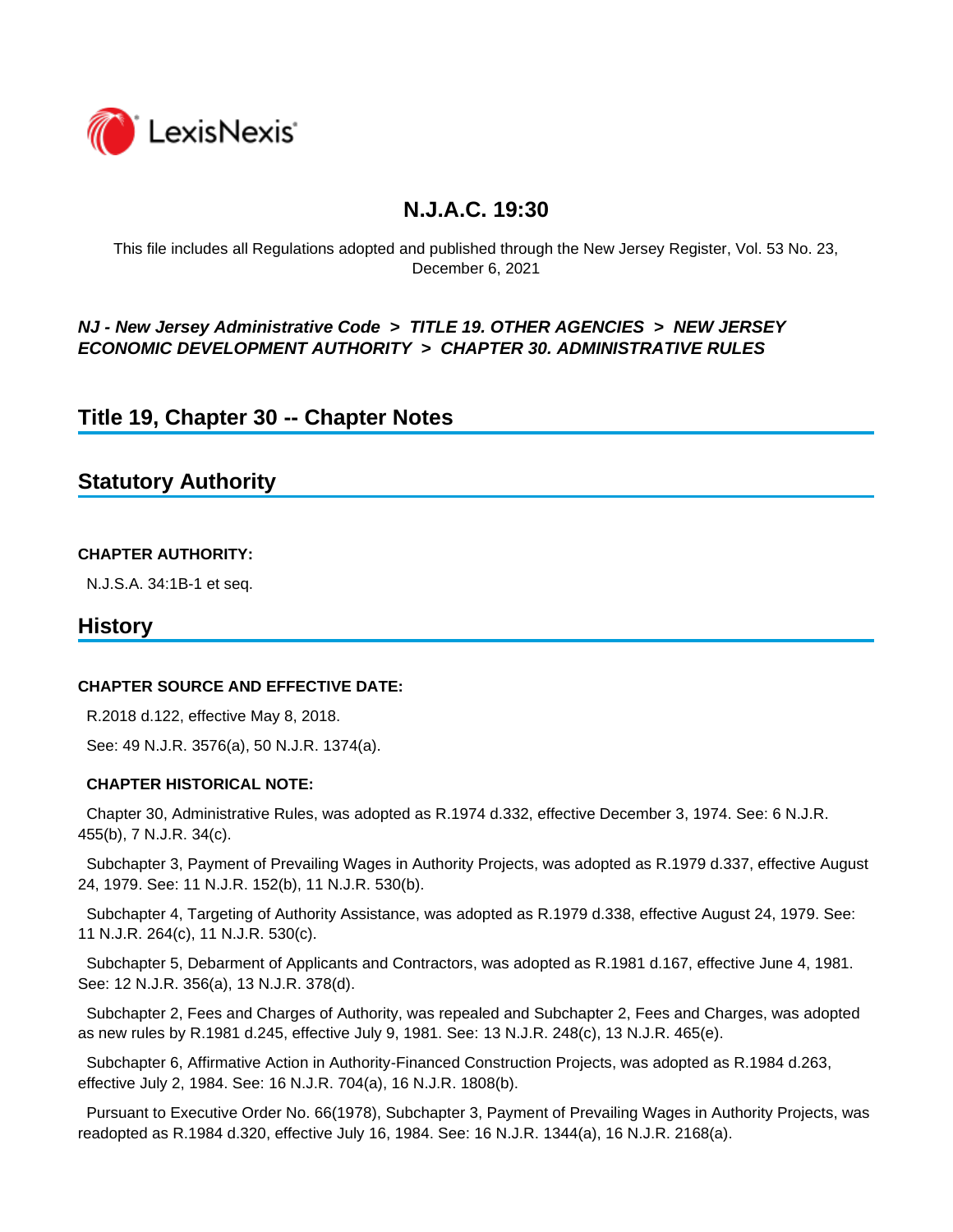# N.J.A.C. 19:30

This file includes all Regulations adopted and published through the New Jersey Register, Vol. 53 No. 23, December 6, 2021

***NJ - New Jersey Administrative Code > TITLE 19. OTHER AGENCIES > NEW JERSEY ECONOMIC DEVELOPMENT AUTHORITY > CHAPTER 30. ADMINISTRATIVE RULES***

## Title 19, Chapter 30 -- Chapter Notes

## Statutory Authority

**CHAPTER AUTHORITY:**

N.J.S.A. 34:1B-1 et seq.

## History

**CHAPTER SOURCE AND EFFECTIVE DATE:**

R.2018 d.122, effective May 8, 2018.

See: 49 N.J.R. 3576(a), 50 N.J.R. 1374(a).

**CHAPTER HISTORICAL NOTE:**

Chapter 30, Administrative Rules, was adopted as R.1974 d.332, effective December 3, 1974. See: 6 N.J.R. 455(b), 7 N.J.R. 34(c).

Subchapter 3, Payment of Prevailing Wages in Authority Projects, was adopted as R.1979 d.337, effective August 24, 1979. See: 11 N.J.R. 152(b), 11 N.J.R. 530(b).

Subchapter 4, Targeting of Authority Assistance, was adopted as R.1979 d.338, effective August 24, 1979. See: 11 N.J.R. 264(c), 11 N.J.R. 530(c).

Subchapter 5, Debarment of Applicants and Contractors, was adopted as R.1981 d.167, effective June 4, 1981. See: 12 N.J.R. 356(a), 13 N.J.R. 378(d).

Subchapter 2, Fees and Charges of Authority, was repealed and Subchapter 2, Fees and Charges, was adopted as new rules by R.1981 d.245, effective July 9, 1981. See: 13 N.J.R. 248(c), 13 N.J.R. 465(e).

Subchapter 6, Affirmative Action in Authority-Financed Construction Projects, was adopted as R.1984 d.263, effective July 2, 1984. See: 16 N.J.R. 704(a), 16 N.J.R. 1808(b).

Pursuant to Executive Order No. 66(1978), Subchapter 3, Payment of Prevailing Wages in Authority Projects, was readopted as R.1984 d.320, effective July 16, 1984. See: 16 N.J.R. 1344(a), 16 N.J.R. 2168(a).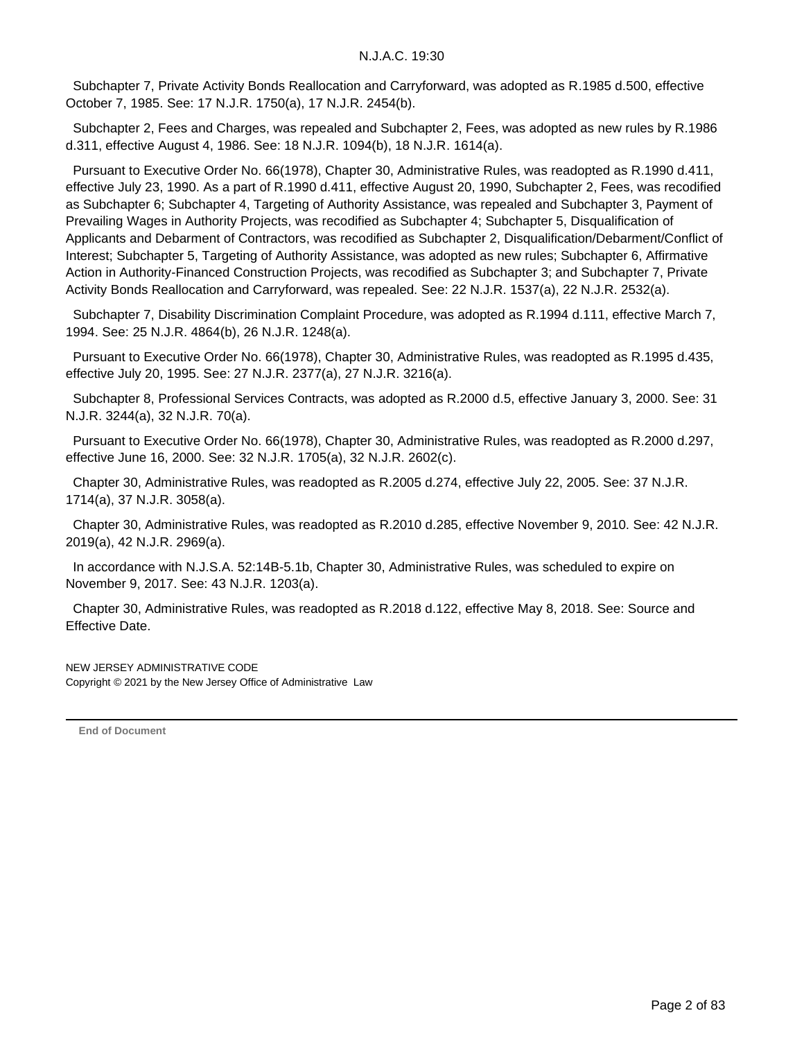Subchapter 7, Private Activity Bonds Reallocation and Carryforward, was adopted as R.1985 d.500, effective October 7, 1985. See: 17 N.J.R. 1750(a), 17 N.J.R. 2454(b).

Subchapter 2, Fees and Charges, was repealed and Subchapter 2, Fees, was adopted as new rules by R.1986 d.311, effective August 4, 1986. See: 18 N.J.R. 1094(b), 18 N.J.R. 1614(a).

Pursuant to Executive Order No. 66(1978), Chapter 30, Administrative Rules, was readopted as R.1990 d.411, effective July 23, 1990. As a part of R.1990 d.411, effective August 20, 1990, Subchapter 2, Fees, was recodified as Subchapter 6; Subchapter 4, Targeting of Authority Assistance, was repealed and Subchapter 3, Payment of Prevailing Wages in Authority Projects, was recodified as Subchapter 4; Subchapter 5, Disqualification of Applicants and Debarment of Contractors, was recodified as Subchapter 2, Disqualification/Debarment/Conflict of Interest; Subchapter 5, Targeting of Authority Assistance, was adopted as new rules; Subchapter 6, Affirmative Action in Authority-Financed Construction Projects, was recodified as Subchapter 3; and Subchapter 7, Private Activity Bonds Reallocation and Carryforward, was repealed. See: 22 N.J.R. 1537(a), 22 N.J.R. 2532(a).

Subchapter 7, Disability Discrimination Complaint Procedure, was adopted as R.1994 d.111, effective March 7, 1994. See: 25 N.J.R. 4864(b), 26 N.J.R. 1248(a).

Pursuant to Executive Order No. 66(1978), Chapter 30, Administrative Rules, was readopted as R.1995 d.435, effective July 20, 1995. See: 27 N.J.R. 2377(a), 27 N.J.R. 3216(a).

Subchapter 8, Professional Services Contracts, was adopted as R.2000 d.5, effective January 3, 2000. See: 31 N.J.R. 3244(a), 32 N.J.R. 70(a).

Pursuant to Executive Order No. 66(1978), Chapter 30, Administrative Rules, was readopted as R.2000 d.297, effective June 16, 2000. See: 32 N.J.R. 1705(a), 32 N.J.R. 2602(c).

Chapter 30, Administrative Rules, was readopted as R.2005 d.274, effective July 22, 2005. See: 37 N.J.R. 1714(a), 37 N.J.R. 3058(a).

Chapter 30, Administrative Rules, was readopted as R.2010 d.285, effective November 9, 2010. See: 42 N.J.R. 2019(a), 42 N.J.R. 2969(a).

In accordance with N.J.S.A. 52:14B-5.1b, Chapter 30, Administrative Rules, was scheduled to expire on November 9, 2017. See: 43 N.J.R. 1203(a).

Chapter 30, Administrative Rules, was readopted as R.2018 d.122, effective May 8, 2018. See: Source and Effective Date.

NEW JERSEY ADMINISTRATIVE CODE
Copyright © 2021 by the New Jersey Office of Administrative Law

End of Document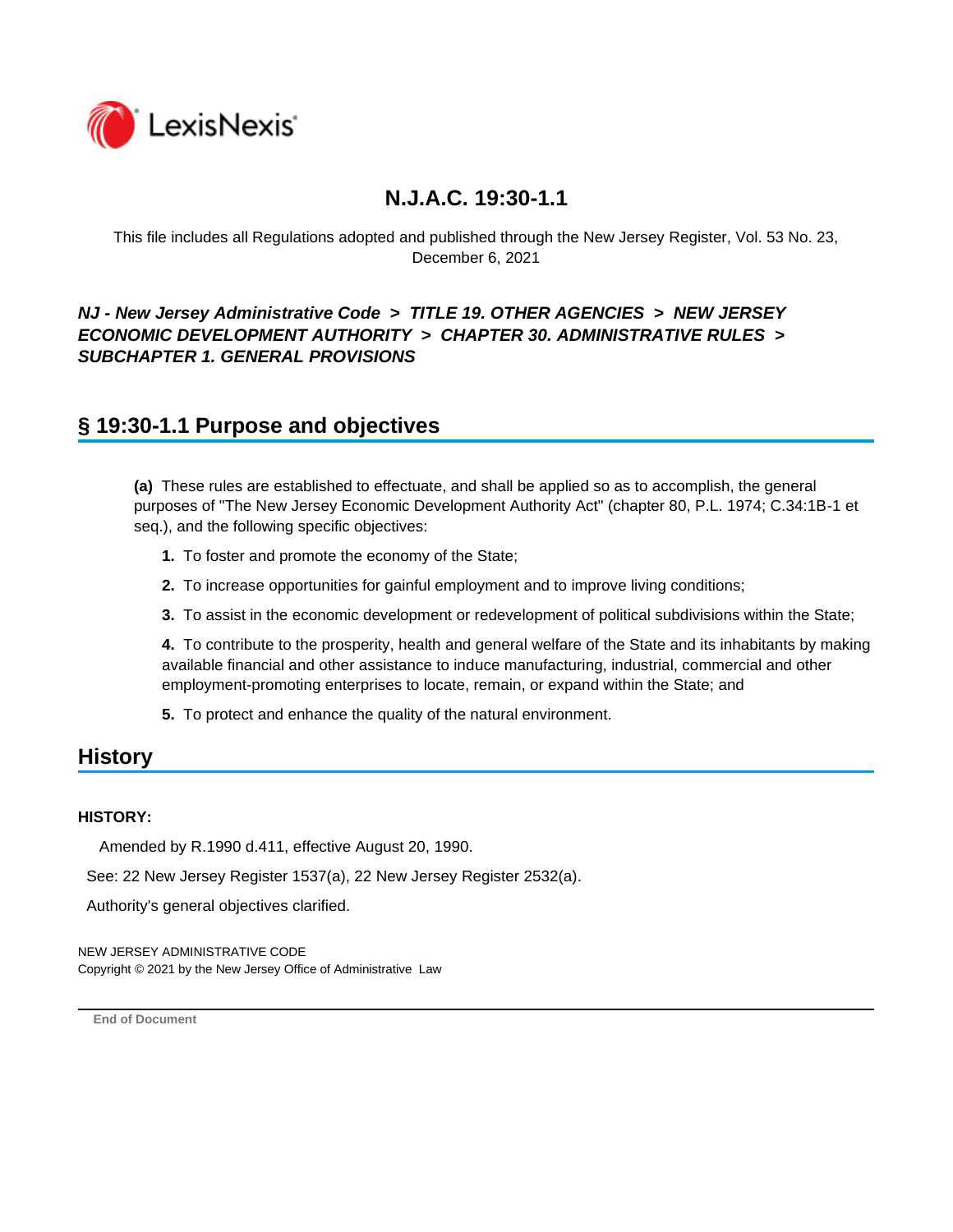# N.J.A.C. 19:30-1.1

This file includes all Regulations adopted and published through the New Jersey Register, Vol. 53 No. 23, December 6, 2021

***NJ - New Jersey Administrative Code > TITLE 19. OTHER AGENCIES > NEW JERSEY ECONOMIC DEVELOPMENT AUTHORITY > CHAPTER 30. ADMINISTRATIVE RULES > SUBCHAPTER 1. GENERAL PROVISIONS***

## § 19:30-1.1 Purpose and objectives

**(a)** These rules are established to effectuate, and shall be applied so as to accomplish, the general purposes of "The New Jersey Economic Development Authority Act" (chapter 80, P.L. 1974; C.34:1B-1 et seq.), and the following specific objectives:

**1.** To foster and promote the economy of the State;

**2.** To increase opportunities for gainful employment and to improve living conditions;

**3.** To assist in the economic development or redevelopment of political subdivisions within the State;

**4.** To contribute to the prosperity, health and general welfare of the State and its inhabitants by making available financial and other assistance to induce manufacturing, industrial, commercial and other employment-promoting enterprises to locate, remain, or expand within the State; and

**5.** To protect and enhance the quality of the natural environment.

## History

**HISTORY:**

Amended by R.1990 d.411, effective August 20, 1990.

See: 22 New Jersey Register 1537(a), 22 New Jersey Register 2532(a).

Authority's general objectives clarified.

NEW JERSEY ADMINISTRATIVE CODE
Copyright © 2021 by the New Jersey Office of Administrative Law

End of Document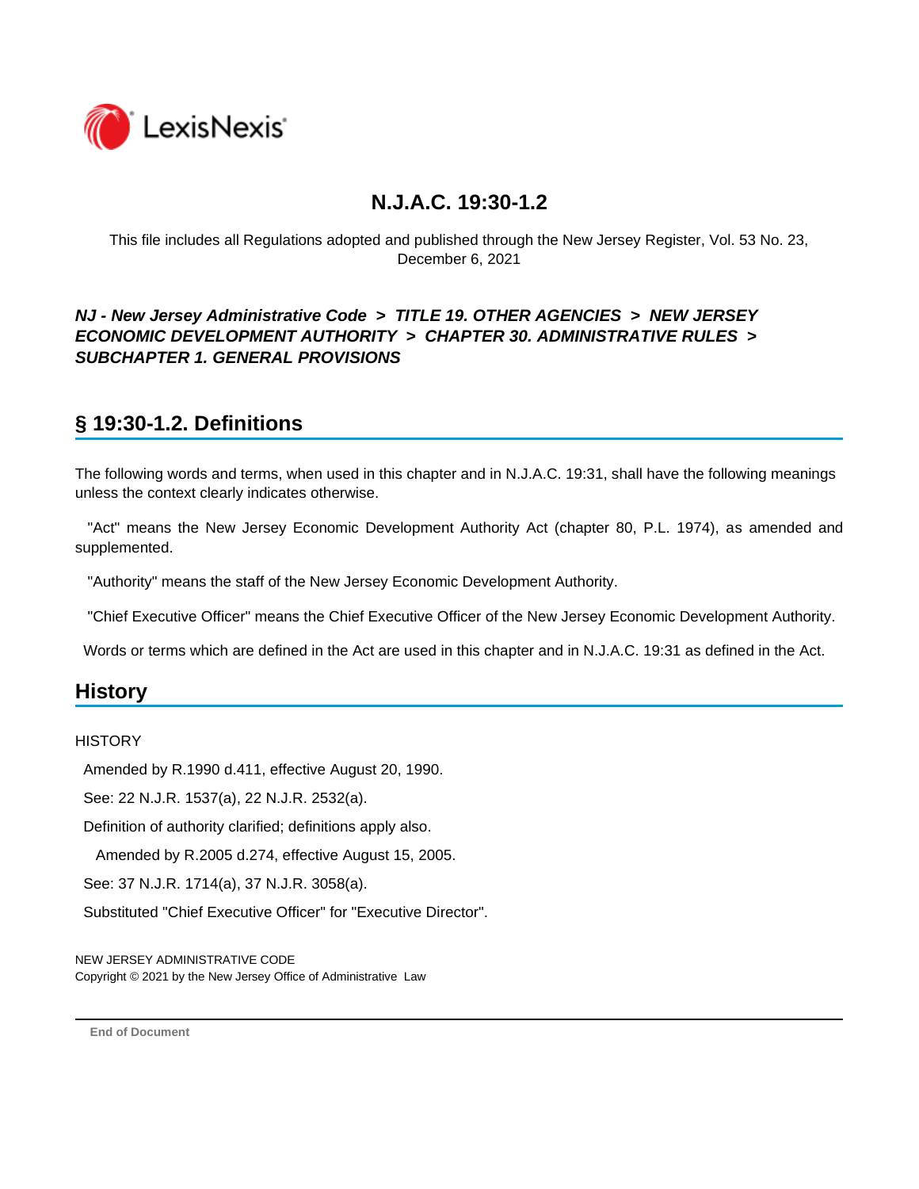# N.J.A.C. 19:30-1.2

This file includes all Regulations adopted and published through the New Jersey Register, Vol. 53 No. 23, December 6, 2021

***NJ - New Jersey Administrative Code > TITLE 19. OTHER AGENCIES > NEW JERSEY ECONOMIC DEVELOPMENT AUTHORITY > CHAPTER 30. ADMINISTRATIVE RULES > SUBCHAPTER 1. GENERAL PROVISIONS***

## § 19:30-1.2. Definitions

The following words and terms, when used in this chapter and in N.J.A.C. 19:31, shall have the following meanings unless the context clearly indicates otherwise.

"Act" means the New Jersey Economic Development Authority Act (chapter 80, P.L. 1974), as amended and supplemented.

"Authority" means the staff of the New Jersey Economic Development Authority.

"Chief Executive Officer" means the Chief Executive Officer of the New Jersey Economic Development Authority.

Words or terms which are defined in the Act are used in this chapter and in N.J.A.C. 19:31 as defined in the Act.

## History

HISTORY

Amended by R.1990 d.411, effective August 20, 1990.

See: 22 N.J.R. 1537(a), 22 N.J.R. 2532(a).

Definition of authority clarified; definitions apply also.

Amended by R.2005 d.274, effective August 15, 2005.

See: 37 N.J.R. 1714(a), 37 N.J.R. 3058(a).

Substituted "Chief Executive Officer" for "Executive Director".

NEW JERSEY ADMINISTRATIVE CODE
Copyright © 2021 by the New Jersey Office of Administrative Law

End of Document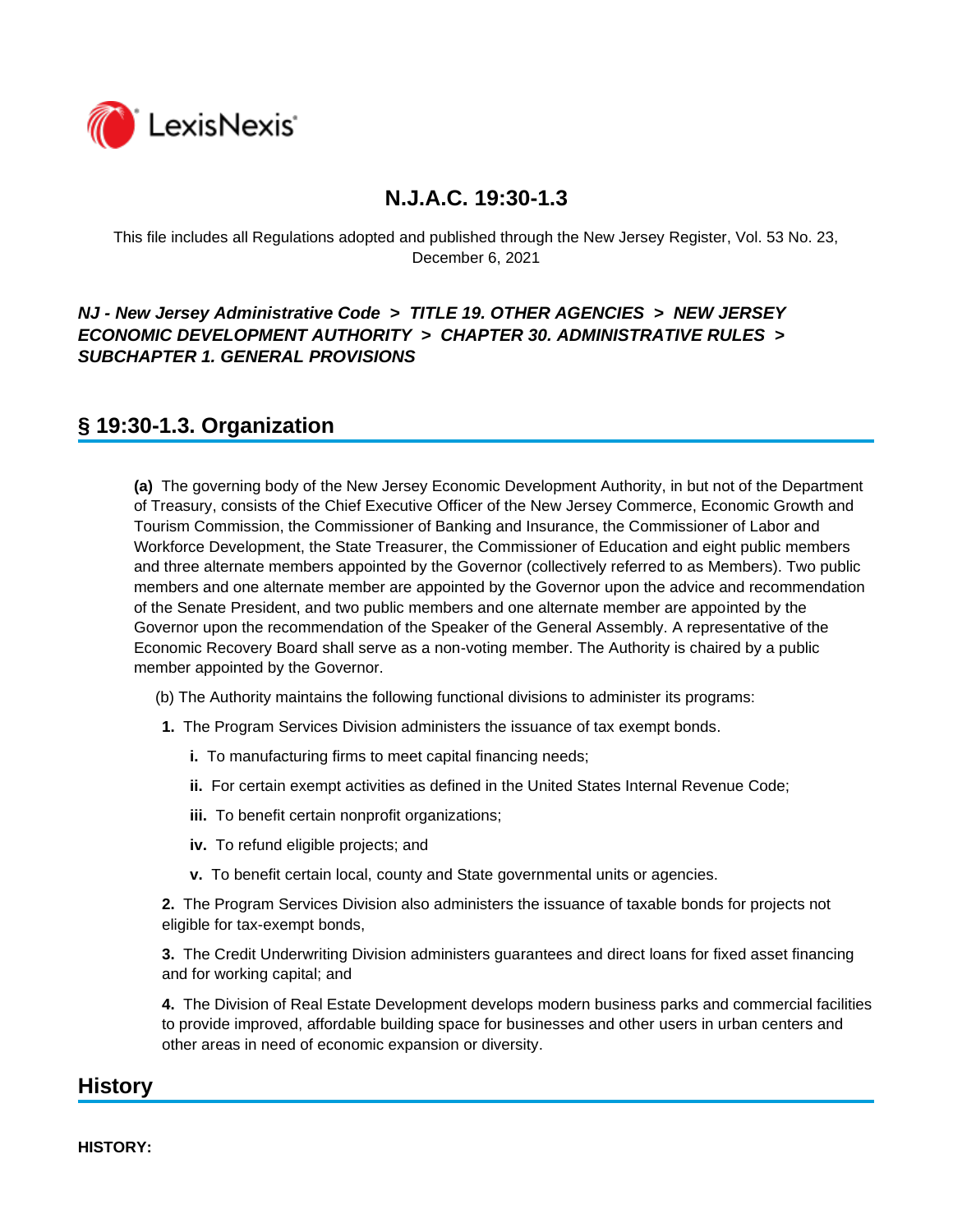# N.J.A.C. 19:30-1.3

This file includes all Regulations adopted and published through the New Jersey Register, Vol. 53 No. 23, December 6, 2021

***NJ - New Jersey Administrative Code > TITLE 19. OTHER AGENCIES > NEW JERSEY ECONOMIC DEVELOPMENT AUTHORITY > CHAPTER 30. ADMINISTRATIVE RULES > SUBCHAPTER 1. GENERAL PROVISIONS***

## § 19:30-1.3. Organization

**(a)** The governing body of the New Jersey Economic Development Authority, in but not of the Department of Treasury, consists of the Chief Executive Officer of the New Jersey Commerce, Economic Growth and Tourism Commission, the Commissioner of Banking and Insurance, the Commissioner of Labor and Workforce Development, the State Treasurer, the Commissioner of Education and eight public members and three alternate members appointed by the Governor (collectively referred to as Members). Two public members and one alternate member are appointed by the Governor upon the advice and recommendation of the Senate President, and two public members and one alternate member are appointed by the Governor upon the recommendation of the Speaker of the General Assembly. A representative of the Economic Recovery Board shall serve as a non-voting member. The Authority is chaired by a public member appointed by the Governor.

(b) The Authority maintains the following functional divisions to administer its programs:

**1.** The Program Services Division administers the issuance of tax exempt bonds.

**i.** To manufacturing firms to meet capital financing needs;

**ii.** For certain exempt activities as defined in the United States Internal Revenue Code;

**iii.** To benefit certain nonprofit organizations;

**iv.** To refund eligible projects; and

**v.** To benefit certain local, county and State governmental units or agencies.

**2.** The Program Services Division also administers the issuance of taxable bonds for projects not eligible for tax-exempt bonds,

**3.** The Credit Underwriting Division administers guarantees and direct loans for fixed asset financing and for working capital; and

**4.** The Division of Real Estate Development develops modern business parks and commercial facilities to provide improved, affordable building space for businesses and other users in urban centers and other areas in need of economic expansion or diversity.

## History

**HISTORY:**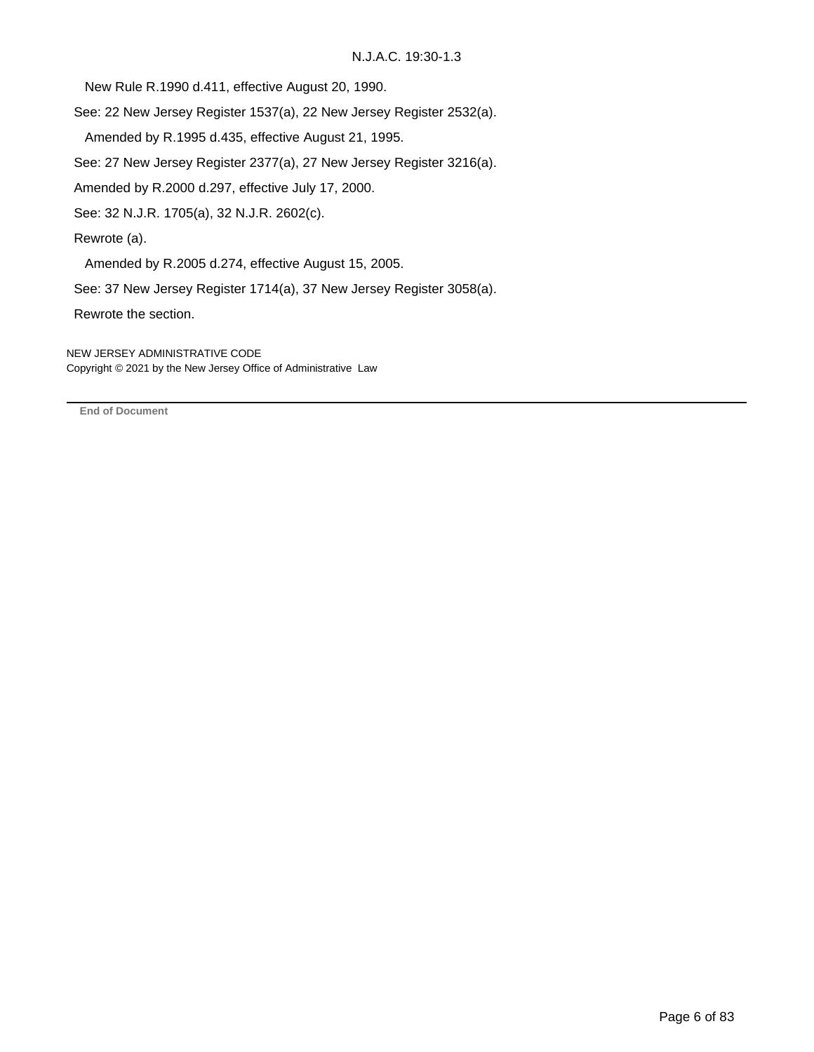New Rule R.1990 d.411, effective August 20, 1990.

See: 22 New Jersey Register 1537(a), 22 New Jersey Register 2532(a).

Amended by R.1995 d.435, effective August 21, 1995.

See: 27 New Jersey Register 2377(a), 27 New Jersey Register 3216(a).

Amended by R.2000 d.297, effective July 17, 2000.

See: 32 N.J.R. 1705(a), 32 N.J.R. 2602(c).

Rewrote (a).

Amended by R.2005 d.274, effective August 15, 2005.

See: 37 New Jersey Register 1714(a), 37 New Jersey Register 3058(a).

Rewrote the section.

NEW JERSEY ADMINISTRATIVE CODE
Copyright © 2021 by the New Jersey Office of Administrative Law

---

**End of Document**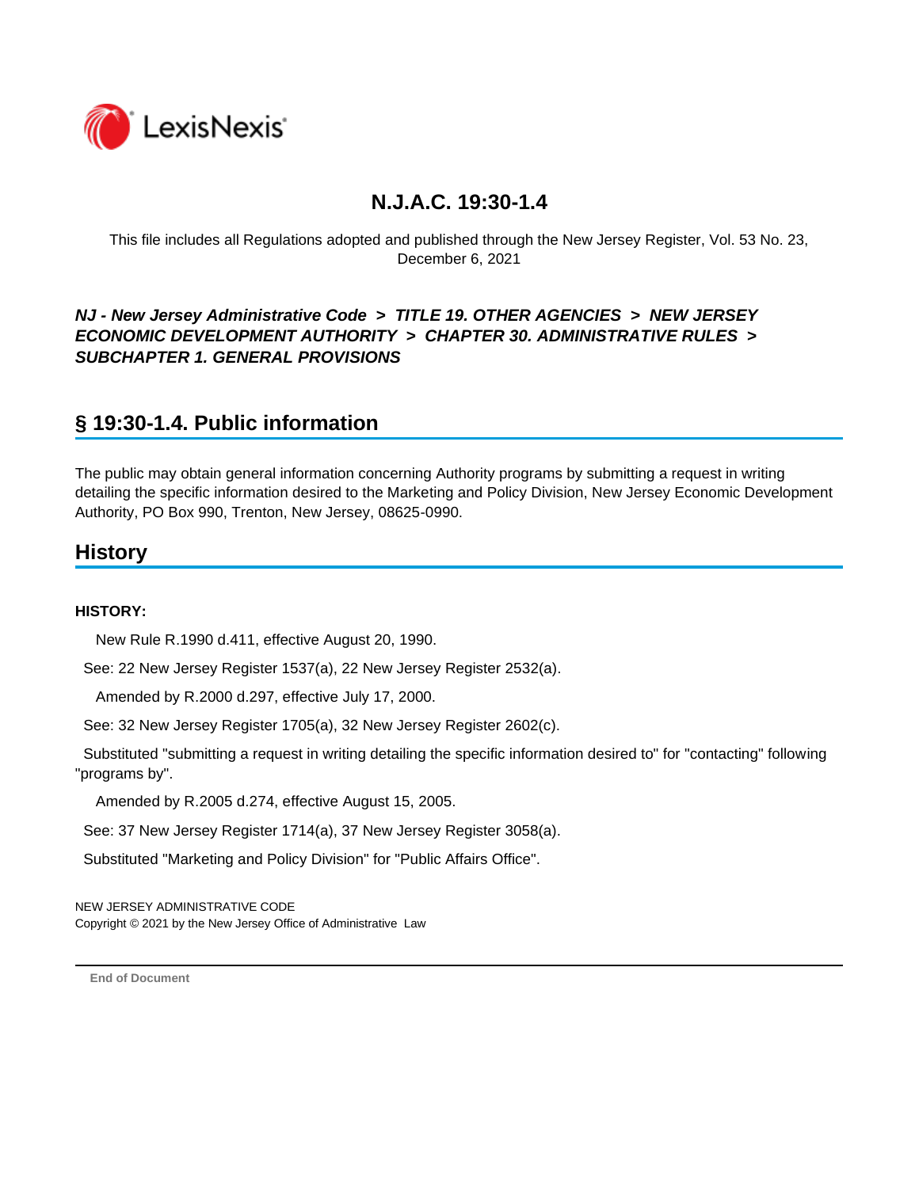# N.J.A.C. 19:30-1.4

This file includes all Regulations adopted and published through the New Jersey Register, Vol. 53 No. 23, December 6, 2021

***NJ - New Jersey Administrative Code > TITLE 19. OTHER AGENCIES > NEW JERSEY ECONOMIC DEVELOPMENT AUTHORITY > CHAPTER 30. ADMINISTRATIVE RULES > SUBCHAPTER 1. GENERAL PROVISIONS***

## § 19:30-1.4. Public information

The public may obtain general information concerning Authority programs by submitting a request in writing detailing the specific information desired to the Marketing and Policy Division, New Jersey Economic Development Authority, PO Box 990, Trenton, New Jersey, 08625-0990.

## History

**HISTORY:**

New Rule R.1990 d.411, effective August 20, 1990.

See: 22 New Jersey Register 1537(a), 22 New Jersey Register 2532(a).

Amended by R.2000 d.297, effective July 17, 2000.

See: 32 New Jersey Register 1705(a), 32 New Jersey Register 2602(c).

Substituted "submitting a request in writing detailing the specific information desired to" for "contacting" following "programs by".

Amended by R.2005 d.274, effective August 15, 2005.

See: 37 New Jersey Register 1714(a), 37 New Jersey Register 3058(a).

Substituted "Marketing and Policy Division" for "Public Affairs Office".

NEW JERSEY ADMINISTRATIVE CODE
Copyright © 2021 by the New Jersey Office of Administrative Law

**End of Document**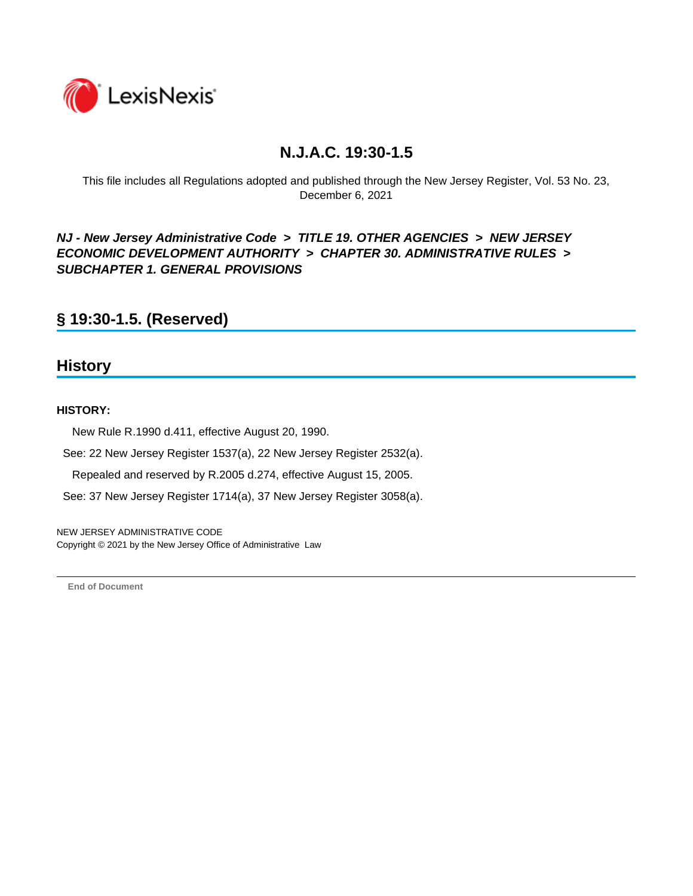# N.J.A.C. 19:30-1.5

This file includes all Regulations adopted and published through the New Jersey Register, Vol. 53 No. 23, December 6, 2021

***NJ - New Jersey Administrative Code > TITLE 19. OTHER AGENCIES > NEW JERSEY ECONOMIC DEVELOPMENT AUTHORITY > CHAPTER 30. ADMINISTRATIVE RULES > SUBCHAPTER 1. GENERAL PROVISIONS***

## § 19:30-1.5. (Reserved)

## History

**HISTORY:**

New Rule R.1990 d.411, effective August 20, 1990.

See: 22 New Jersey Register 1537(a), 22 New Jersey Register 2532(a).

Repealed and reserved by R.2005 d.274, effective August 15, 2005.

See: 37 New Jersey Register 1714(a), 37 New Jersey Register 3058(a).

NEW JERSEY ADMINISTRATIVE CODE
Copyright © 2021 by the New Jersey Office of Administrative Law

**End of Document**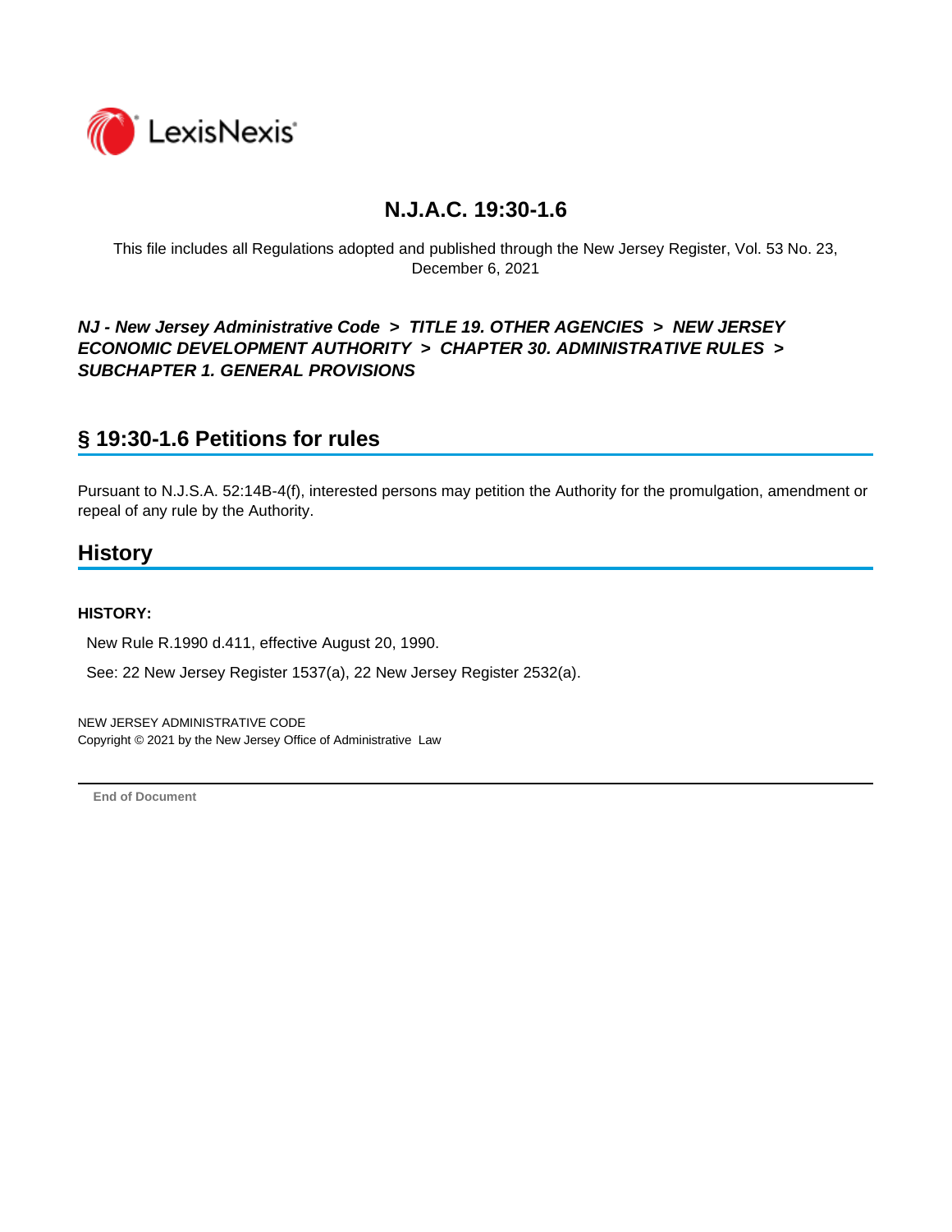# N.J.A.C. 19:30-1.6

This file includes all Regulations adopted and published through the New Jersey Register, Vol. 53 No. 23, December 6, 2021

***NJ - New Jersey Administrative Code > TITLE 19. OTHER AGENCIES > NEW JERSEY ECONOMIC DEVELOPMENT AUTHORITY > CHAPTER 30. ADMINISTRATIVE RULES > SUBCHAPTER 1. GENERAL PROVISIONS***

## § 19:30-1.6 Petitions for rules

Pursuant to N.J.S.A. 52:14B-4(f), interested persons may petition the Authority for the promulgation, amendment or repeal of any rule by the Authority.

## History

**HISTORY:**

New Rule R.1990 d.411, effective August 20, 1990.

See: 22 New Jersey Register 1537(a), 22 New Jersey Register 2532(a).

NEW JERSEY ADMINISTRATIVE CODE
Copyright © 2021 by the New Jersey Office of Administrative Law

**End of Document**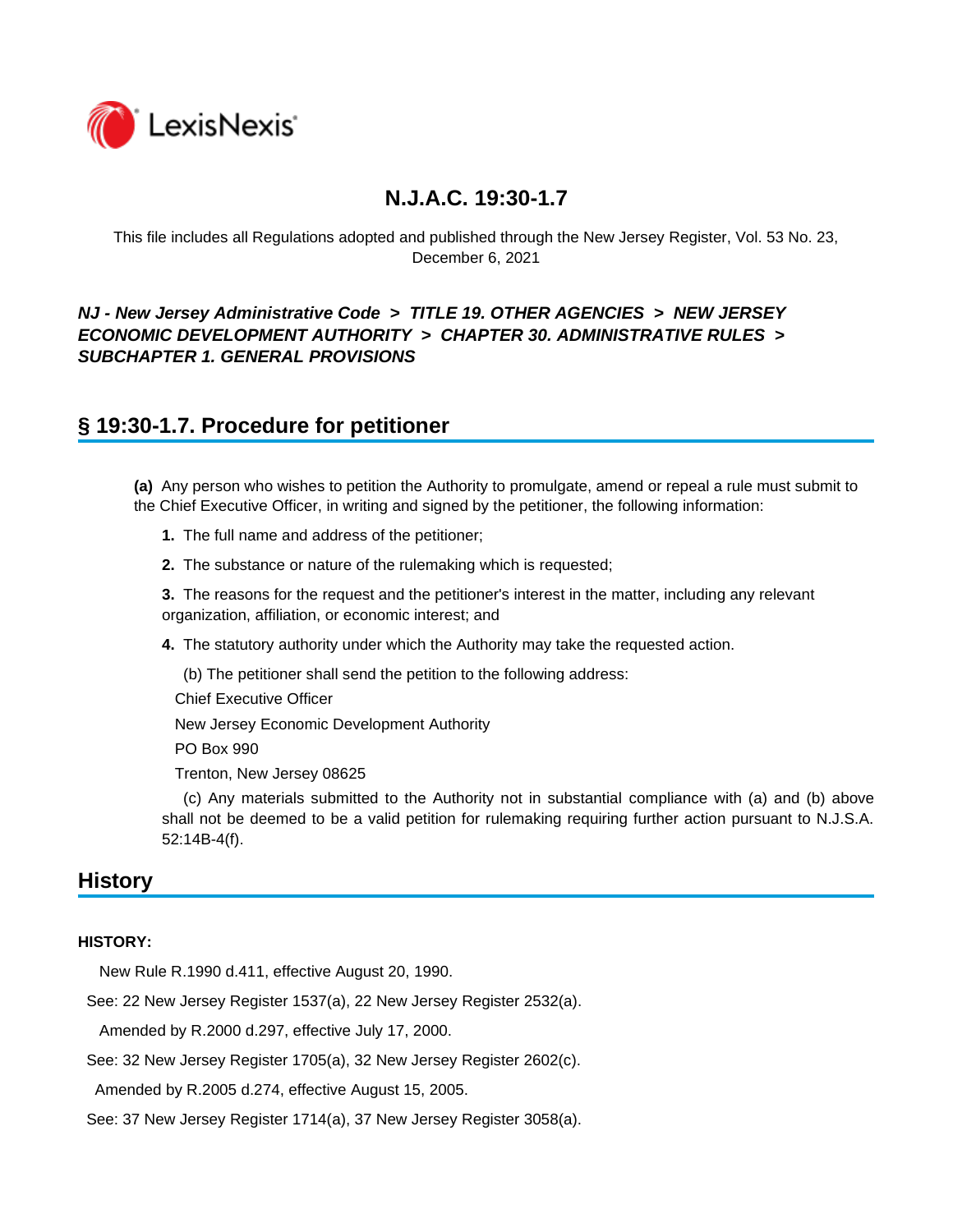# N.J.A.C. 19:30-1.7

This file includes all Regulations adopted and published through the New Jersey Register, Vol. 53 No. 23, December 6, 2021

***NJ - New Jersey Administrative Code > TITLE 19. OTHER AGENCIES > NEW JERSEY ECONOMIC DEVELOPMENT AUTHORITY > CHAPTER 30. ADMINISTRATIVE RULES > SUBCHAPTER 1. GENERAL PROVISIONS***

## § 19:30-1.7. Procedure for petitioner

**(a)** Any person who wishes to petition the Authority to promulgate, amend or repeal a rule must submit to the Chief Executive Officer, in writing and signed by the petitioner, the following information:

**1.** The full name and address of the petitioner;

**2.** The substance or nature of the rulemaking which is requested;

**3.** The reasons for the request and the petitioner's interest in the matter, including any relevant organization, affiliation, or economic interest; and

**4.** The statutory authority under which the Authority may take the requested action.

(b) The petitioner shall send the petition to the following address:

Chief Executive Officer

New Jersey Economic Development Authority

PO Box 990

Trenton, New Jersey 08625

(c) Any materials submitted to the Authority not in substantial compliance with (a) and (b) above shall not be deemed to be a valid petition for rulemaking requiring further action pursuant to N.J.S.A. 52:14B-4(f).

## History

**HISTORY:**

New Rule R.1990 d.411, effective August 20, 1990.

See: 22 New Jersey Register 1537(a), 22 New Jersey Register 2532(a).

Amended by R.2000 d.297, effective July 17, 2000.

See: 32 New Jersey Register 1705(a), 32 New Jersey Register 2602(c).

Amended by R.2005 d.274, effective August 15, 2005.

See: 37 New Jersey Register 1714(a), 37 New Jersey Register 3058(a).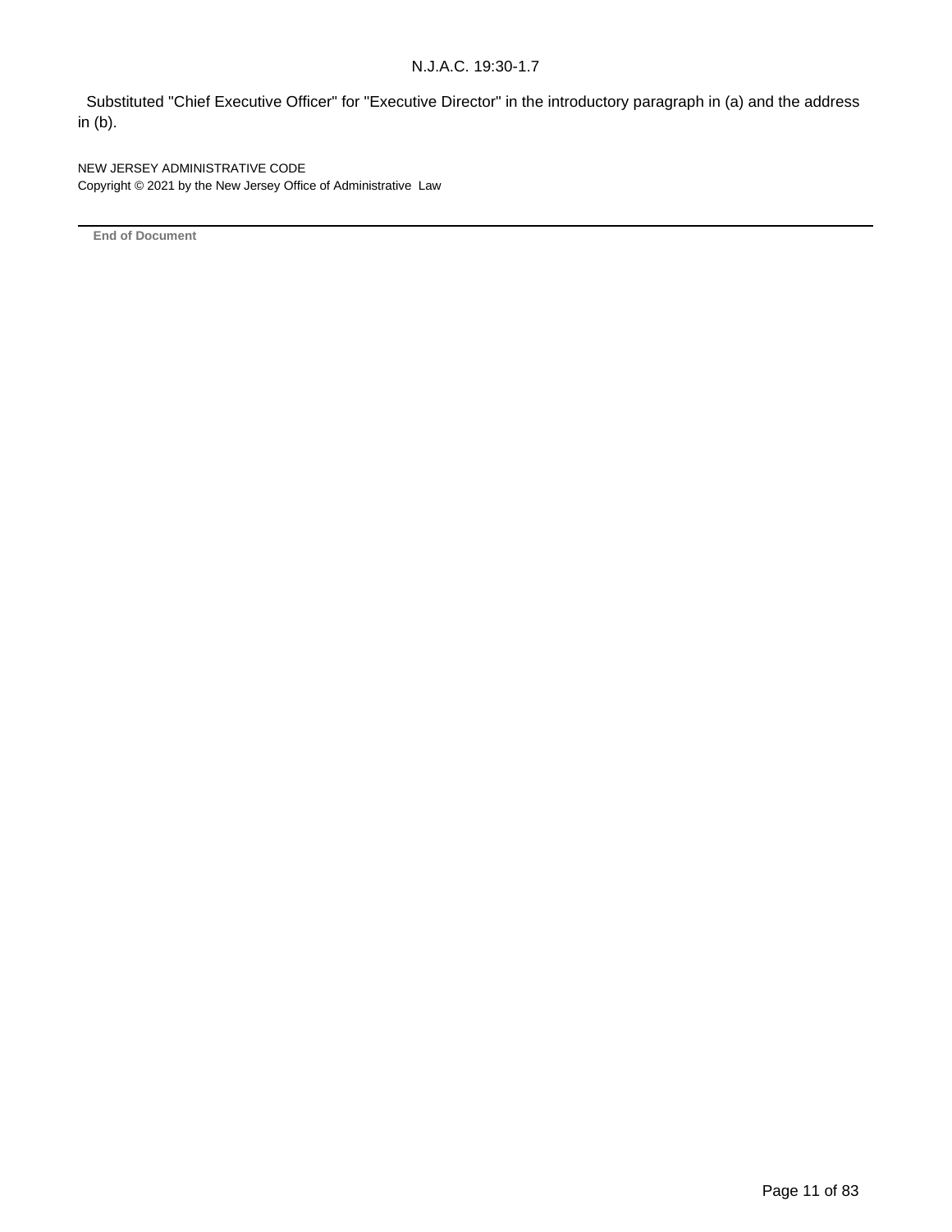Substituted "Chief Executive Officer" for "Executive Director" in the introductory paragraph in (a) and the address in (b).

NEW JERSEY ADMINISTRATIVE CODE
Copyright © 2021 by the New Jersey Office of Administrative Law

---

**End of Document**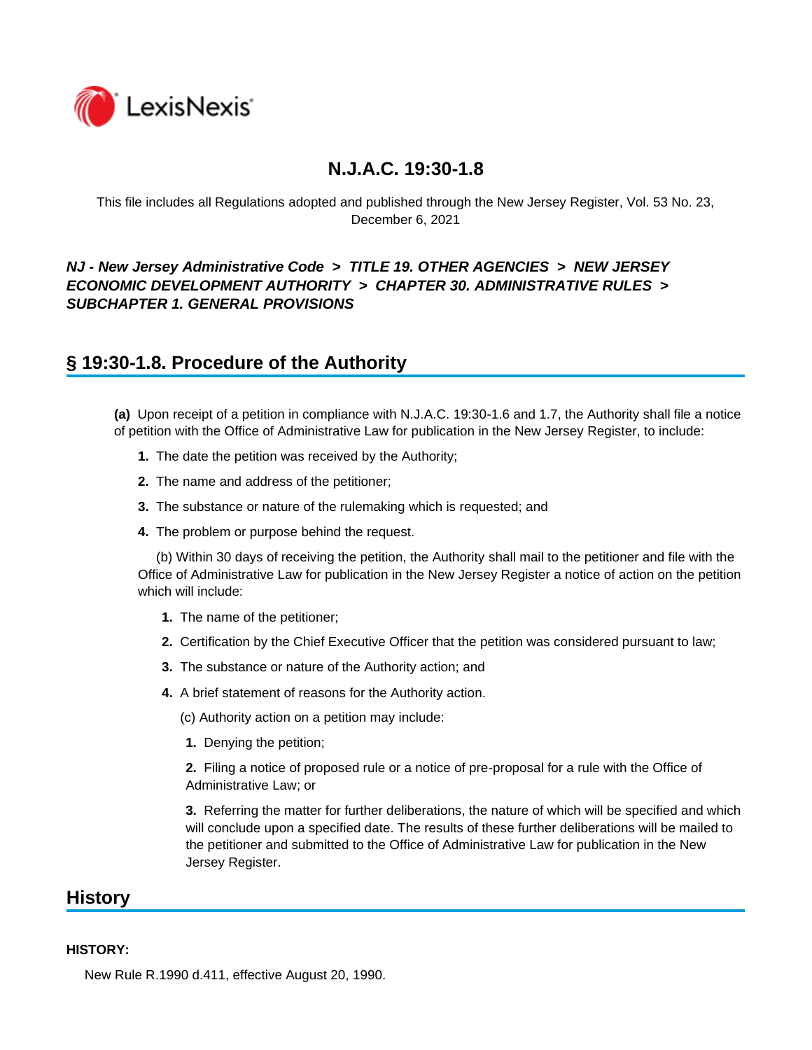# N.J.A.C. 19:30-1.8

This file includes all Regulations adopted and published through the New Jersey Register, Vol. 53 No. 23, December 6, 2021

***NJ - New Jersey Administrative Code > TITLE 19. OTHER AGENCIES > NEW JERSEY ECONOMIC DEVELOPMENT AUTHORITY > CHAPTER 30. ADMINISTRATIVE RULES > SUBCHAPTER 1. GENERAL PROVISIONS***

## § 19:30-1.8. Procedure of the Authority

**(a)** Upon receipt of a petition in compliance with N.J.A.C. 19:30-1.6 and 1.7, the Authority shall file a notice of petition with the Office of Administrative Law for publication in the New Jersey Register, to include:

**1.** The date the petition was received by the Authority;

**2.** The name and address of the petitioner;

**3.** The substance or nature of the rulemaking which is requested; and

**4.** The problem or purpose behind the request.

(b) Within 30 days of receiving the petition, the Authority shall mail to the petitioner and file with the Office of Administrative Law for publication in the New Jersey Register a notice of action on the petition which will include:

**1.** The name of the petitioner;

**2.** Certification by the Chief Executive Officer that the petition was considered pursuant to law;

**3.** The substance or nature of the Authority action; and

**4.** A brief statement of reasons for the Authority action.

(c) Authority action on a petition may include:

**1.** Denying the petition;

**2.** Filing a notice of proposed rule or a notice of pre-proposal for a rule with the Office of Administrative Law; or

**3.** Referring the matter for further deliberations, the nature of which will be specified and which will conclude upon a specified date. The results of these further deliberations will be mailed to the petitioner and submitted to the Office of Administrative Law for publication in the New Jersey Register.

## History

**HISTORY:**

New Rule R.1990 d.411, effective August 20, 1990.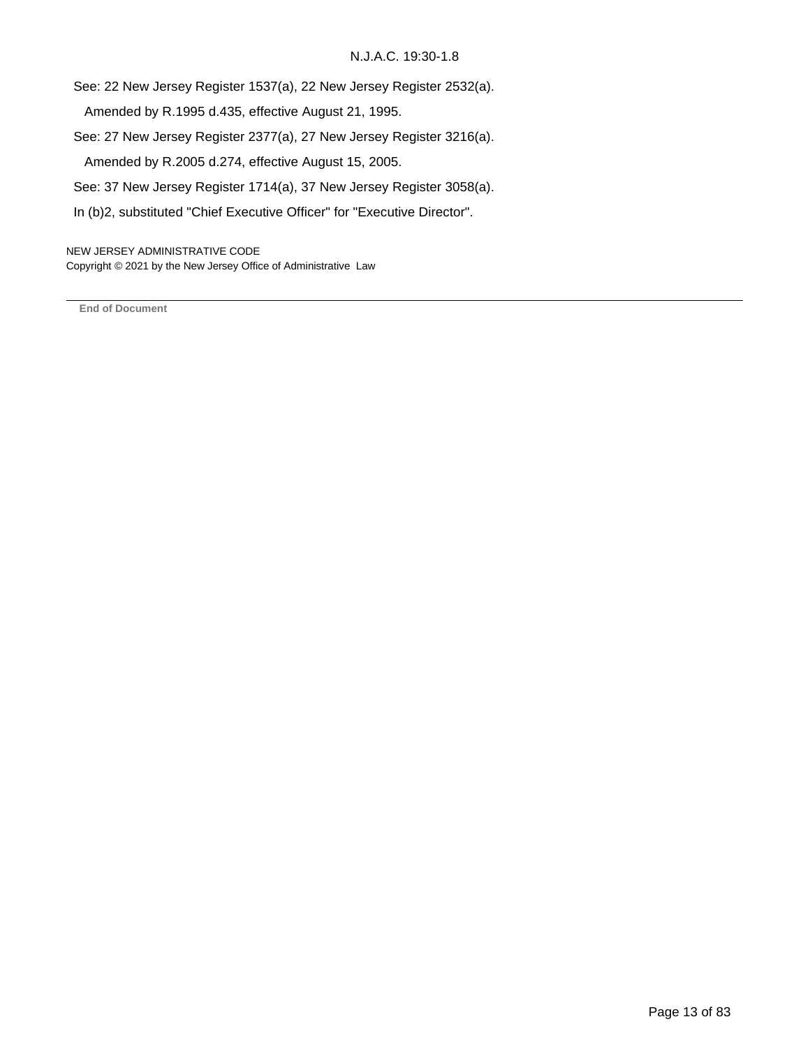See: 22 New Jersey Register 1537(a), 22 New Jersey Register 2532(a).

Amended by R.1995 d.435, effective August 21, 1995.

See: 27 New Jersey Register 2377(a), 27 New Jersey Register 3216(a).

Amended by R.2005 d.274, effective August 15, 2005.

See: 37 New Jersey Register 1714(a), 37 New Jersey Register 3058(a).

In (b)2, substituted "Chief Executive Officer" for "Executive Director".

NEW JERSEY ADMINISTRATIVE CODE
Copyright © 2021 by the New Jersey Office of Administrative Law

---

**End of Document**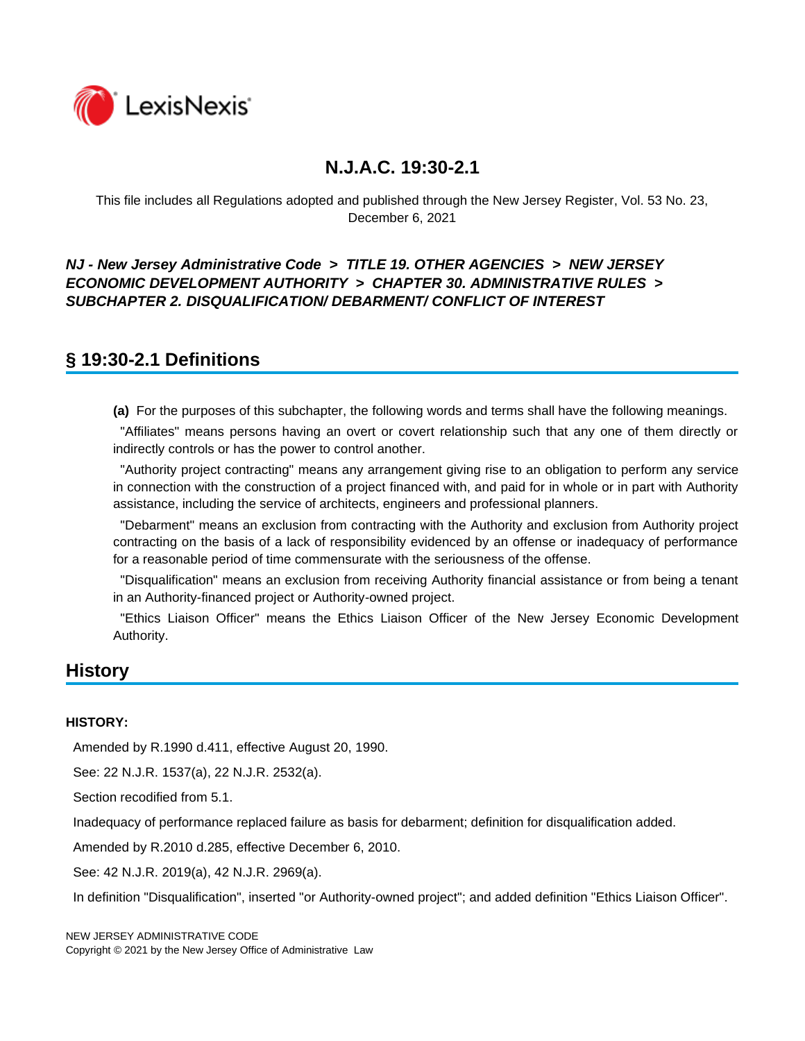# N.J.A.C. 19:30-2.1

This file includes all Regulations adopted and published through the New Jersey Register, Vol. 53 No. 23, December 6, 2021

***NJ - New Jersey Administrative Code > TITLE 19. OTHER AGENCIES > NEW JERSEY ECONOMIC DEVELOPMENT AUTHORITY > CHAPTER 30. ADMINISTRATIVE RULES > SUBCHAPTER 2. DISQUALIFICATION/ DEBARMENT/ CONFLICT OF INTEREST***

## § 19:30-2.1 Definitions

**(a)** For the purposes of this subchapter, the following words and terms shall have the following meanings.

"Affiliates" means persons having an overt or covert relationship such that any one of them directly or indirectly controls or has the power to control another.

"Authority project contracting" means any arrangement giving rise to an obligation to perform any service in connection with the construction of a project financed with, and paid for in whole or in part with Authority assistance, including the service of architects, engineers and professional planners.

"Debarment" means an exclusion from contracting with the Authority and exclusion from Authority project contracting on the basis of a lack of responsibility evidenced by an offense or inadequacy of performance for a reasonable period of time commensurate with the seriousness of the offense.

"Disqualification" means an exclusion from receiving Authority financial assistance or from being a tenant in an Authority-financed project or Authority-owned project.

"Ethics Liaison Officer" means the Ethics Liaison Officer of the New Jersey Economic Development Authority.

## History

**HISTORY:**

Amended by R.1990 d.411, effective August 20, 1990.

See: 22 N.J.R. 1537(a), 22 N.J.R. 2532(a).

Section recodified from 5.1.

Inadequacy of performance replaced failure as basis for debarment; definition for disqualification added.

Amended by R.2010 d.285, effective December 6, 2010.

See: 42 N.J.R. 2019(a), 42 N.J.R. 2969(a).

In definition "Disqualification", inserted "or Authority-owned project"; and added definition "Ethics Liaison Officer".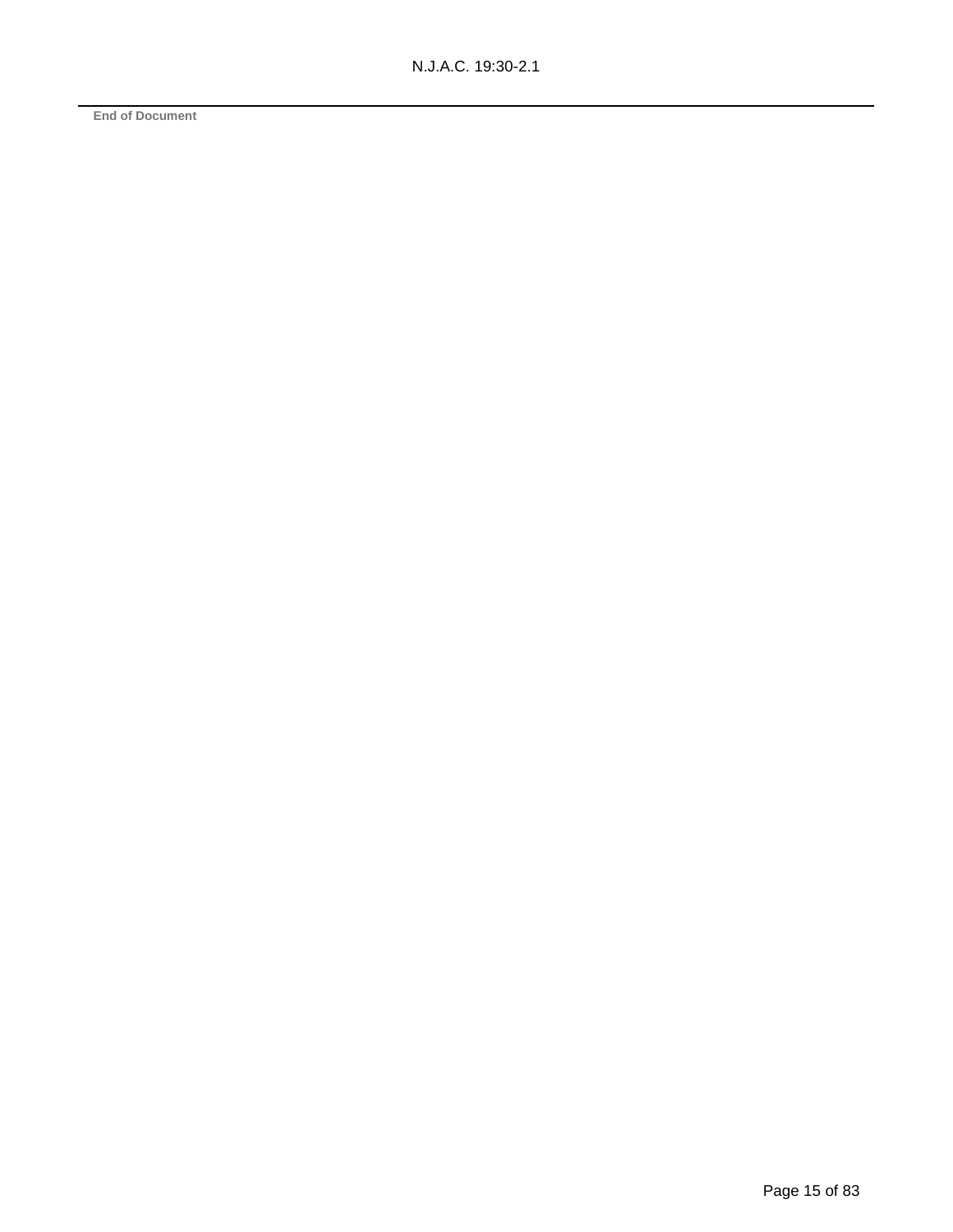End of Document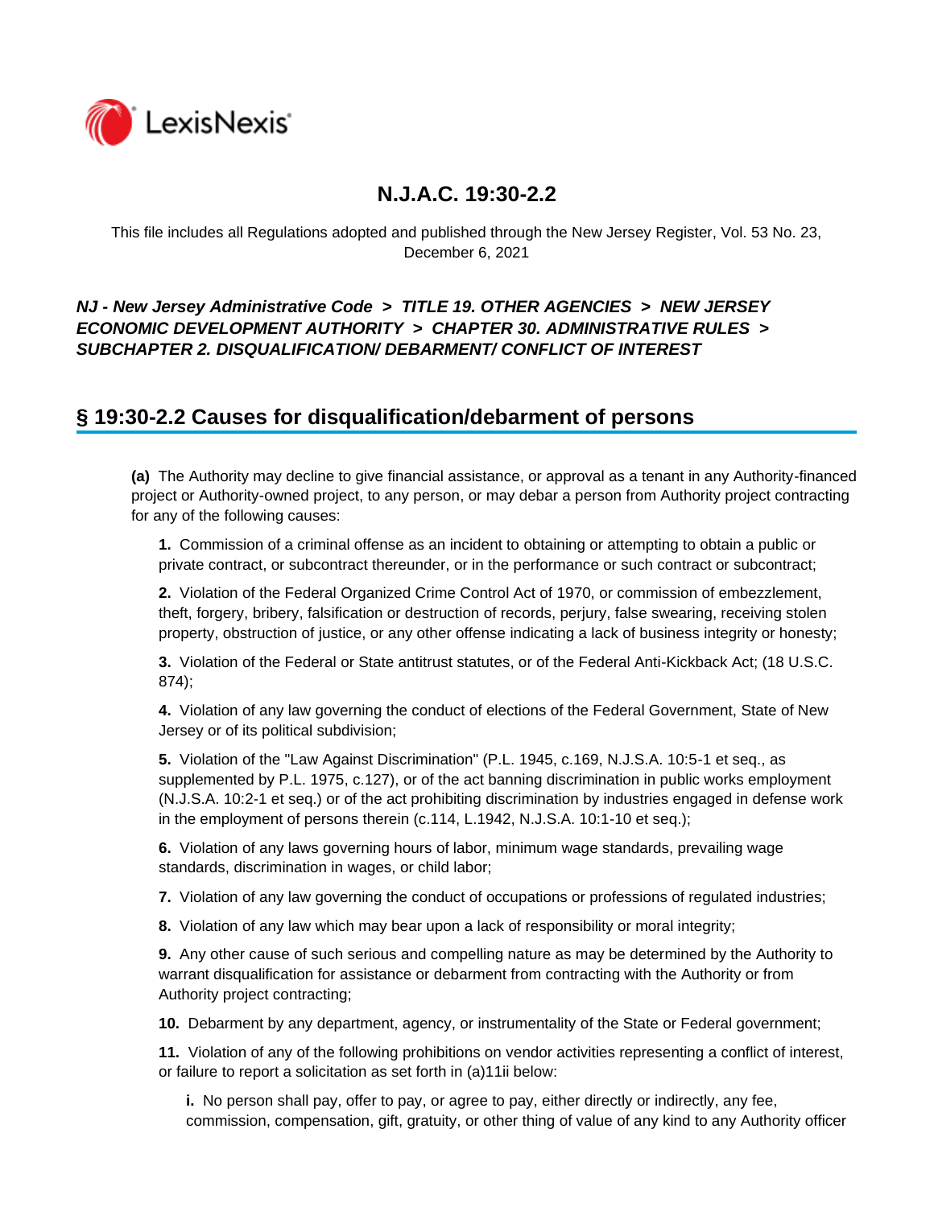# N.J.A.C. 19:30-2.2

This file includes all Regulations adopted and published through the New Jersey Register, Vol. 53 No. 23, December 6, 2021

***NJ - New Jersey Administrative Code > TITLE 19. OTHER AGENCIES > NEW JERSEY ECONOMIC DEVELOPMENT AUTHORITY > CHAPTER 30. ADMINISTRATIVE RULES > SUBCHAPTER 2. DISQUALIFICATION/ DEBARMENT/ CONFLICT OF INTEREST***

## § 19:30-2.2 Causes for disqualification/debarment of persons

**(a)** The Authority may decline to give financial assistance, or approval as a tenant in any Authority-financed project or Authority-owned project, to any person, or may debar a person from Authority project contracting for any of the following causes:

**1.** Commission of a criminal offense as an incident to obtaining or attempting to obtain a public or private contract, or subcontract thereunder, or in the performance or such contract or subcontract;

**2.** Violation of the Federal Organized Crime Control Act of 1970, or commission of embezzlement, theft, forgery, bribery, falsification or destruction of records, perjury, false swearing, receiving stolen property, obstruction of justice, or any other offense indicating a lack of business integrity or honesty;

**3.** Violation of the Federal or State antitrust statutes, or of the Federal Anti-Kickback Act; (18 U.S.C. 874);

**4.** Violation of any law governing the conduct of elections of the Federal Government, State of New Jersey or of its political subdivision;

**5.** Violation of the "Law Against Discrimination" (P.L. 1945, c.169, N.J.S.A. 10:5-1 et seq., as supplemented by P.L. 1975, c.127), or of the act banning discrimination in public works employment (N.J.S.A. 10:2-1 et seq.) or of the act prohibiting discrimination by industries engaged in defense work in the employment of persons therein (c.114, L.1942, N.J.S.A. 10:1-10 et seq.);

**6.** Violation of any laws governing hours of labor, minimum wage standards, prevailing wage standards, discrimination in wages, or child labor;

**7.** Violation of any law governing the conduct of occupations or professions of regulated industries;

**8.** Violation of any law which may bear upon a lack of responsibility or moral integrity;

**9.** Any other cause of such serious and compelling nature as may be determined by the Authority to warrant disqualification for assistance or debarment from contracting with the Authority or from Authority project contracting;

**10.** Debarment by any department, agency, or instrumentality of the State or Federal government;

**11.** Violation of any of the following prohibitions on vendor activities representing a conflict of interest, or failure to report a solicitation as set forth in (a)11ii below:

**i.** No person shall pay, offer to pay, or agree to pay, either directly or indirectly, any fee, commission, compensation, gift, gratuity, or other thing of value of any kind to any Authority officer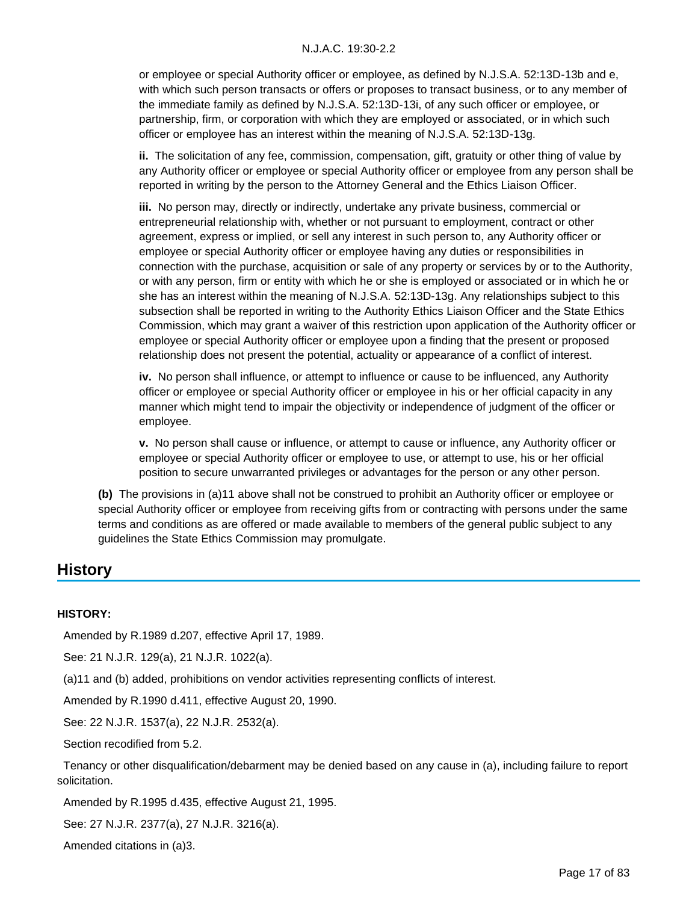or employee or special Authority officer or employee, as defined by N.J.S.A. 52:13D-13b and e, with which such person transacts or offers or proposes to transact business, or to any member of the immediate family as defined by N.J.S.A. 52:13D-13i, of any such officer or employee, or partnership, firm, or corporation with which they are employed or associated, or in which such officer or employee has an interest within the meaning of N.J.S.A. 52:13D-13g.

**ii.** The solicitation of any fee, commission, compensation, gift, gratuity or other thing of value by any Authority officer or employee or special Authority officer or employee from any person shall be reported in writing by the person to the Attorney General and the Ethics Liaison Officer.

**iii.** No person may, directly or indirectly, undertake any private business, commercial or entrepreneurial relationship with, whether or not pursuant to employment, contract or other agreement, express or implied, or sell any interest in such person to, any Authority officer or employee or special Authority officer or employee having any duties or responsibilities in connection with the purchase, acquisition or sale of any property or services by or to the Authority, or with any person, firm or entity with which he or she is employed or associated or in which he or she has an interest within the meaning of N.J.S.A. 52:13D-13g. Any relationships subject to this subsection shall be reported in writing to the Authority Ethics Liaison Officer and the State Ethics Commission, which may grant a waiver of this restriction upon application of the Authority officer or employee or special Authority officer or employee upon a finding that the present or proposed relationship does not present the potential, actuality or appearance of a conflict of interest.

**iv.** No person shall influence, or attempt to influence or cause to be influenced, any Authority officer or employee or special Authority officer or employee in his or her official capacity in any manner which might tend to impair the objectivity or independence of judgment of the officer or employee.

**v.** No person shall cause or influence, or attempt to cause or influence, any Authority officer or employee or special Authority officer or employee to use, or attempt to use, his or her official position to secure unwarranted privileges or advantages for the person or any other person.

**(b)** The provisions in (a)11 above shall not be construed to prohibit an Authority officer or employee or special Authority officer or employee from receiving gifts from or contracting with persons under the same terms and conditions as are offered or made available to members of the general public subject to any guidelines the State Ethics Commission may promulgate.

## History

**HISTORY:**

Amended by R.1989 d.207, effective April 17, 1989.

See: 21 N.J.R. 129(a), 21 N.J.R. 1022(a).

(a)11 and (b) added, prohibitions on vendor activities representing conflicts of interest.

Amended by R.1990 d.411, effective August 20, 1990.

See: 22 N.J.R. 1537(a), 22 N.J.R. 2532(a).

Section recodified from 5.2.

Tenancy or other disqualification/debarment may be denied based on any cause in (a), including failure to report solicitation.

Amended by R.1995 d.435, effective August 21, 1995.

See: 27 N.J.R. 2377(a), 27 N.J.R. 3216(a).

Amended citations in (a)3.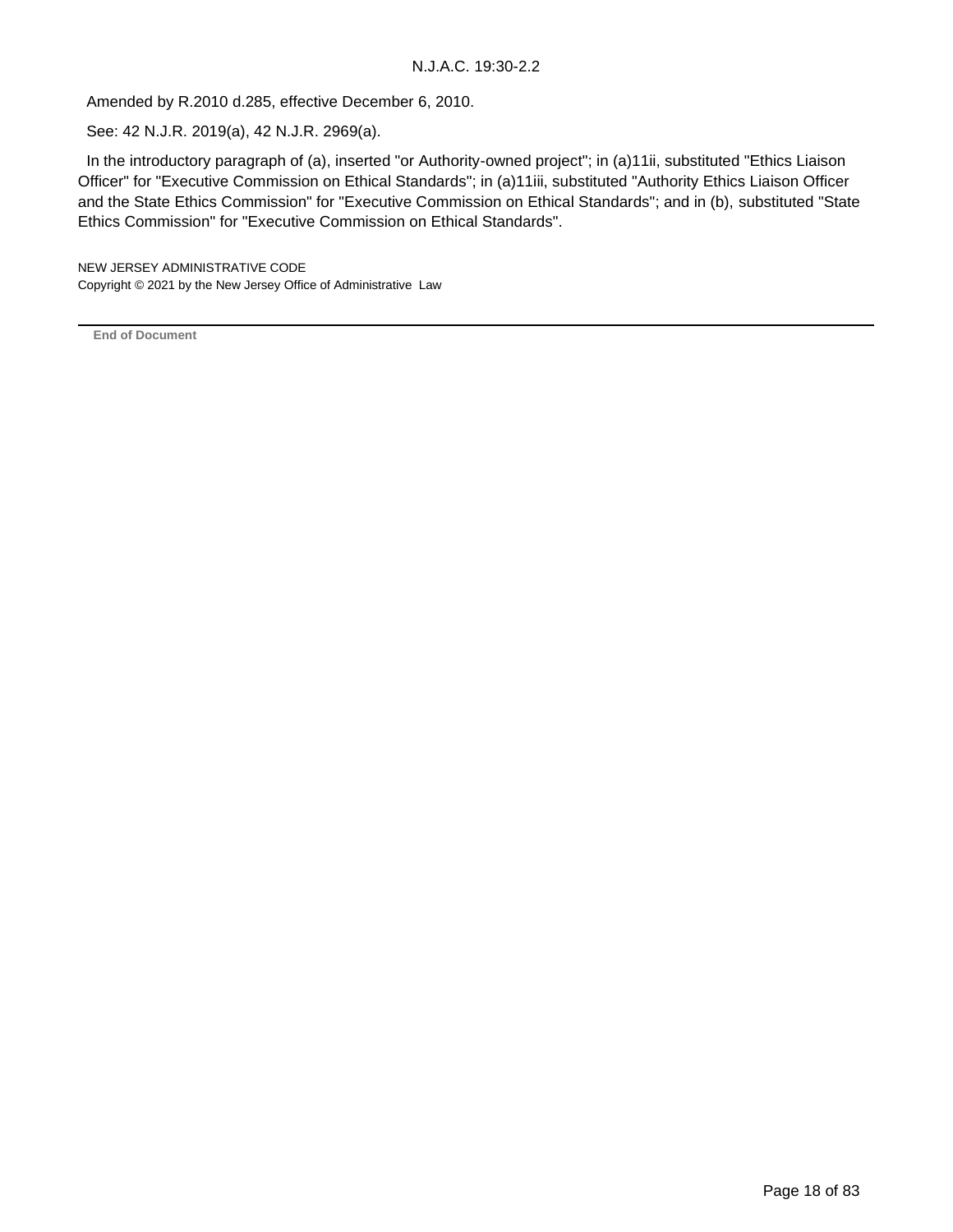Amended by R.2010 d.285, effective December 6, 2010.

See: 42 N.J.R. 2019(a), 42 N.J.R. 2969(a).

In the introductory paragraph of (a), inserted "or Authority-owned project"; in (a)11ii, substituted "Ethics Liaison Officer" for "Executive Commission on Ethical Standards"; in (a)11iii, substituted "Authority Ethics Liaison Officer and the State Ethics Commission" for "Executive Commission on Ethical Standards"; and in (b), substituted "State Ethics Commission" for "Executive Commission on Ethical Standards".

NEW JERSEY ADMINISTRATIVE CODE
Copyright © 2021 by the New Jersey Office of Administrative Law

**End of Document**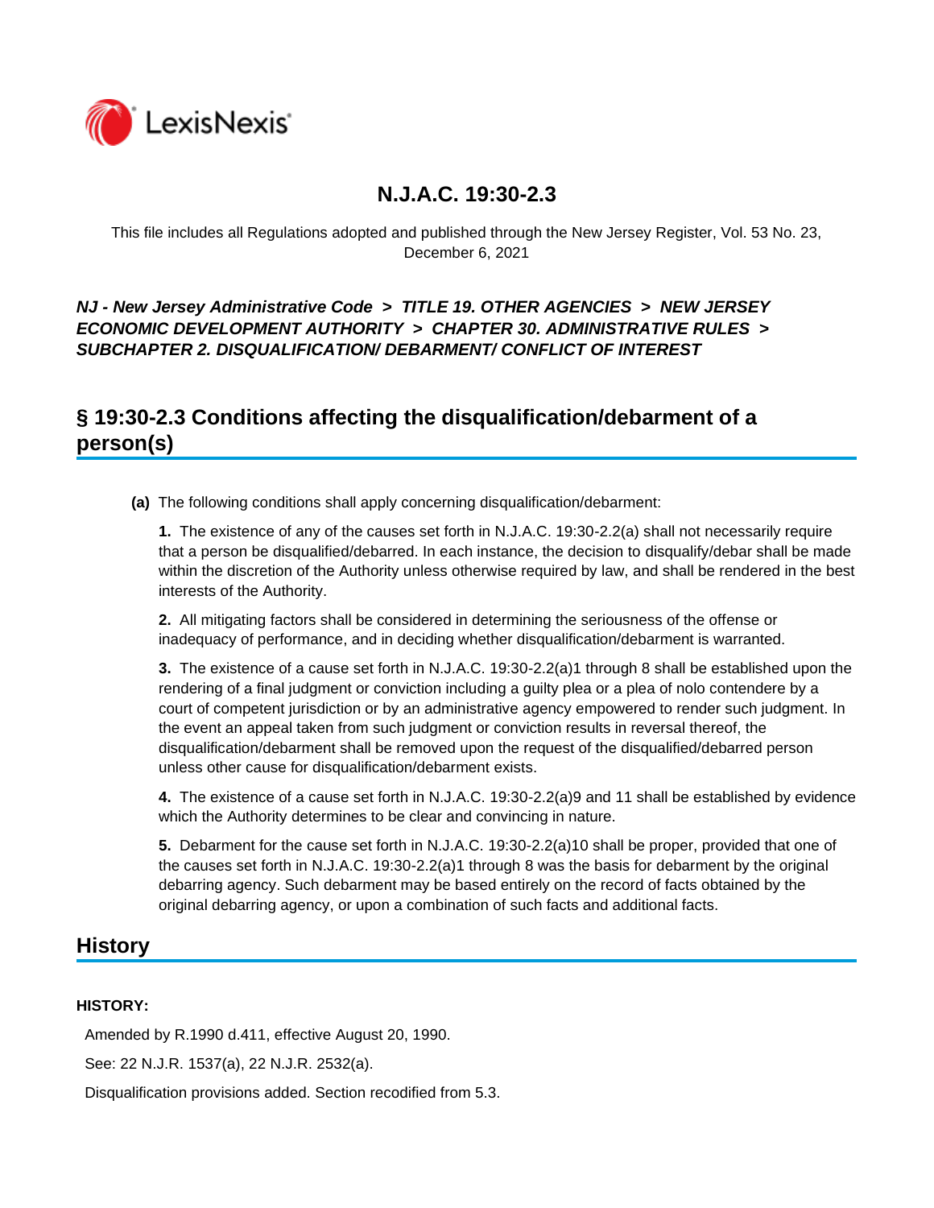# N.J.A.C. 19:30-2.3

This file includes all Regulations adopted and published through the New Jersey Register, Vol. 53 No. 23, December 6, 2021

***NJ - New Jersey Administrative Code > TITLE 19. OTHER AGENCIES > NEW JERSEY ECONOMIC DEVELOPMENT AUTHORITY > CHAPTER 30. ADMINISTRATIVE RULES > SUBCHAPTER 2. DISQUALIFICATION/ DEBARMENT/ CONFLICT OF INTEREST***

## § 19:30-2.3 Conditions affecting the disqualification/debarment of a person(s)

**(a)** The following conditions shall apply concerning disqualification/debarment:

**1.** The existence of any of the causes set forth in N.J.A.C. 19:30-2.2(a) shall not necessarily require that a person be disqualified/debarred. In each instance, the decision to disqualify/debar shall be made within the discretion of the Authority unless otherwise required by law, and shall be rendered in the best interests of the Authority.

**2.** All mitigating factors shall be considered in determining the seriousness of the offense or inadequacy of performance, and in deciding whether disqualification/debarment is warranted.

**3.** The existence of a cause set forth in N.J.A.C. 19:30-2.2(a)1 through 8 shall be established upon the rendering of a final judgment or conviction including a guilty plea or a plea of nolo contendere by a court of competent jurisdiction or by an administrative agency empowered to render such judgment. In the event an appeal taken from such judgment or conviction results in reversal thereof, the disqualification/debarment shall be removed upon the request of the disqualified/debarred person unless other cause for disqualification/debarment exists.

**4.** The existence of a cause set forth in N.J.A.C. 19:30-2.2(a)9 and 11 shall be established by evidence which the Authority determines to be clear and convincing in nature.

**5.** Debarment for the cause set forth in N.J.A.C. 19:30-2.2(a)10 shall be proper, provided that one of the causes set forth in N.J.A.C. 19:30-2.2(a)1 through 8 was the basis for debarment by the original debarring agency. Such debarment may be based entirely on the record of facts obtained by the original debarring agency, or upon a combination of such facts and additional facts.

## History

**HISTORY:**

Amended by R.1990 d.411, effective August 20, 1990.

See: 22 N.J.R. 1537(a), 22 N.J.R. 2532(a).

Disqualification provisions added. Section recodified from 5.3.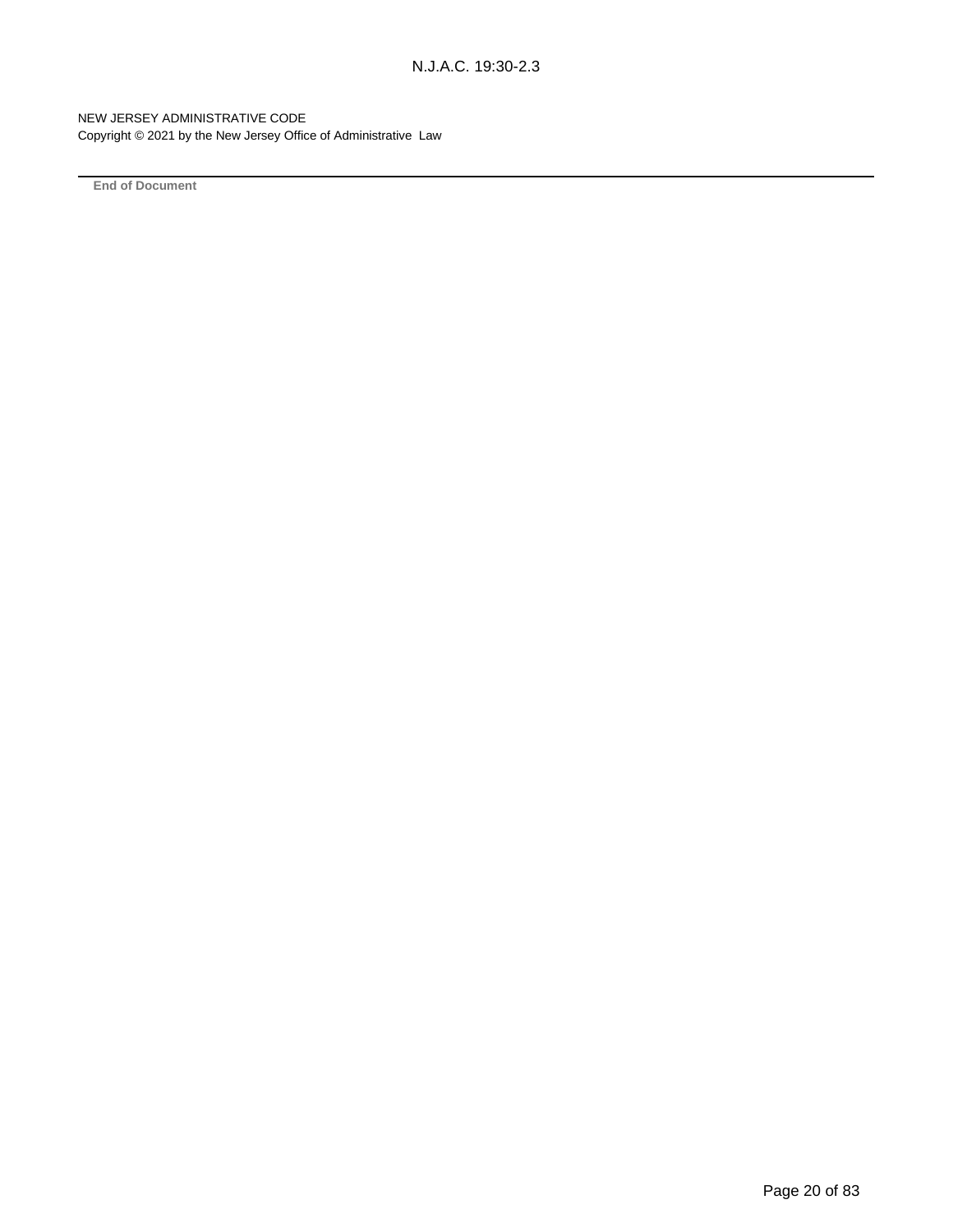NEW JERSEY ADMINISTRATIVE CODE
Copyright © 2021 by the New Jersey Office of Administrative Law

---

**End of Document**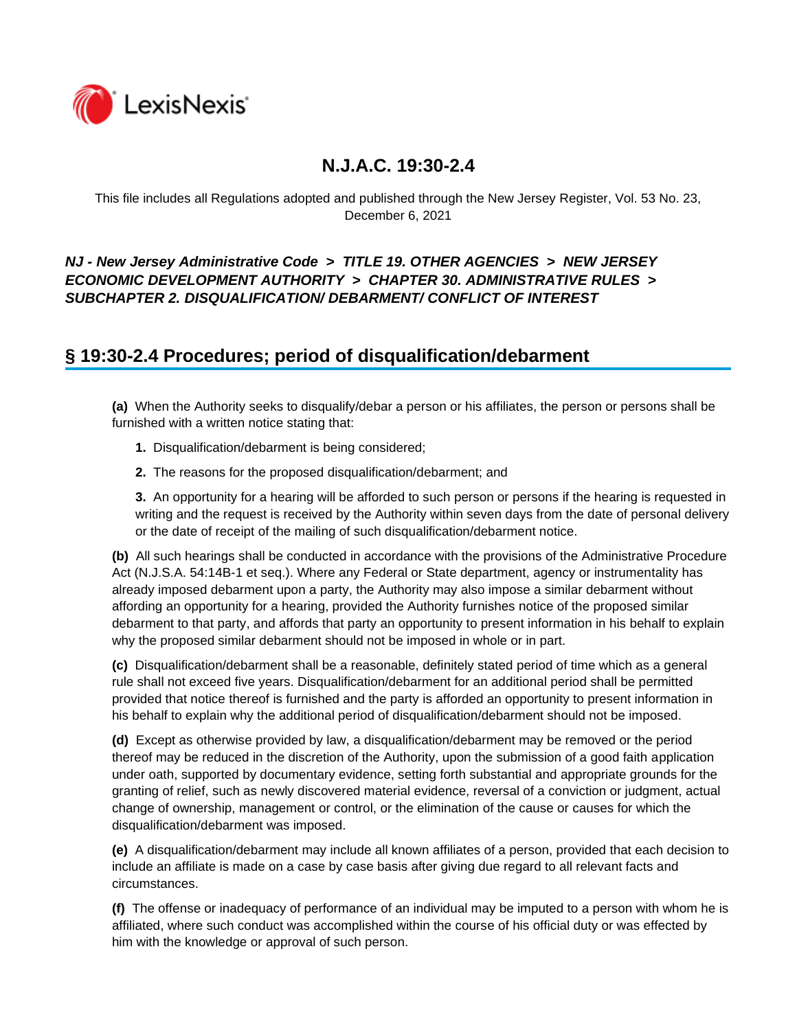# N.J.A.C. 19:30-2.4

This file includes all Regulations adopted and published through the New Jersey Register, Vol. 53 No. 23, December 6, 2021

***NJ - New Jersey Administrative Code > TITLE 19. OTHER AGENCIES > NEW JERSEY ECONOMIC DEVELOPMENT AUTHORITY > CHAPTER 30. ADMINISTRATIVE RULES > SUBCHAPTER 2. DISQUALIFICATION/ DEBARMENT/ CONFLICT OF INTEREST***

## § 19:30-2.4 Procedures; period of disqualification/debarment

**(a)** When the Authority seeks to disqualify/debar a person or his affiliates, the person or persons shall be furnished with a written notice stating that:

**1.** Disqualification/debarment is being considered;

**2.** The reasons for the proposed disqualification/debarment; and

**3.** An opportunity for a hearing will be afforded to such person or persons if the hearing is requested in writing and the request is received by the Authority within seven days from the date of personal delivery or the date of receipt of the mailing of such disqualification/debarment notice.

**(b)** All such hearings shall be conducted in accordance with the provisions of the Administrative Procedure Act (N.J.S.A. 54:14B-1 et seq.). Where any Federal or State department, agency or instrumentality has already imposed debarment upon a party, the Authority may also impose a similar debarment without affording an opportunity for a hearing, provided the Authority furnishes notice of the proposed similar debarment to that party, and affords that party an opportunity to present information in his behalf to explain why the proposed similar debarment should not be imposed in whole or in part.

**(c)** Disqualification/debarment shall be a reasonable, definitely stated period of time which as a general rule shall not exceed five years. Disqualification/debarment for an additional period shall be permitted provided that notice thereof is furnished and the party is afforded an opportunity to present information in his behalf to explain why the additional period of disqualification/debarment should not be imposed.

**(d)** Except as otherwise provided by law, a disqualification/debarment may be removed or the period thereof may be reduced in the discretion of the Authority, upon the submission of a good faith application under oath, supported by documentary evidence, setting forth substantial and appropriate grounds for the granting of relief, such as newly discovered material evidence, reversal of a conviction or judgment, actual change of ownership, management or control, or the elimination of the cause or causes for which the disqualification/debarment was imposed.

**(e)** A disqualification/debarment may include all known affiliates of a person, provided that each decision to include an affiliate is made on a case by case basis after giving due regard to all relevant facts and circumstances.

**(f)** The offense or inadequacy of performance of an individual may be imputed to a person with whom he is affiliated, where such conduct was accomplished within the course of his official duty or was effected by him with the knowledge or approval of such person.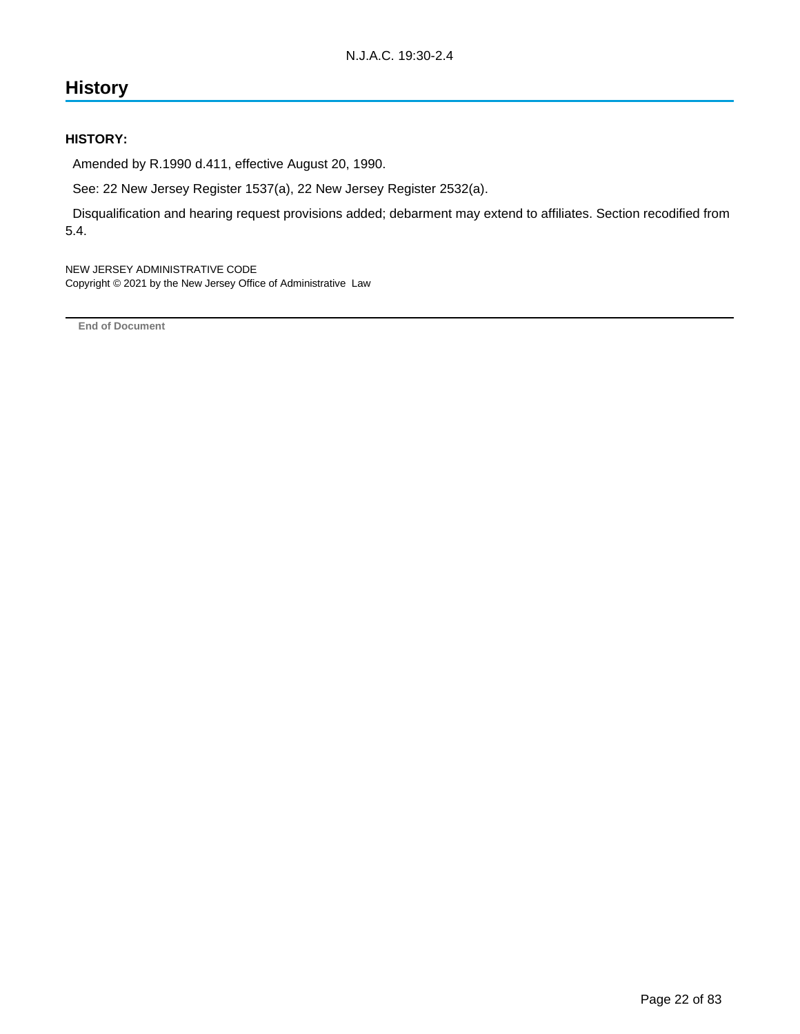## History

**HISTORY:**

Amended by R.1990 d.411, effective August 20, 1990.

See: 22 New Jersey Register 1537(a), 22 New Jersey Register 2532(a).

Disqualification and hearing request provisions added; debarment may extend to affiliates. Section recodified from 5.4.

NEW JERSEY ADMINISTRATIVE CODE
Copyright © 2021 by the New Jersey Office of Administrative Law

End of Document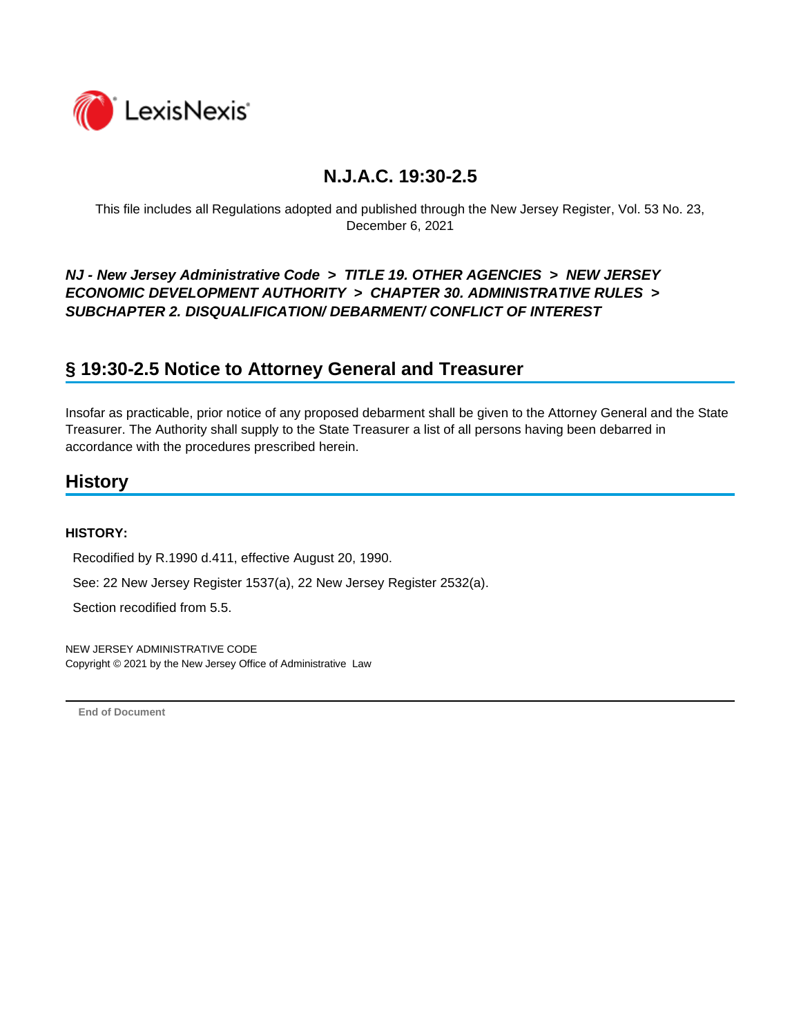# N.J.A.C. 19:30-2.5

This file includes all Regulations adopted and published through the New Jersey Register, Vol. 53 No. 23, December 6, 2021

***NJ - New Jersey Administrative Code > TITLE 19. OTHER AGENCIES > NEW JERSEY ECONOMIC DEVELOPMENT AUTHORITY > CHAPTER 30. ADMINISTRATIVE RULES > SUBCHAPTER 2. DISQUALIFICATION/ DEBARMENT/ CONFLICT OF INTEREST***

## § 19:30-2.5 Notice to Attorney General and Treasurer

Insofar as practicable, prior notice of any proposed debarment shall be given to the Attorney General and the State Treasurer. The Authority shall supply to the State Treasurer a list of all persons having been debarred in accordance with the procedures prescribed herein.

## History

**HISTORY:**

Recodified by R.1990 d.411, effective August 20, 1990.

See: 22 New Jersey Register 1537(a), 22 New Jersey Register 2532(a).

Section recodified from 5.5.

NEW JERSEY ADMINISTRATIVE CODE
Copyright © 2021 by the New Jersey Office of Administrative Law

**End of Document**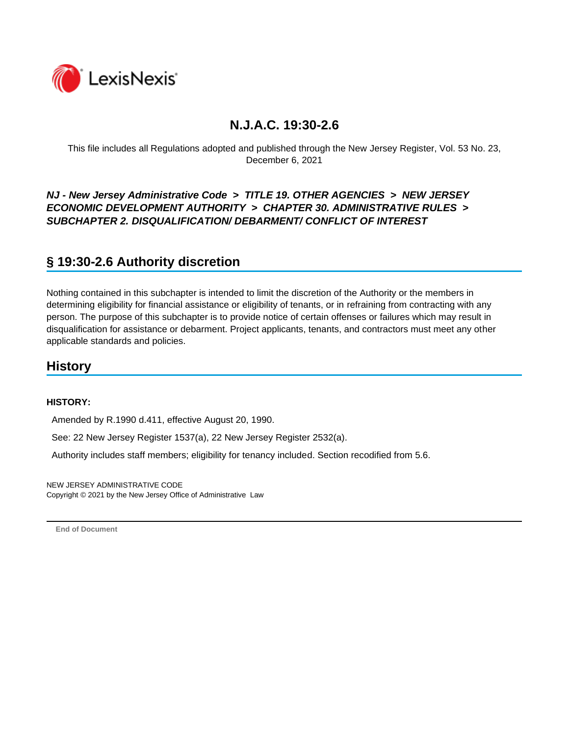# N.J.A.C. 19:30-2.6

This file includes all Regulations adopted and published through the New Jersey Register, Vol. 53 No. 23, December 6, 2021

***NJ - New Jersey Administrative Code > TITLE 19. OTHER AGENCIES > NEW JERSEY ECONOMIC DEVELOPMENT AUTHORITY > CHAPTER 30. ADMINISTRATIVE RULES > SUBCHAPTER 2. DISQUALIFICATION/ DEBARMENT/ CONFLICT OF INTEREST***

## § 19:30-2.6 Authority discretion

Nothing contained in this subchapter is intended to limit the discretion of the Authority or the members in determining eligibility for financial assistance or eligibility of tenants, or in refraining from contracting with any person. The purpose of this subchapter is to provide notice of certain offenses or failures which may result in disqualification for assistance or debarment. Project applicants, tenants, and contractors must meet any other applicable standards and policies.

## History

**HISTORY:**

Amended by R.1990 d.411, effective August 20, 1990.

See: 22 New Jersey Register 1537(a), 22 New Jersey Register 2532(a).

Authority includes staff members; eligibility for tenancy included. Section recodified from 5.6.

NEW JERSEY ADMINISTRATIVE CODE
Copyright © 2021 by the New Jersey Office of Administrative Law

**End of Document**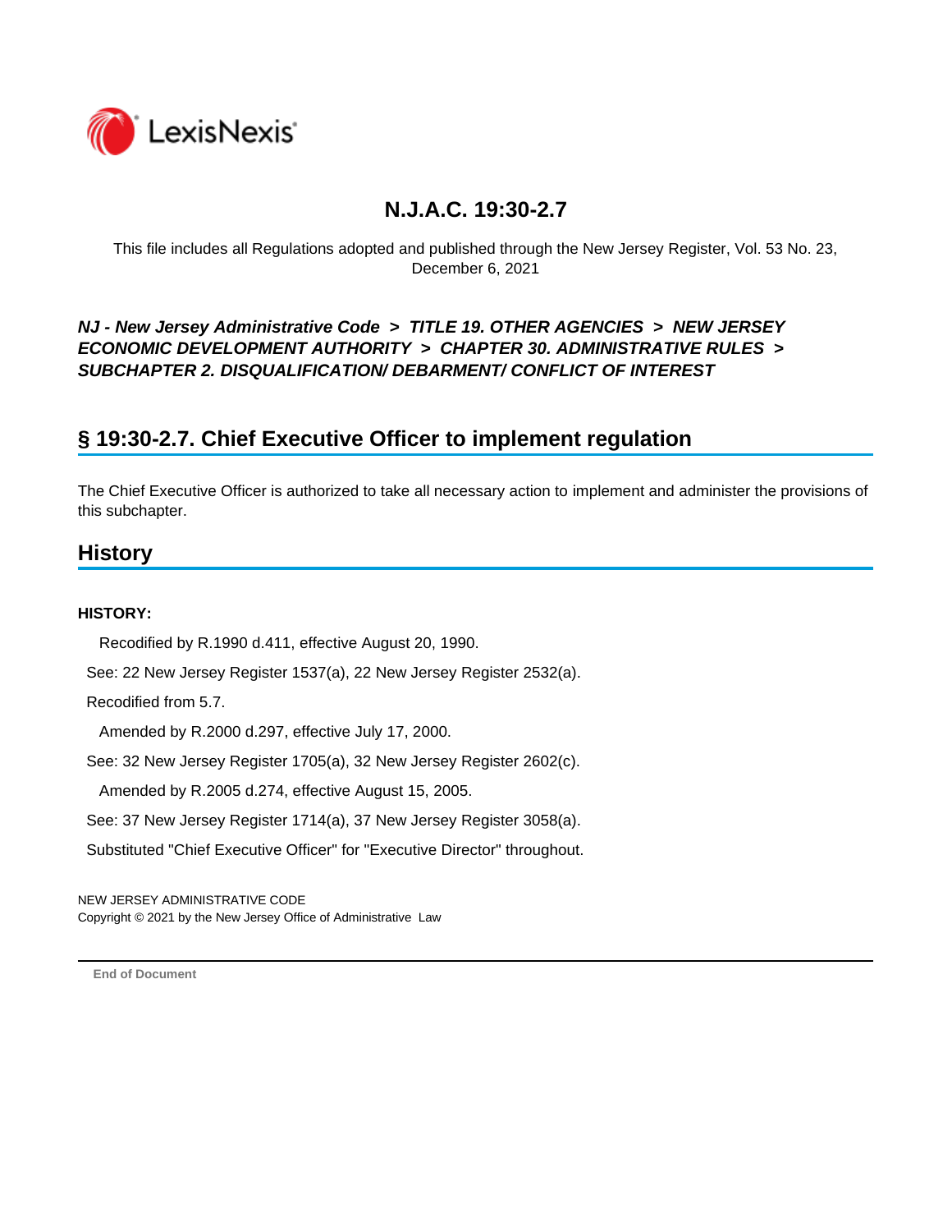# N.J.A.C. 19:30-2.7

This file includes all Regulations adopted and published through the New Jersey Register, Vol. 53 No. 23, December 6, 2021

***NJ - New Jersey Administrative Code > TITLE 19. OTHER AGENCIES > NEW JERSEY ECONOMIC DEVELOPMENT AUTHORITY > CHAPTER 30. ADMINISTRATIVE RULES > SUBCHAPTER 2. DISQUALIFICATION/ DEBARMENT/ CONFLICT OF INTEREST***

## § 19:30-2.7. Chief Executive Officer to implement regulation

The Chief Executive Officer is authorized to take all necessary action to implement and administer the provisions of this subchapter.

## History

**HISTORY:**

Recodified by R.1990 d.411, effective August 20, 1990.

See: 22 New Jersey Register 1537(a), 22 New Jersey Register 2532(a).

Recodified from 5.7.

Amended by R.2000 d.297, effective July 17, 2000.

See: 32 New Jersey Register 1705(a), 32 New Jersey Register 2602(c).

Amended by R.2005 d.274, effective August 15, 2005.

See: 37 New Jersey Register 1714(a), 37 New Jersey Register 3058(a).

Substituted "Chief Executive Officer" for "Executive Director" throughout.

NEW JERSEY ADMINISTRATIVE CODE
Copyright © 2021 by the New Jersey Office of Administrative Law

End of Document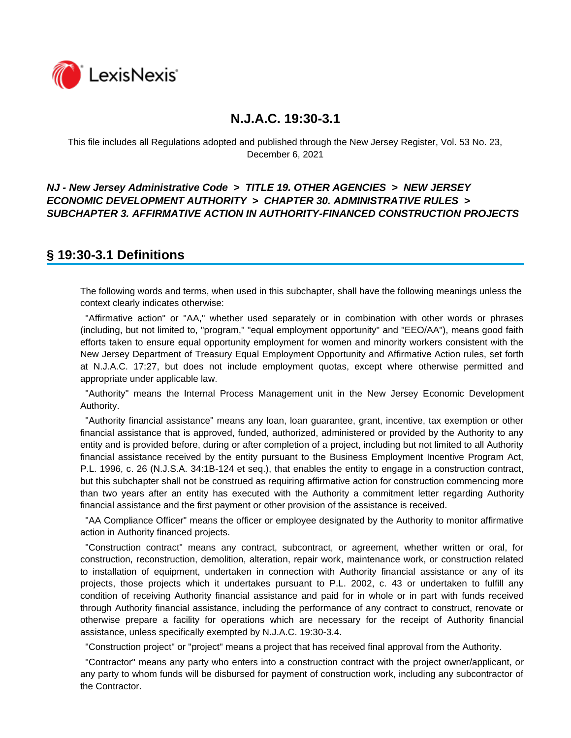# N.J.A.C. 19:30-3.1

This file includes all Regulations adopted and published through the New Jersey Register, Vol. 53 No. 23, December 6, 2021

***NJ - New Jersey Administrative Code > TITLE 19. OTHER AGENCIES > NEW JERSEY ECONOMIC DEVELOPMENT AUTHORITY > CHAPTER 30. ADMINISTRATIVE RULES > SUBCHAPTER 3. AFFIRMATIVE ACTION IN AUTHORITY-FINANCED CONSTRUCTION PROJECTS***

## § 19:30-3.1 Definitions

The following words and terms, when used in this subchapter, shall have the following meanings unless the context clearly indicates otherwise:

"Affirmative action" or "AA," whether used separately or in combination with other words or phrases (including, but not limited to, "program," "equal employment opportunity" and "EEO/AA"), means good faith efforts taken to ensure equal opportunity employment for women and minority workers consistent with the New Jersey Department of Treasury Equal Employment Opportunity and Affirmative Action rules, set forth at N.J.A.C. 17:27, but does not include employment quotas, except where otherwise permitted and appropriate under applicable law.

"Authority" means the Internal Process Management unit in the New Jersey Economic Development Authority.

"Authority financial assistance" means any loan, loan guarantee, grant, incentive, tax exemption or other financial assistance that is approved, funded, authorized, administered or provided by the Authority to any entity and is provided before, during or after completion of a project, including but not limited to all Authority financial assistance received by the entity pursuant to the Business Employment Incentive Program Act, P.L. 1996, c. 26 (N.J.S.A. 34:1B-124 et seq.), that enables the entity to engage in a construction contract, but this subchapter shall not be construed as requiring affirmative action for construction commencing more than two years after an entity has executed with the Authority a commitment letter regarding Authority financial assistance and the first payment or other provision of the assistance is received.

"AA Compliance Officer" means the officer or employee designated by the Authority to monitor affirmative action in Authority financed projects.

"Construction contract" means any contract, subcontract, or agreement, whether written or oral, for construction, reconstruction, demolition, alteration, repair work, maintenance work, or construction related to installation of equipment, undertaken in connection with Authority financial assistance or any of its projects, those projects which it undertakes pursuant to P.L. 2002, c. 43 or undertaken to fulfill any condition of receiving Authority financial assistance and paid for in whole or in part with funds received through Authority financial assistance, including the performance of any contract to construct, renovate or otherwise prepare a facility for operations which are necessary for the receipt of Authority financial assistance, unless specifically exempted by N.J.A.C. 19:30-3.4.

"Construction project" or "project" means a project that has received final approval from the Authority.

"Contractor" means any party who enters into a construction contract with the project owner/applicant, or any party to whom funds will be disbursed for payment of construction work, including any subcontractor of the Contractor.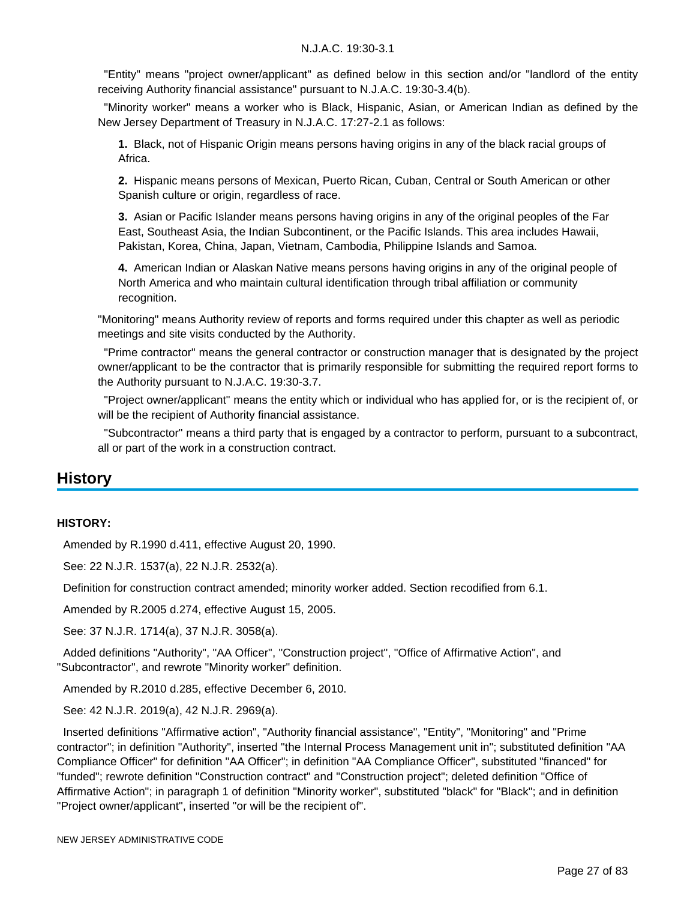"Entity" means "project owner/applicant" as defined below in this section and/or "landlord of the entity receiving Authority financial assistance" pursuant to N.J.A.C. 19:30-3.4(b).

"Minority worker" means a worker who is Black, Hispanic, Asian, or American Indian as defined by the New Jersey Department of Treasury in N.J.A.C. 17:27-2.1 as follows:

**1.** Black, not of Hispanic Origin means persons having origins in any of the black racial groups of Africa.

**2.** Hispanic means persons of Mexican, Puerto Rican, Cuban, Central or South American or other Spanish culture or origin, regardless of race.

**3.** Asian or Pacific Islander means persons having origins in any of the original peoples of the Far East, Southeast Asia, the Indian Subcontinent, or the Pacific Islands. This area includes Hawaii, Pakistan, Korea, China, Japan, Vietnam, Cambodia, Philippine Islands and Samoa.

**4.** American Indian or Alaskan Native means persons having origins in any of the original people of North America and who maintain cultural identification through tribal affiliation or community recognition.

"Monitoring" means Authority review of reports and forms required under this chapter as well as periodic meetings and site visits conducted by the Authority.

"Prime contractor" means the general contractor or construction manager that is designated by the project owner/applicant to be the contractor that is primarily responsible for submitting the required report forms to the Authority pursuant to N.J.A.C. 19:30-3.7.

"Project owner/applicant" means the entity which or individual who has applied for, or is the recipient of, or will be the recipient of Authority financial assistance.

"Subcontractor" means a third party that is engaged by a contractor to perform, pursuant to a subcontract, all or part of the work in a construction contract.

## History

**HISTORY:**

Amended by R.1990 d.411, effective August 20, 1990.

See: 22 N.J.R. 1537(a), 22 N.J.R. 2532(a).

Definition for construction contract amended; minority worker added. Section recodified from 6.1.

Amended by R.2005 d.274, effective August 15, 2005.

See: 37 N.J.R. 1714(a), 37 N.J.R. 3058(a).

Added definitions "Authority", "AA Officer", "Construction project", "Office of Affirmative Action", and "Subcontractor", and rewrote "Minority worker" definition.

Amended by R.2010 d.285, effective December 6, 2010.

See: 42 N.J.R. 2019(a), 42 N.J.R. 2969(a).

Inserted definitions "Affirmative action", "Authority financial assistance", "Entity", "Monitoring" and "Prime contractor"; in definition "Authority", inserted "the Internal Process Management unit in"; substituted definition "AA Compliance Officer" for definition "AA Officer"; in definition "AA Compliance Officer", substituted "financed" for "funded"; rewrote definition "Construction contract" and "Construction project"; deleted definition "Office of Affirmative Action"; in paragraph 1 of definition "Minority worker", substituted "black" for "Black"; and in definition "Project owner/applicant", inserted "or will be the recipient of".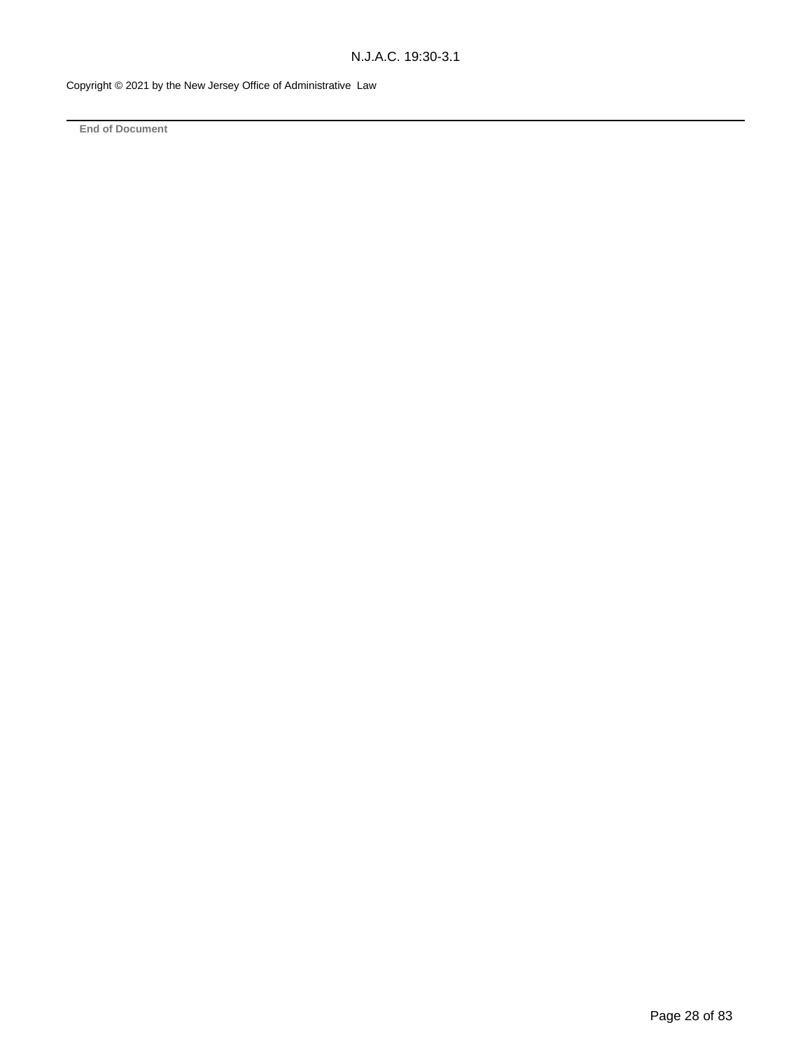Copyright © 2021 by the New Jersey Office of Administrative Law

---

**End of Document**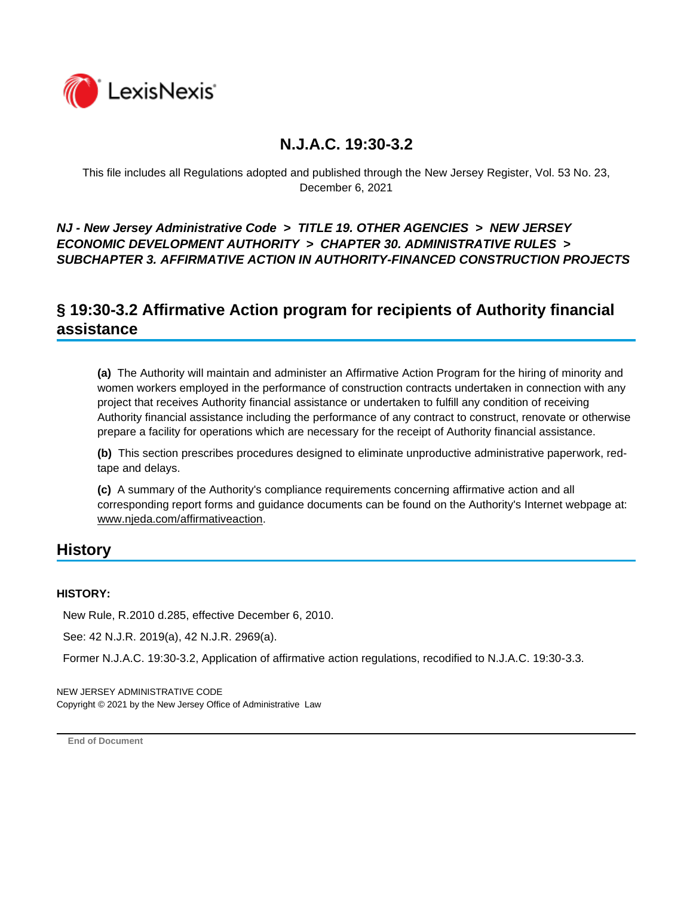# N.J.A.C. 19:30-3.2

This file includes all Regulations adopted and published through the New Jersey Register, Vol. 53 No. 23, December 6, 2021

***NJ - New Jersey Administrative Code > TITLE 19. OTHER AGENCIES > NEW JERSEY ECONOMIC DEVELOPMENT AUTHORITY > CHAPTER 30. ADMINISTRATIVE RULES > SUBCHAPTER 3. AFFIRMATIVE ACTION IN AUTHORITY-FINANCED CONSTRUCTION PROJECTS***

## § 19:30-3.2 Affirmative Action program for recipients of Authority financial assistance

**(a)** The Authority will maintain and administer an Affirmative Action Program for the hiring of minority and women workers employed in the performance of construction contracts undertaken in connection with any project that receives Authority financial assistance or undertaken to fulfill any condition of receiving Authority financial assistance including the performance of any contract to construct, renovate or otherwise prepare a facility for operations which are necessary for the receipt of Authority financial assistance.

**(b)** This section prescribes procedures designed to eliminate unproductive administrative paperwork, red-tape and delays.

**(c)** A summary of the Authority's compliance requirements concerning affirmative action and all corresponding report forms and guidance documents can be found on the Authority's Internet webpage at: www.njeda.com/affirmativeaction.

## History

**HISTORY:**

New Rule, R.2010 d.285, effective December 6, 2010.

See: 42 N.J.R. 2019(a), 42 N.J.R. 2969(a).

Former N.J.A.C. 19:30-3.2, Application of affirmative action regulations, recodified to N.J.A.C. 19:30-3.3.

NEW JERSEY ADMINISTRATIVE CODE
Copyright © 2021 by the New Jersey Office of Administrative Law

End of Document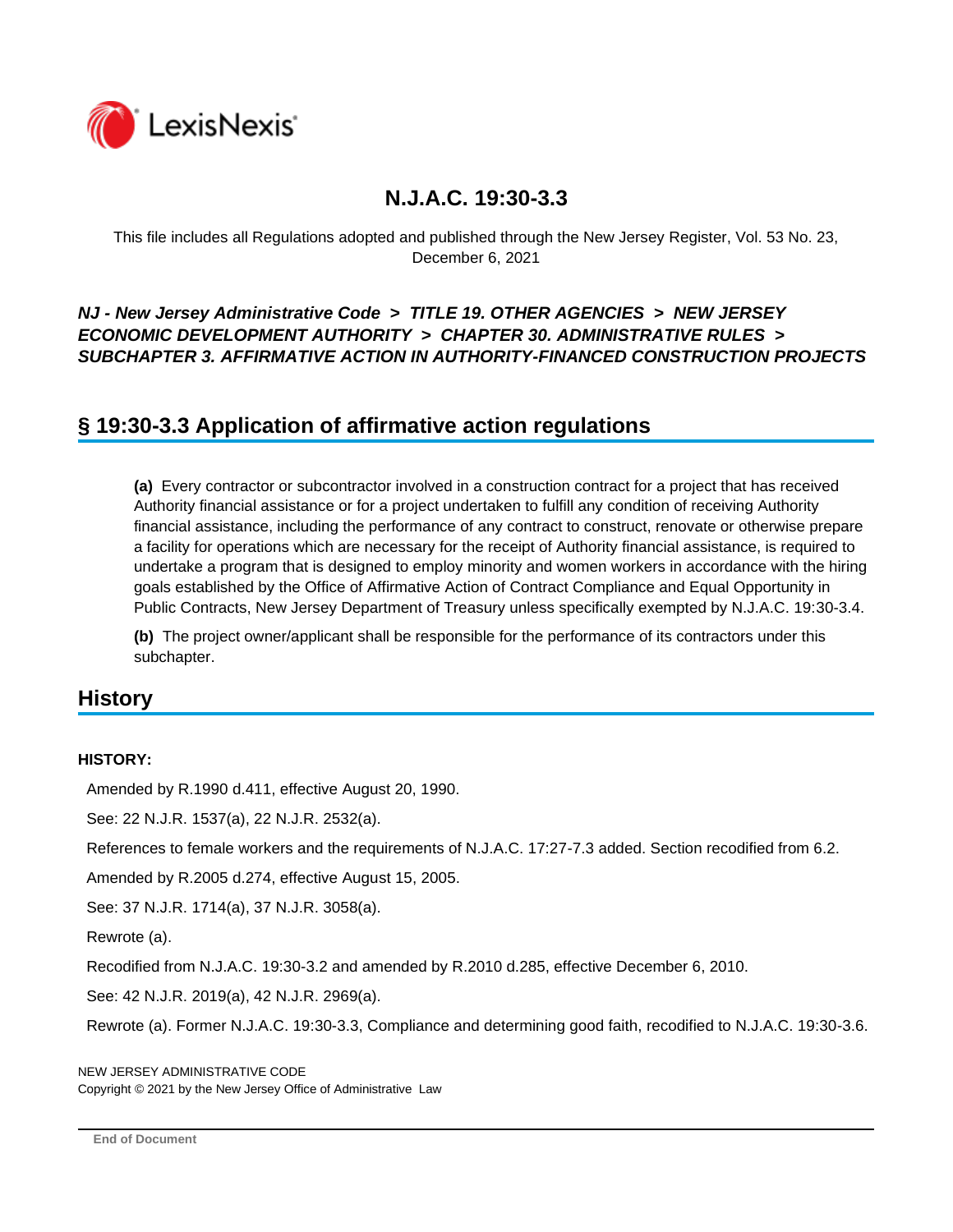# N.J.A.C. 19:30-3.3

This file includes all Regulations adopted and published through the New Jersey Register, Vol. 53 No. 23, December 6, 2021

***NJ - New Jersey Administrative Code > TITLE 19. OTHER AGENCIES > NEW JERSEY ECONOMIC DEVELOPMENT AUTHORITY > CHAPTER 30. ADMINISTRATIVE RULES > SUBCHAPTER 3. AFFIRMATIVE ACTION IN AUTHORITY-FINANCED CONSTRUCTION PROJECTS***

## § 19:30-3.3 Application of affirmative action regulations

**(a)** Every contractor or subcontractor involved in a construction contract for a project that has received Authority financial assistance or for a project undertaken to fulfill any condition of receiving Authority financial assistance, including the performance of any contract to construct, renovate or otherwise prepare a facility for operations which are necessary for the receipt of Authority financial assistance, is required to undertake a program that is designed to employ minority and women workers in accordance with the hiring goals established by the Office of Affirmative Action of Contract Compliance and Equal Opportunity in Public Contracts, New Jersey Department of Treasury unless specifically exempted by N.J.A.C. 19:30-3.4.

**(b)** The project owner/applicant shall be responsible for the performance of its contractors under this subchapter.

## History

**HISTORY:**

Amended by R.1990 d.411, effective August 20, 1990.

See: 22 N.J.R. 1537(a), 22 N.J.R. 2532(a).

References to female workers and the requirements of N.J.A.C. 17:27-7.3 added. Section recodified from 6.2.

Amended by R.2005 d.274, effective August 15, 2005.

See: 37 N.J.R. 1714(a), 37 N.J.R. 3058(a).

Rewrote (a).

Recodified from N.J.A.C. 19:30-3.2 and amended by R.2010 d.285, effective December 6, 2010.

See: 42 N.J.R. 2019(a), 42 N.J.R. 2969(a).

Rewrote (a). Former N.J.A.C. 19:30-3.3, Compliance and determining good faith, recodified to N.J.A.C. 19:30-3.6.

NEW JERSEY ADMINISTRATIVE CODE
Copyright © 2021 by the New Jersey Office of Administrative Law

End of Document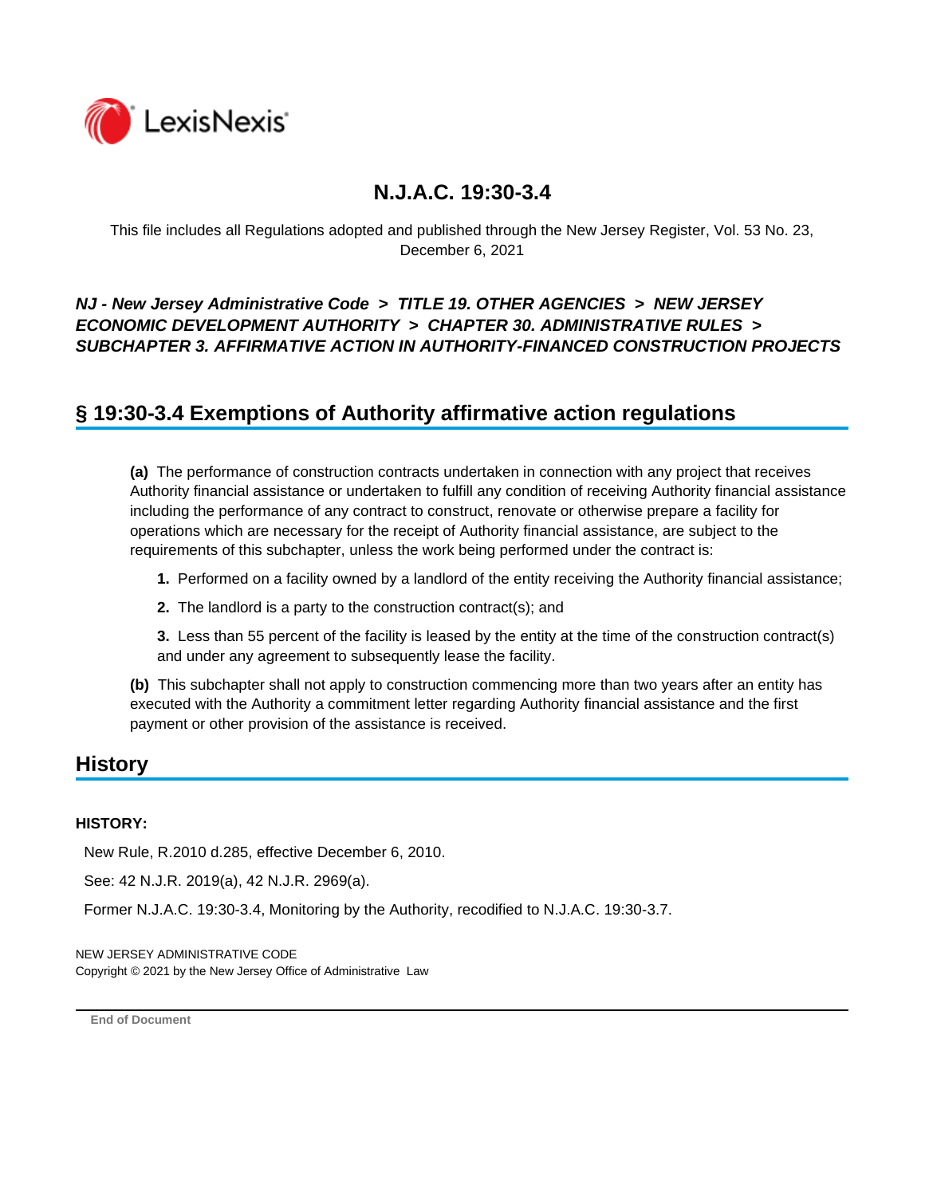# N.J.A.C. 19:30-3.4

This file includes all Regulations adopted and published through the New Jersey Register, Vol. 53 No. 23, December 6, 2021

***NJ - New Jersey Administrative Code > TITLE 19. OTHER AGENCIES > NEW JERSEY ECONOMIC DEVELOPMENT AUTHORITY > CHAPTER 30. ADMINISTRATIVE RULES > SUBCHAPTER 3. AFFIRMATIVE ACTION IN AUTHORITY-FINANCED CONSTRUCTION PROJECTS***

## § 19:30-3.4 Exemptions of Authority affirmative action regulations

**(a)** The performance of construction contracts undertaken in connection with any project that receives Authority financial assistance or undertaken to fulfill any condition of receiving Authority financial assistance including the performance of any contract to construct, renovate or otherwise prepare a facility for operations which are necessary for the receipt of Authority financial assistance, are subject to the requirements of this subchapter, unless the work being performed under the contract is:

**1.** Performed on a facility owned by a landlord of the entity receiving the Authority financial assistance;

**2.** The landlord is a party to the construction contract(s); and

**3.** Less than 55 percent of the facility is leased by the entity at the time of the construction contract(s) and under any agreement to subsequently lease the facility.

**(b)** This subchapter shall not apply to construction commencing more than two years after an entity has executed with the Authority a commitment letter regarding Authority financial assistance and the first payment or other provision of the assistance is received.

## History

**HISTORY:**

New Rule, R.2010 d.285, effective December 6, 2010.

See: 42 N.J.R. 2019(a), 42 N.J.R. 2969(a).

Former N.J.A.C. 19:30-3.4, Monitoring by the Authority, recodified to N.J.A.C. 19:30-3.7.

NEW JERSEY ADMINISTRATIVE CODE
Copyright © 2021 by the New Jersey Office of Administrative Law

**End of Document**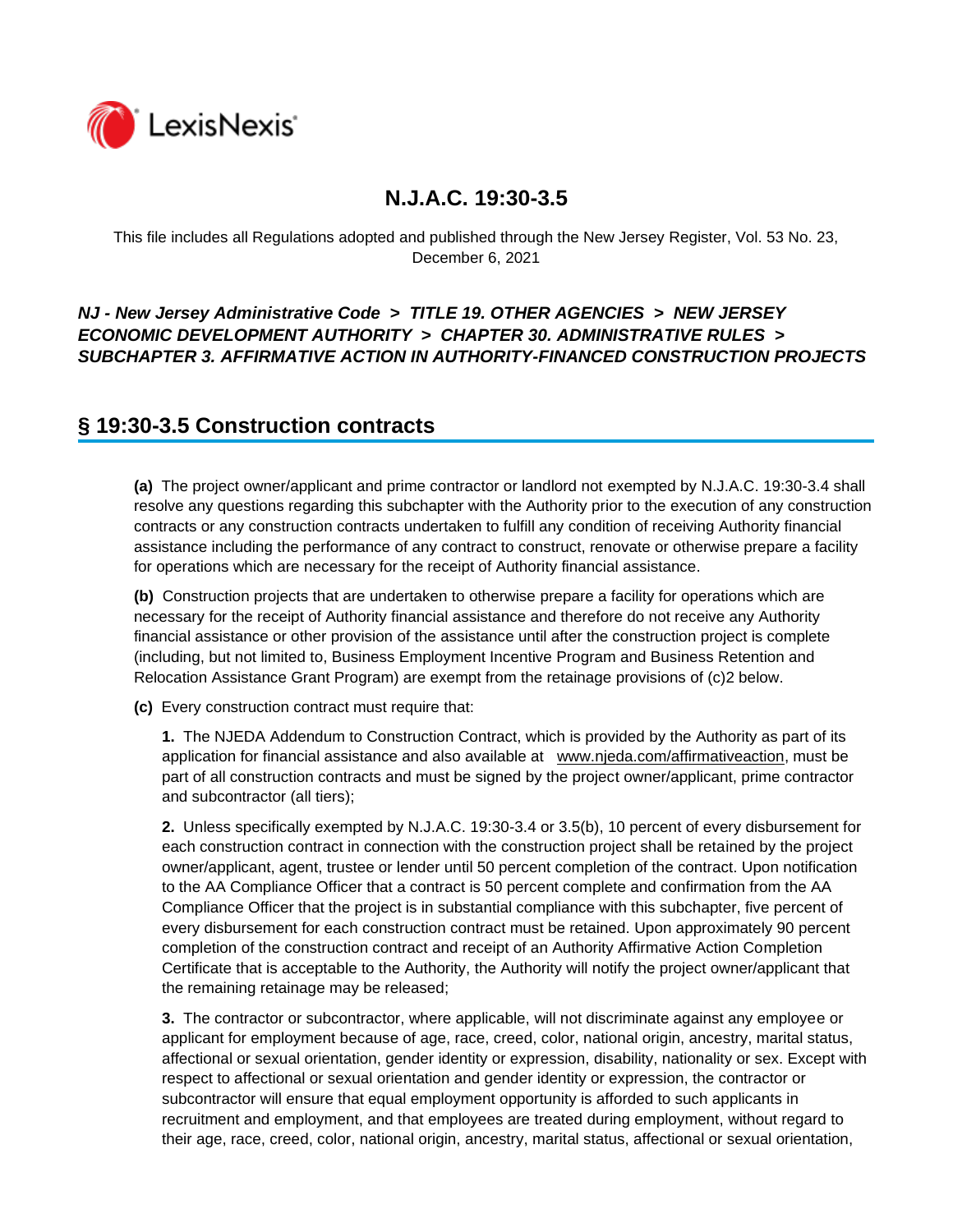# N.J.A.C. 19:30-3.5

This file includes all Regulations adopted and published through the New Jersey Register, Vol. 53 No. 23, December 6, 2021

***NJ - New Jersey Administrative Code > TITLE 19. OTHER AGENCIES > NEW JERSEY ECONOMIC DEVELOPMENT AUTHORITY > CHAPTER 30. ADMINISTRATIVE RULES > SUBCHAPTER 3. AFFIRMATIVE ACTION IN AUTHORITY-FINANCED CONSTRUCTION PROJECTS***

## § 19:30-3.5 Construction contracts

**(a)** The project owner/applicant and prime contractor or landlord not exempted by N.J.A.C. 19:30-3.4 shall resolve any questions regarding this subchapter with the Authority prior to the execution of any construction contracts or any construction contracts undertaken to fulfill any condition of receiving Authority financial assistance including the performance of any contract to construct, renovate or otherwise prepare a facility for operations which are necessary for the receipt of Authority financial assistance.

**(b)** Construction projects that are undertaken to otherwise prepare a facility for operations which are necessary for the receipt of Authority financial assistance and therefore do not receive any Authority financial assistance or other provision of the assistance until after the construction project is complete (including, but not limited to, Business Employment Incentive Program and Business Retention and Relocation Assistance Grant Program) are exempt from the retainage provisions of (c)2 below.

**(c)** Every construction contract must require that:

**1.** The NJEDA Addendum to Construction Contract, which is provided by the Authority as part of its application for financial assistance and also available at www.njeda.com/affirmativeaction, must be part of all construction contracts and must be signed by the project owner/applicant, prime contractor and subcontractor (all tiers);

**2.** Unless specifically exempted by N.J.A.C. 19:30-3.4 or 3.5(b), 10 percent of every disbursement for each construction contract in connection with the construction project shall be retained by the project owner/applicant, agent, trustee or lender until 50 percent completion of the contract. Upon notification to the AA Compliance Officer that a contract is 50 percent complete and confirmation from the AA Compliance Officer that the project is in substantial compliance with this subchapter, five percent of every disbursement for each construction contract must be retained. Upon approximately 90 percent completion of the construction contract and receipt of an Authority Affirmative Action Completion Certificate that is acceptable to the Authority, the Authority will notify the project owner/applicant that the remaining retainage may be released;

**3.** The contractor or subcontractor, where applicable, will not discriminate against any employee or applicant for employment because of age, race, creed, color, national origin, ancestry, marital status, affectional or sexual orientation, gender identity or expression, disability, nationality or sex. Except with respect to affectional or sexual orientation and gender identity or expression, the contractor or subcontractor will ensure that equal employment opportunity is afforded to such applicants in recruitment and employment, and that employees are treated during employment, without regard to their age, race, creed, color, national origin, ancestry, marital status, affectional or sexual orientation,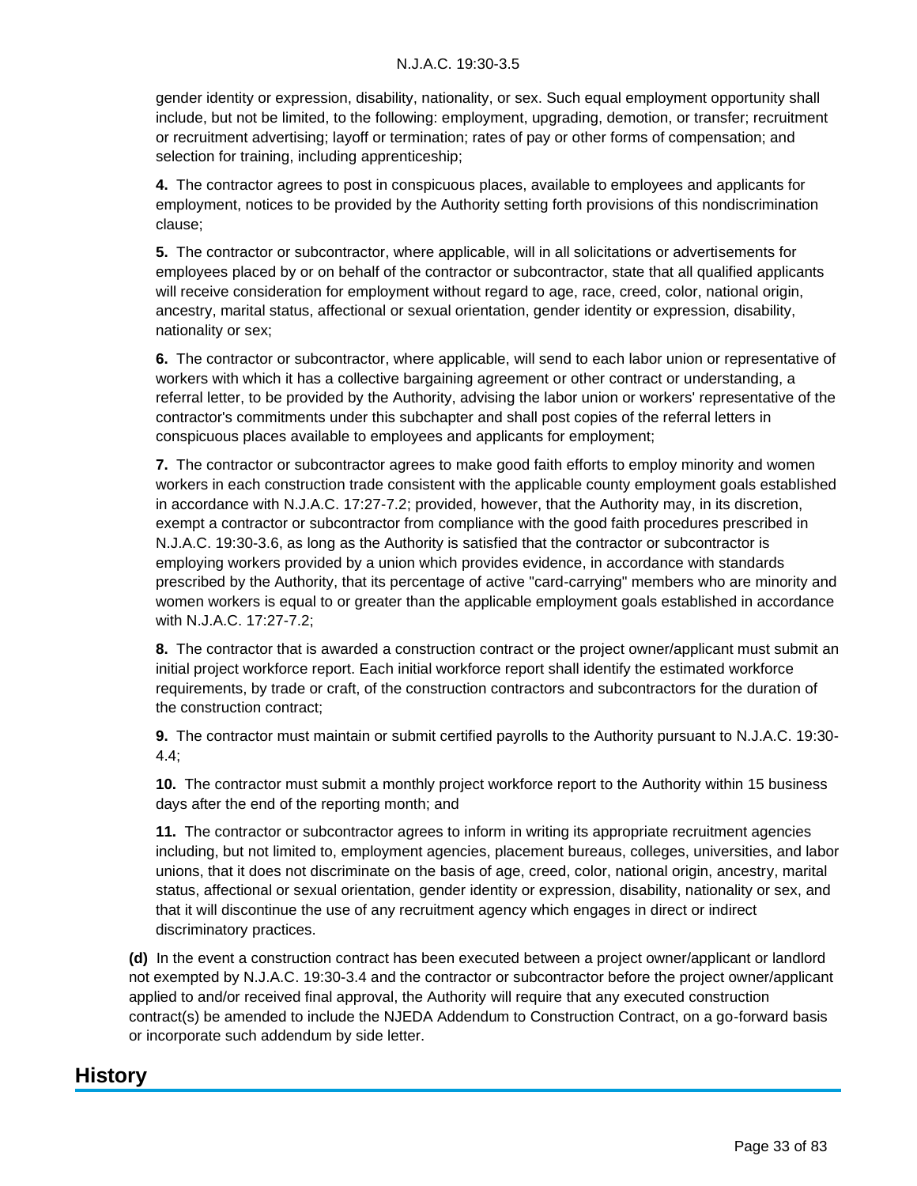gender identity or expression, disability, nationality, or sex. Such equal employment opportunity shall include, but not be limited, to the following: employment, upgrading, demotion, or transfer; recruitment or recruitment advertising; layoff or termination; rates of pay or other forms of compensation; and selection for training, including apprenticeship;

**4.** The contractor agrees to post in conspicuous places, available to employees and applicants for employment, notices to be provided by the Authority setting forth provisions of this nondiscrimination clause;

**5.** The contractor or subcontractor, where applicable, will in all solicitations or advertisements for employees placed by or on behalf of the contractor or subcontractor, state that all qualified applicants will receive consideration for employment without regard to age, race, creed, color, national origin, ancestry, marital status, affectional or sexual orientation, gender identity or expression, disability, nationality or sex;

**6.** The contractor or subcontractor, where applicable, will send to each labor union or representative of workers with which it has a collective bargaining agreement or other contract or understanding, a referral letter, to be provided by the Authority, advising the labor union or workers' representative of the contractor's commitments under this subchapter and shall post copies of the referral letters in conspicuous places available to employees and applicants for employment;

**7.** The contractor or subcontractor agrees to make good faith efforts to employ minority and women workers in each construction trade consistent with the applicable county employment goals established in accordance with N.J.A.C. 17:27-7.2; provided, however, that the Authority may, in its discretion, exempt a contractor or subcontractor from compliance with the good faith procedures prescribed in N.J.A.C. 19:30-3.6, as long as the Authority is satisfied that the contractor or subcontractor is employing workers provided by a union which provides evidence, in accordance with standards prescribed by the Authority, that its percentage of active "card-carrying" members who are minority and women workers is equal to or greater than the applicable employment goals established in accordance with N.J.A.C. 17:27-7.2;

**8.** The contractor that is awarded a construction contract or the project owner/applicant must submit an initial project workforce report. Each initial workforce report shall identify the estimated workforce requirements, by trade or craft, of the construction contractors and subcontractors for the duration of the construction contract;

**9.** The contractor must maintain or submit certified payrolls to the Authority pursuant to N.J.A.C. 19:30-4.4;

**10.** The contractor must submit a monthly project workforce report to the Authority within 15 business days after the end of the reporting month; and

**11.** The contractor or subcontractor agrees to inform in writing its appropriate recruitment agencies including, but not limited to, employment agencies, placement bureaus, colleges, universities, and labor unions, that it does not discriminate on the basis of age, creed, color, national origin, ancestry, marital status, affectional or sexual orientation, gender identity or expression, disability, nationality or sex, and that it will discontinue the use of any recruitment agency which engages in direct or indirect discriminatory practices.

**(d)** In the event a construction contract has been executed between a project owner/applicant or landlord not exempted by N.J.A.C. 19:30-3.4 and the contractor or subcontractor before the project owner/applicant applied to and/or received final approval, the Authority will require that any executed construction contract(s) be amended to include the NJEDA Addendum to Construction Contract, on a go-forward basis or incorporate such addendum by side letter.

## History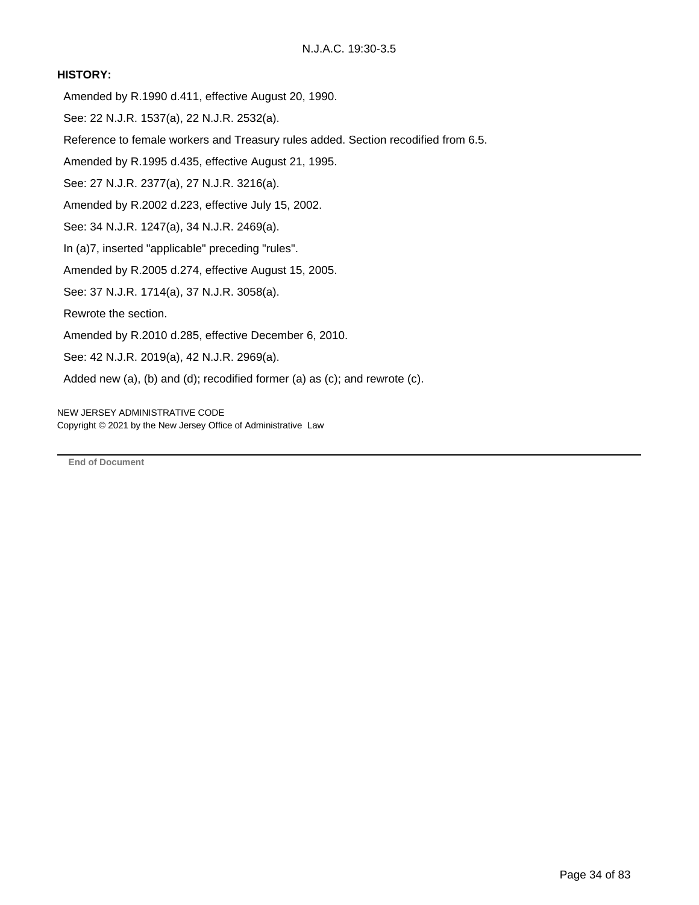**HISTORY:**

Amended by R.1990 d.411, effective August 20, 1990.

See: 22 N.J.R. 1537(a), 22 N.J.R. 2532(a).

Reference to female workers and Treasury rules added. Section recodified from 6.5.

Amended by R.1995 d.435, effective August 21, 1995.

See: 27 N.J.R. 2377(a), 27 N.J.R. 3216(a).

Amended by R.2002 d.223, effective July 15, 2002.

See: 34 N.J.R. 1247(a), 34 N.J.R. 2469(a).

In (a)7, inserted "applicable" preceding "rules".

Amended by R.2005 d.274, effective August 15, 2005.

See: 37 N.J.R. 1714(a), 37 N.J.R. 3058(a).

Rewrote the section.

Amended by R.2010 d.285, effective December 6, 2010.

See: 42 N.J.R. 2019(a), 42 N.J.R. 2969(a).

Added new (a), (b) and (d); recodified former (a) as (c); and rewrote (c).

NEW JERSEY ADMINISTRATIVE CODE
Copyright © 2021 by the New Jersey Office of Administrative Law

---

**End of Document**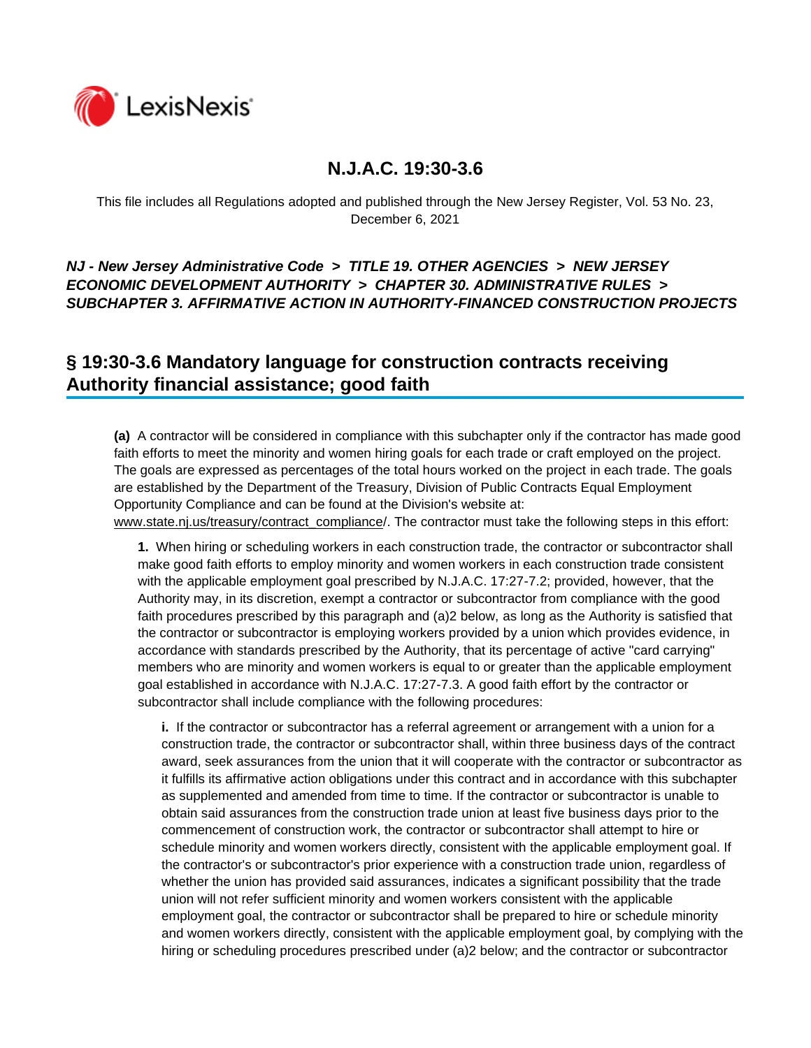# N.J.A.C. 19:30-3.6

This file includes all Regulations adopted and published through the New Jersey Register, Vol. 53 No. 23, December 6, 2021

***NJ - New Jersey Administrative Code > TITLE 19. OTHER AGENCIES > NEW JERSEY ECONOMIC DEVELOPMENT AUTHORITY > CHAPTER 30. ADMINISTRATIVE RULES > SUBCHAPTER 3. AFFIRMATIVE ACTION IN AUTHORITY-FINANCED CONSTRUCTION PROJECTS***

## § 19:30-3.6 Mandatory language for construction contracts receiving Authority financial assistance; good faith

**(a)** A contractor will be considered in compliance with this subchapter only if the contractor has made good faith efforts to meet the minority and women hiring goals for each trade or craft employed on the project. The goals are expressed as percentages of the total hours worked on the project in each trade. The goals are established by the Department of the Treasury, Division of Public Contracts Equal Employment Opportunity Compliance and can be found at the Division's website at: www.state.nj.us/treasury/contract_compliance/. The contractor must take the following steps in this effort:

**1.** When hiring or scheduling workers in each construction trade, the contractor or subcontractor shall make good faith efforts to employ minority and women workers in each construction trade consistent with the applicable employment goal prescribed by N.J.A.C. 17:27-7.2; provided, however, that the Authority may, in its discretion, exempt a contractor or subcontractor from compliance with the good faith procedures prescribed by this paragraph and (a)2 below, as long as the Authority is satisfied that the contractor or subcontractor is employing workers provided by a union which provides evidence, in accordance with standards prescribed by the Authority, that its percentage of active "card carrying" members who are minority and women workers is equal to or greater than the applicable employment goal established in accordance with N.J.A.C. 17:27-7.3. A good faith effort by the contractor or subcontractor shall include compliance with the following procedures:

**i.** If the contractor or subcontractor has a referral agreement or arrangement with a union for a construction trade, the contractor or subcontractor shall, within three business days of the contract award, seek assurances from the union that it will cooperate with the contractor or subcontractor as it fulfills its affirmative action obligations under this contract and in accordance with this subchapter as supplemented and amended from time to time. If the contractor or subcontractor is unable to obtain said assurances from the construction trade union at least five business days prior to the commencement of construction work, the contractor or subcontractor shall attempt to hire or schedule minority and women workers directly, consistent with the applicable employment goal. If the contractor's or subcontractor's prior experience with a construction trade union, regardless of whether the union has provided said assurances, indicates a significant possibility that the trade union will not refer sufficient minority and women workers consistent with the applicable employment goal, the contractor or subcontractor shall be prepared to hire or schedule minority and women workers directly, consistent with the applicable employment goal, by complying with the hiring or scheduling procedures prescribed under (a)2 below; and the contractor or subcontractor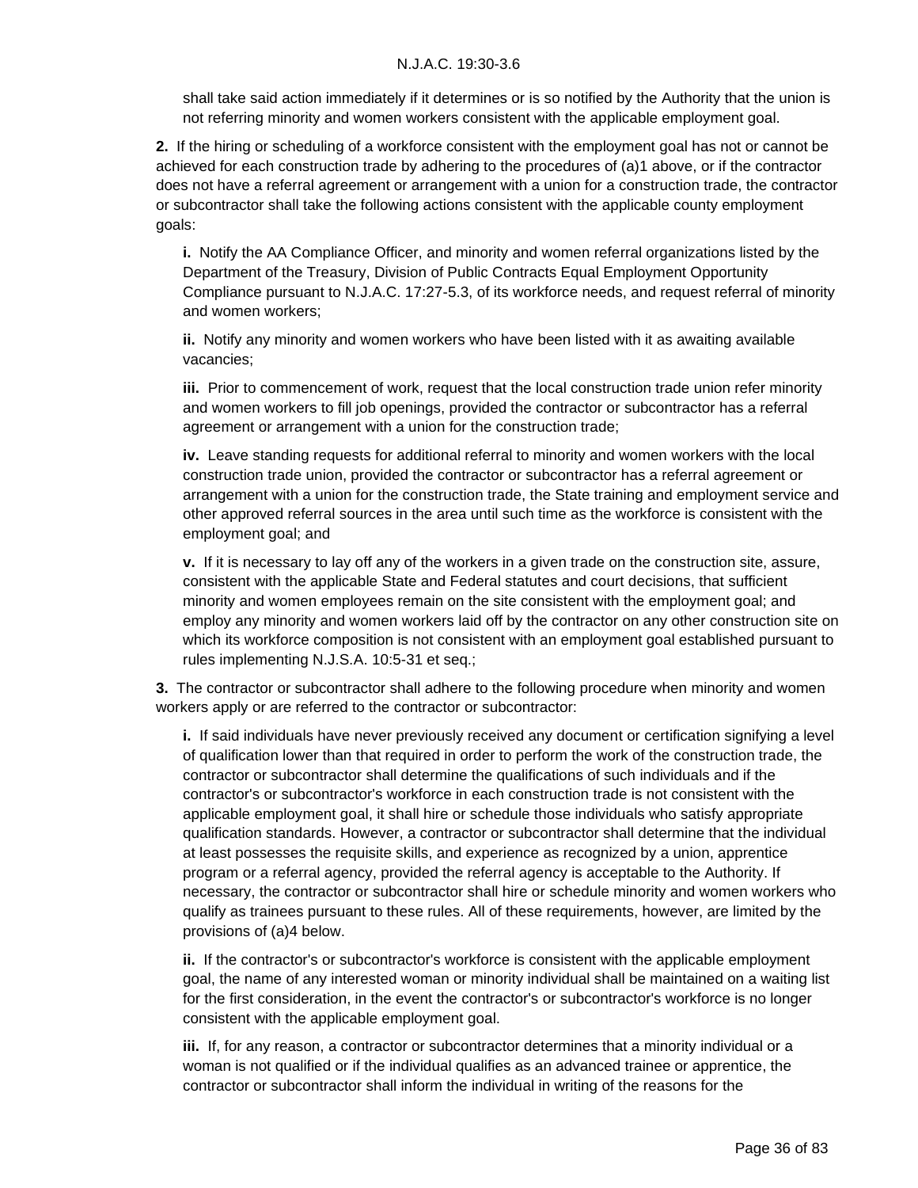shall take said action immediately if it determines or is so notified by the Authority that the union is not referring minority and women workers consistent with the applicable employment goal.

**2.** If the hiring or scheduling of a workforce consistent with the employment goal has not or cannot be achieved for each construction trade by adhering to the procedures of (a)1 above, or if the contractor does not have a referral agreement or arrangement with a union for a construction trade, the contractor or subcontractor shall take the following actions consistent with the applicable county employment goals:

**i.** Notify the AA Compliance Officer, and minority and women referral organizations listed by the Department of the Treasury, Division of Public Contracts Equal Employment Opportunity Compliance pursuant to N.J.A.C. 17:27-5.3, of its workforce needs, and request referral of minority and women workers;

**ii.** Notify any minority and women workers who have been listed with it as awaiting available vacancies;

**iii.** Prior to commencement of work, request that the local construction trade union refer minority and women workers to fill job openings, provided the contractor or subcontractor has a referral agreement or arrangement with a union for the construction trade;

**iv.** Leave standing requests for additional referral to minority and women workers with the local construction trade union, provided the contractor or subcontractor has a referral agreement or arrangement with a union for the construction trade, the State training and employment service and other approved referral sources in the area until such time as the workforce is consistent with the employment goal; and

**v.** If it is necessary to lay off any of the workers in a given trade on the construction site, assure, consistent with the applicable State and Federal statutes and court decisions, that sufficient minority and women employees remain on the site consistent with the employment goal; and employ any minority and women workers laid off by the contractor on any other construction site on which its workforce composition is not consistent with an employment goal established pursuant to rules implementing N.J.S.A. 10:5-31 et seq.;

**3.** The contractor or subcontractor shall adhere to the following procedure when minority and women workers apply or are referred to the contractor or subcontractor:

**i.** If said individuals have never previously received any document or certification signifying a level of qualification lower than that required in order to perform the work of the construction trade, the contractor or subcontractor shall determine the qualifications of such individuals and if the contractor's or subcontractor's workforce in each construction trade is not consistent with the applicable employment goal, it shall hire or schedule those individuals who satisfy appropriate qualification standards. However, a contractor or subcontractor shall determine that the individual at least possesses the requisite skills, and experience as recognized by a union, apprentice program or a referral agency, provided the referral agency is acceptable to the Authority. If necessary, the contractor or subcontractor shall hire or schedule minority and women workers who qualify as trainees pursuant to these rules. All of these requirements, however, are limited by the provisions of (a)4 below.

**ii.** If the contractor's or subcontractor's workforce is consistent with the applicable employment goal, the name of any interested woman or minority individual shall be maintained on a waiting list for the first consideration, in the event the contractor's or subcontractor's workforce is no longer consistent with the applicable employment goal.

**iii.** If, for any reason, a contractor or subcontractor determines that a minority individual or a woman is not qualified or if the individual qualifies as an advanced trainee or apprentice, the contractor or subcontractor shall inform the individual in writing of the reasons for the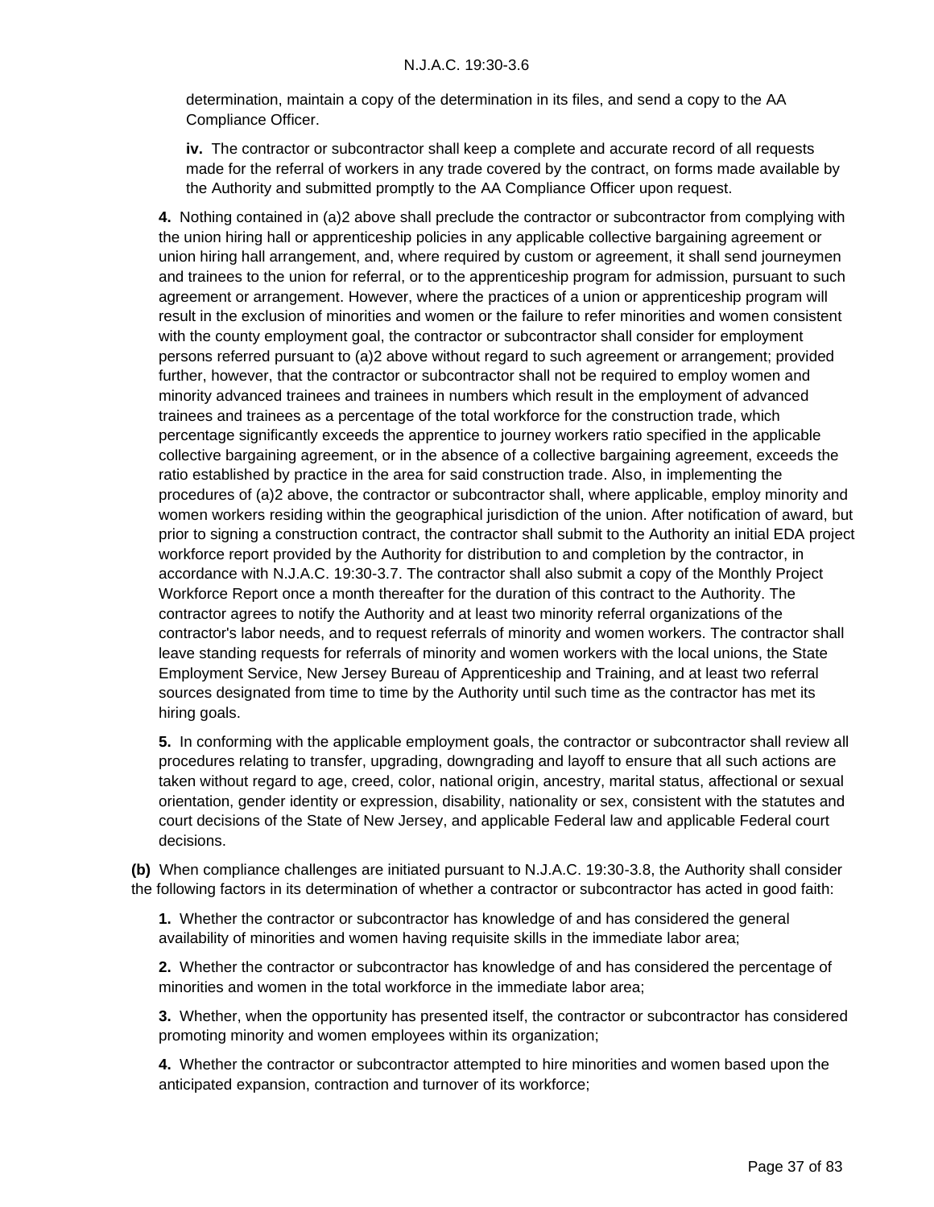determination, maintain a copy of the determination in its files, and send a copy to the AA Compliance Officer.

**iv.** The contractor or subcontractor shall keep a complete and accurate record of all requests made for the referral of workers in any trade covered by the contract, on forms made available by the Authority and submitted promptly to the AA Compliance Officer upon request.

**4.** Nothing contained in (a)2 above shall preclude the contractor or subcontractor from complying with the union hiring hall or apprenticeship policies in any applicable collective bargaining agreement or union hiring hall arrangement, and, where required by custom or agreement, it shall send journeymen and trainees to the union for referral, or to the apprenticeship program for admission, pursuant to such agreement or arrangement. However, where the practices of a union or apprenticeship program will result in the exclusion of minorities and women or the failure to refer minorities and women consistent with the county employment goal, the contractor or subcontractor shall consider for employment persons referred pursuant to (a)2 above without regard to such agreement or arrangement; provided further, however, that the contractor or subcontractor shall not be required to employ women and minority advanced trainees and trainees in numbers which result in the employment of advanced trainees and trainees as a percentage of the total workforce for the construction trade, which percentage significantly exceeds the apprentice to journey workers ratio specified in the applicable collective bargaining agreement, or in the absence of a collective bargaining agreement, exceeds the ratio established by practice in the area for said construction trade. Also, in implementing the procedures of (a)2 above, the contractor or subcontractor shall, where applicable, employ minority and women workers residing within the geographical jurisdiction of the union. After notification of award, but prior to signing a construction contract, the contractor shall submit to the Authority an initial EDA project workforce report provided by the Authority for distribution to and completion by the contractor, in accordance with N.J.A.C. 19:30-3.7. The contractor shall also submit a copy of the Monthly Project Workforce Report once a month thereafter for the duration of this contract to the Authority. The contractor agrees to notify the Authority and at least two minority referral organizations of the contractor's labor needs, and to request referrals of minority and women workers. The contractor shall leave standing requests for referrals of minority and women workers with the local unions, the State Employment Service, New Jersey Bureau of Apprenticeship and Training, and at least two referral sources designated from time to time by the Authority until such time as the contractor has met its hiring goals.

**5.** In conforming with the applicable employment goals, the contractor or subcontractor shall review all procedures relating to transfer, upgrading, downgrading and layoff to ensure that all such actions are taken without regard to age, creed, color, national origin, ancestry, marital status, affectional or sexual orientation, gender identity or expression, disability, nationality or sex, consistent with the statutes and court decisions of the State of New Jersey, and applicable Federal law and applicable Federal court decisions.

**(b)** When compliance challenges are initiated pursuant to N.J.A.C. 19:30-3.8, the Authority shall consider the following factors in its determination of whether a contractor or subcontractor has acted in good faith:

**1.** Whether the contractor or subcontractor has knowledge of and has considered the general availability of minorities and women having requisite skills in the immediate labor area;

**2.** Whether the contractor or subcontractor has knowledge of and has considered the percentage of minorities and women in the total workforce in the immediate labor area;

**3.** Whether, when the opportunity has presented itself, the contractor or subcontractor has considered promoting minority and women employees within its organization;

**4.** Whether the contractor or subcontractor attempted to hire minorities and women based upon the anticipated expansion, contraction and turnover of its workforce;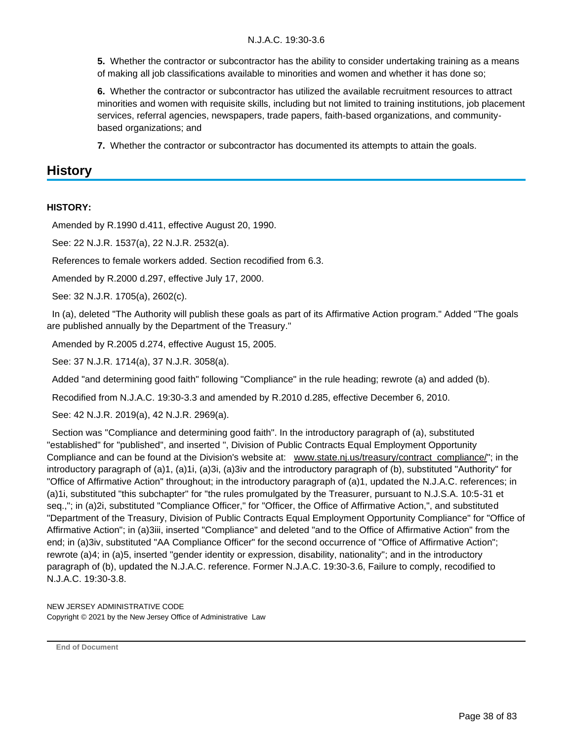**5.** Whether the contractor or subcontractor has the ability to consider undertaking training as a means of making all job classifications available to minorities and women and whether it has done so;

**6.** Whether the contractor or subcontractor has utilized the available recruitment resources to attract minorities and women with requisite skills, including but not limited to training institutions, job placement services, referral agencies, newspapers, trade papers, faith-based organizations, and community-based organizations; and

**7.** Whether the contractor or subcontractor has documented its attempts to attain the goals.

## History

**HISTORY:**

Amended by R.1990 d.411, effective August 20, 1990.

See: 22 N.J.R. 1537(a), 22 N.J.R. 2532(a).

References to female workers added. Section recodified from 6.3.

Amended by R.2000 d.297, effective July 17, 2000.

See: 32 N.J.R. 1705(a), 2602(c).

In (a), deleted "The Authority will publish these goals as part of its Affirmative Action program." Added "The goals are published annually by the Department of the Treasury."

Amended by R.2005 d.274, effective August 15, 2005.

See: 37 N.J.R. 1714(a), 37 N.J.R. 3058(a).

Added "and determining good faith" following "Compliance" in the rule heading; rewrote (a) and added (b).

Recodified from N.J.A.C. 19:30-3.3 and amended by R.2010 d.285, effective December 6, 2010.

See: 42 N.J.R. 2019(a), 42 N.J.R. 2969(a).

Section was "Compliance and determining good faith". In the introductory paragraph of (a), substituted "established" for "published", and inserted ", Division of Public Contracts Equal Employment Opportunity Compliance and can be found at the Division's website at: www.state.nj.us/treasury/contract_compliance/"; in the introductory paragraph of (a)1, (a)1i, (a)3i, (a)3iv and the introductory paragraph of (b), substituted "Authority" for "Office of Affirmative Action" throughout; in the introductory paragraph of (a)1, updated the N.J.A.C. references; in (a)1i, substituted "this subchapter" for "the rules promulgated by the Treasurer, pursuant to N.J.S.A. 10:5-31 et seq.,"; in (a)2i, substituted "Compliance Officer," for "Officer, the Office of Affirmative Action,", and substituted "Department of the Treasury, Division of Public Contracts Equal Employment Opportunity Compliance" for "Office of Affirmative Action"; in (a)3iii, inserted "Compliance" and deleted "and to the Office of Affirmative Action" from the end; in (a)3iv, substituted "AA Compliance Officer" for the second occurrence of "Office of Affirmative Action"; rewrote (a)4; in (a)5, inserted "gender identity or expression, disability, nationality"; and in the introductory paragraph of (b), updated the N.J.A.C. reference. Former N.J.A.C. 19:30-3.6, Failure to comply, recodified to N.J.A.C. 19:30-3.8.

NEW JERSEY ADMINISTRATIVE CODE
Copyright © 2021 by the New Jersey Office of Administrative Law

**End of Document**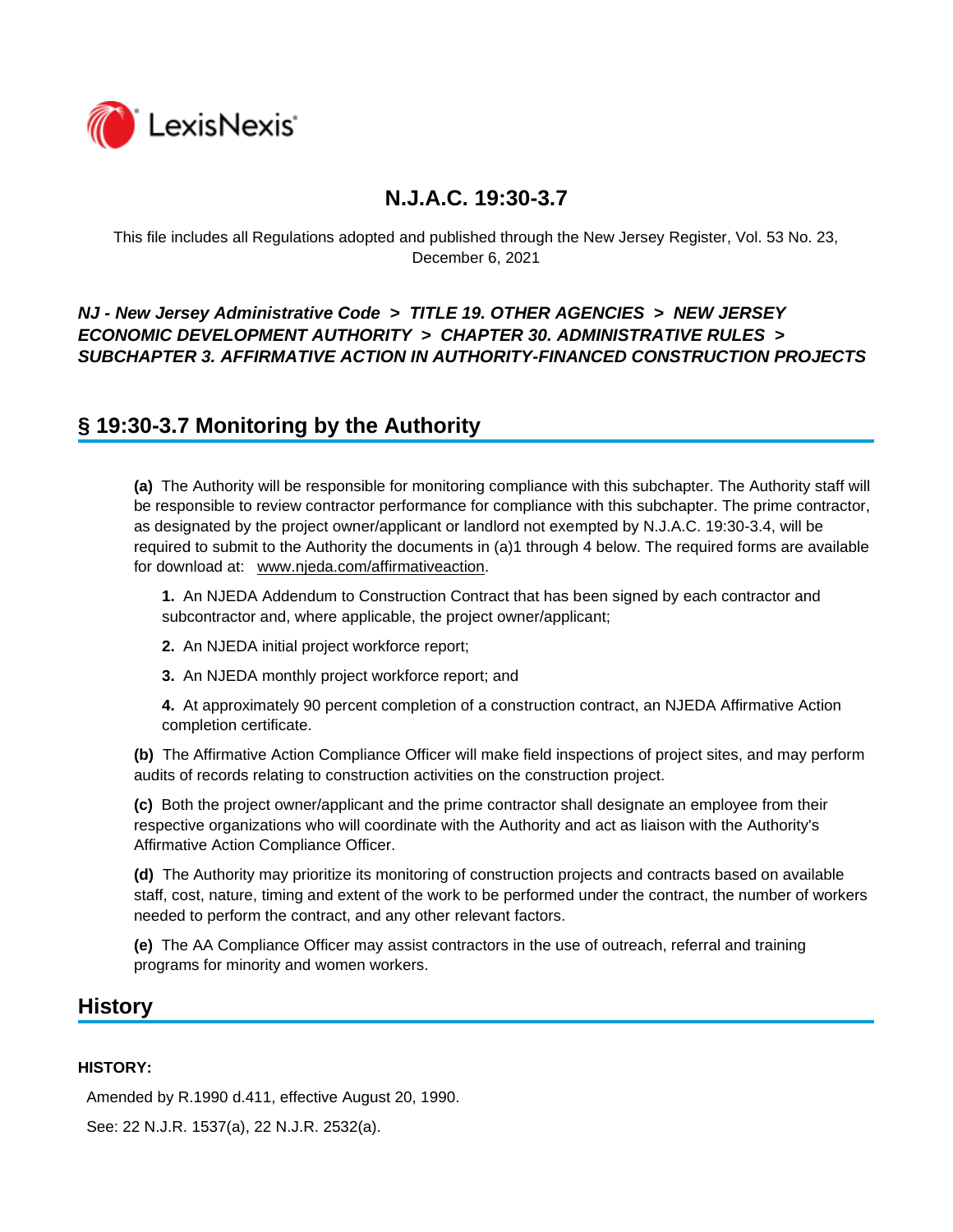# N.J.A.C. 19:30-3.7

This file includes all Regulations adopted and published through the New Jersey Register, Vol. 53 No. 23, December 6, 2021

***NJ - New Jersey Administrative Code > TITLE 19. OTHER AGENCIES > NEW JERSEY ECONOMIC DEVELOPMENT AUTHORITY > CHAPTER 30. ADMINISTRATIVE RULES > SUBCHAPTER 3. AFFIRMATIVE ACTION IN AUTHORITY-FINANCED CONSTRUCTION PROJECTS***

## § 19:30-3.7 Monitoring by the Authority

**(a)** The Authority will be responsible for monitoring compliance with this subchapter. The Authority staff will be responsible to review contractor performance for compliance with this subchapter. The prime contractor, as designated by the project owner/applicant or landlord not exempted by N.J.A.C. 19:30-3.4, will be required to submit to the Authority the documents in (a)1 through 4 below. The required forms are available for download at: www.njeda.com/affirmativeaction.

**1.** An NJEDA Addendum to Construction Contract that has been signed by each contractor and subcontractor and, where applicable, the project owner/applicant;

**2.** An NJEDA initial project workforce report;

**3.** An NJEDA monthly project workforce report; and

**4.** At approximately 90 percent completion of a construction contract, an NJEDA Affirmative Action completion certificate.

**(b)** The Affirmative Action Compliance Officer will make field inspections of project sites, and may perform audits of records relating to construction activities on the construction project.

**(c)** Both the project owner/applicant and the prime contractor shall designate an employee from their respective organizations who will coordinate with the Authority and act as liaison with the Authority's Affirmative Action Compliance Officer.

**(d)** The Authority may prioritize its monitoring of construction projects and contracts based on available staff, cost, nature, timing and extent of the work to be performed under the contract, the number of workers needed to perform the contract, and any other relevant factors.

**(e)** The AA Compliance Officer may assist contractors in the use of outreach, referral and training programs for minority and women workers.

## History

**HISTORY:**

Amended by R.1990 d.411, effective August 20, 1990.

See: 22 N.J.R. 1537(a), 22 N.J.R. 2532(a).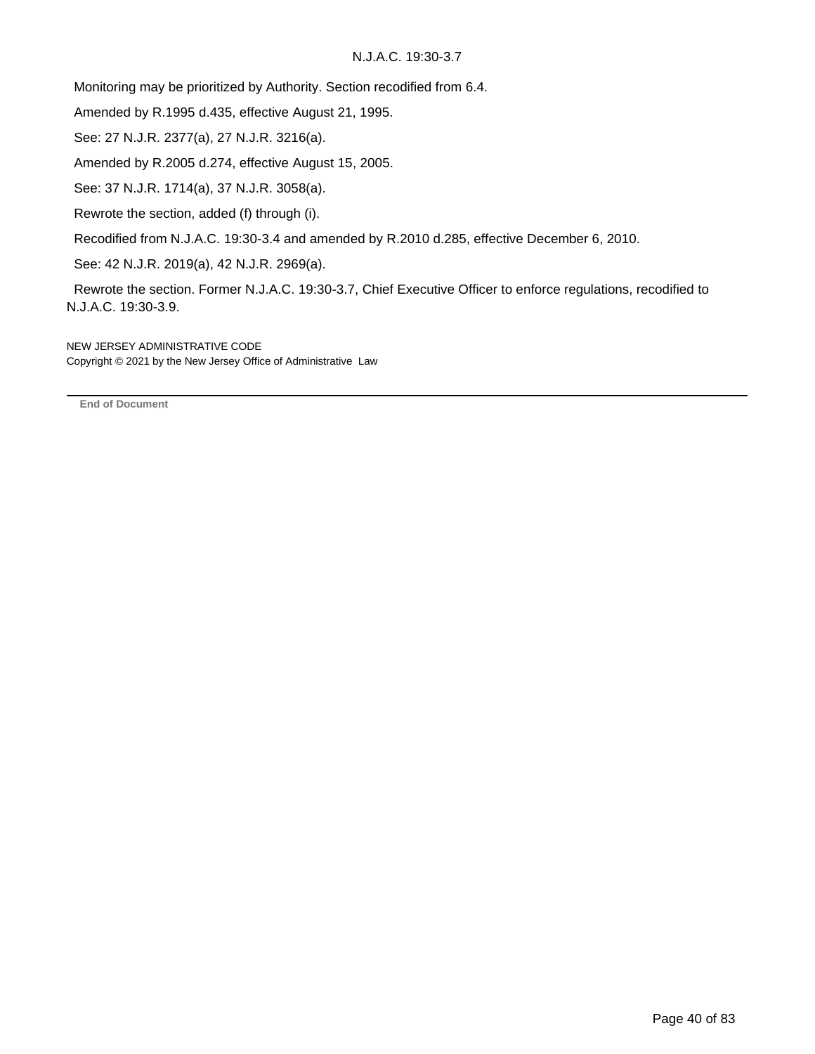Monitoring may be prioritized by Authority. Section recodified from 6.4.

Amended by R.1995 d.435, effective August 21, 1995.

See: 27 N.J.R. 2377(a), 27 N.J.R. 3216(a).

Amended by R.2005 d.274, effective August 15, 2005.

See: 37 N.J.R. 1714(a), 37 N.J.R. 3058(a).

Rewrote the section, added (f) through (i).

Recodified from N.J.A.C. 19:30-3.4 and amended by R.2010 d.285, effective December 6, 2010.

See: 42 N.J.R. 2019(a), 42 N.J.R. 2969(a).

Rewrote the section. Former N.J.A.C. 19:30-3.7, Chief Executive Officer to enforce regulations, recodified to N.J.A.C. 19:30-3.9.

NEW JERSEY ADMINISTRATIVE CODE
Copyright © 2021 by the New Jersey Office of Administrative Law

**End of Document**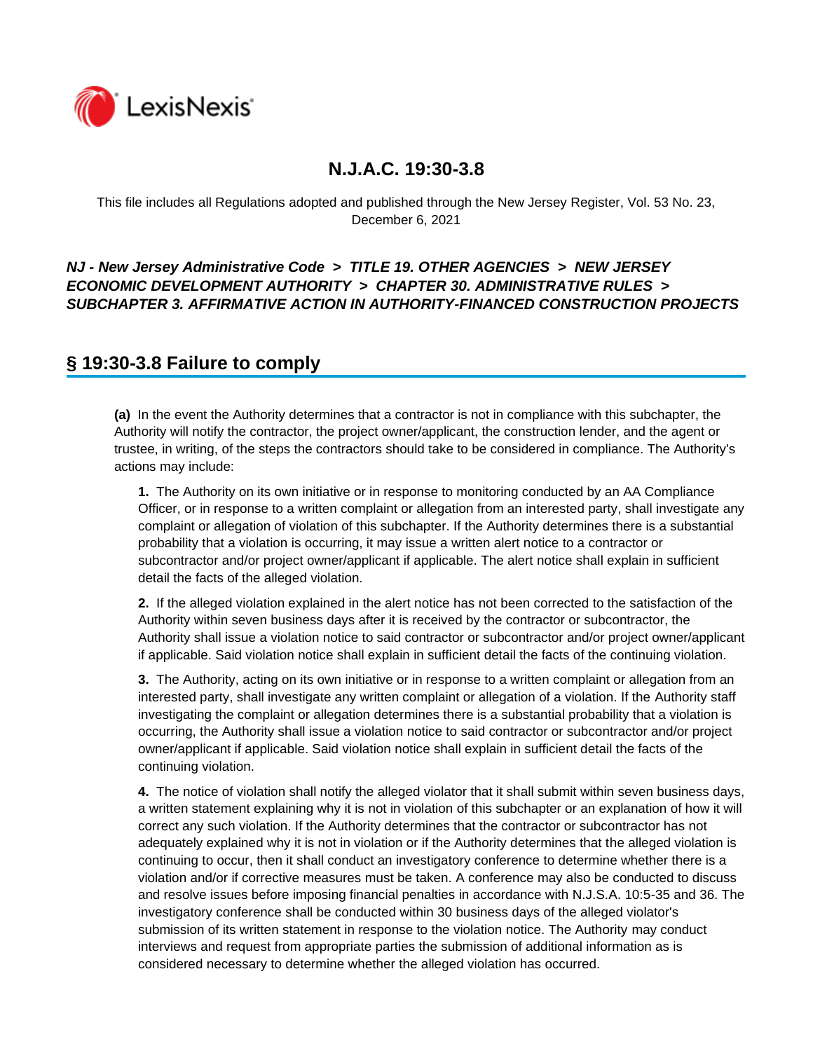# N.J.A.C. 19:30-3.8

This file includes all Regulations adopted and published through the New Jersey Register, Vol. 53 No. 23, December 6, 2021

***NJ - New Jersey Administrative Code > TITLE 19. OTHER AGENCIES > NEW JERSEY ECONOMIC DEVELOPMENT AUTHORITY > CHAPTER 30. ADMINISTRATIVE RULES > SUBCHAPTER 3. AFFIRMATIVE ACTION IN AUTHORITY-FINANCED CONSTRUCTION PROJECTS***

## § 19:30-3.8 Failure to comply

**(a)** In the event the Authority determines that a contractor is not in compliance with this subchapter, the Authority will notify the contractor, the project owner/applicant, the construction lender, and the agent or trustee, in writing, of the steps the contractors should take to be considered in compliance. The Authority's actions may include:

**1.** The Authority on its own initiative or in response to monitoring conducted by an AA Compliance Officer, or in response to a written complaint or allegation from an interested party, shall investigate any complaint or allegation of violation of this subchapter. If the Authority determines there is a substantial probability that a violation is occurring, it may issue a written alert notice to a contractor or subcontractor and/or project owner/applicant if applicable. The alert notice shall explain in sufficient detail the facts of the alleged violation.

**2.** If the alleged violation explained in the alert notice has not been corrected to the satisfaction of the Authority within seven business days after it is received by the contractor or subcontractor, the Authority shall issue a violation notice to said contractor or subcontractor and/or project owner/applicant if applicable. Said violation notice shall explain in sufficient detail the facts of the continuing violation.

**3.** The Authority, acting on its own initiative or in response to a written complaint or allegation from an interested party, shall investigate any written complaint or allegation of a violation. If the Authority staff investigating the complaint or allegation determines there is a substantial probability that a violation is occurring, the Authority shall issue a violation notice to said contractor or subcontractor and/or project owner/applicant if applicable. Said violation notice shall explain in sufficient detail the facts of the continuing violation.

**4.** The notice of violation shall notify the alleged violator that it shall submit within seven business days, a written statement explaining why it is not in violation of this subchapter or an explanation of how it will correct any such violation. If the Authority determines that the contractor or subcontractor has not adequately explained why it is not in violation or if the Authority determines that the alleged violation is continuing to occur, then it shall conduct an investigatory conference to determine whether there is a violation and/or if corrective measures must be taken. A conference may also be conducted to discuss and resolve issues before imposing financial penalties in accordance with N.J.S.A. 10:5-35 and 36. The investigatory conference shall be conducted within 30 business days of the alleged violator's submission of its written statement in response to the violation notice. The Authority may conduct interviews and request from appropriate parties the submission of additional information as is considered necessary to determine whether the alleged violation has occurred.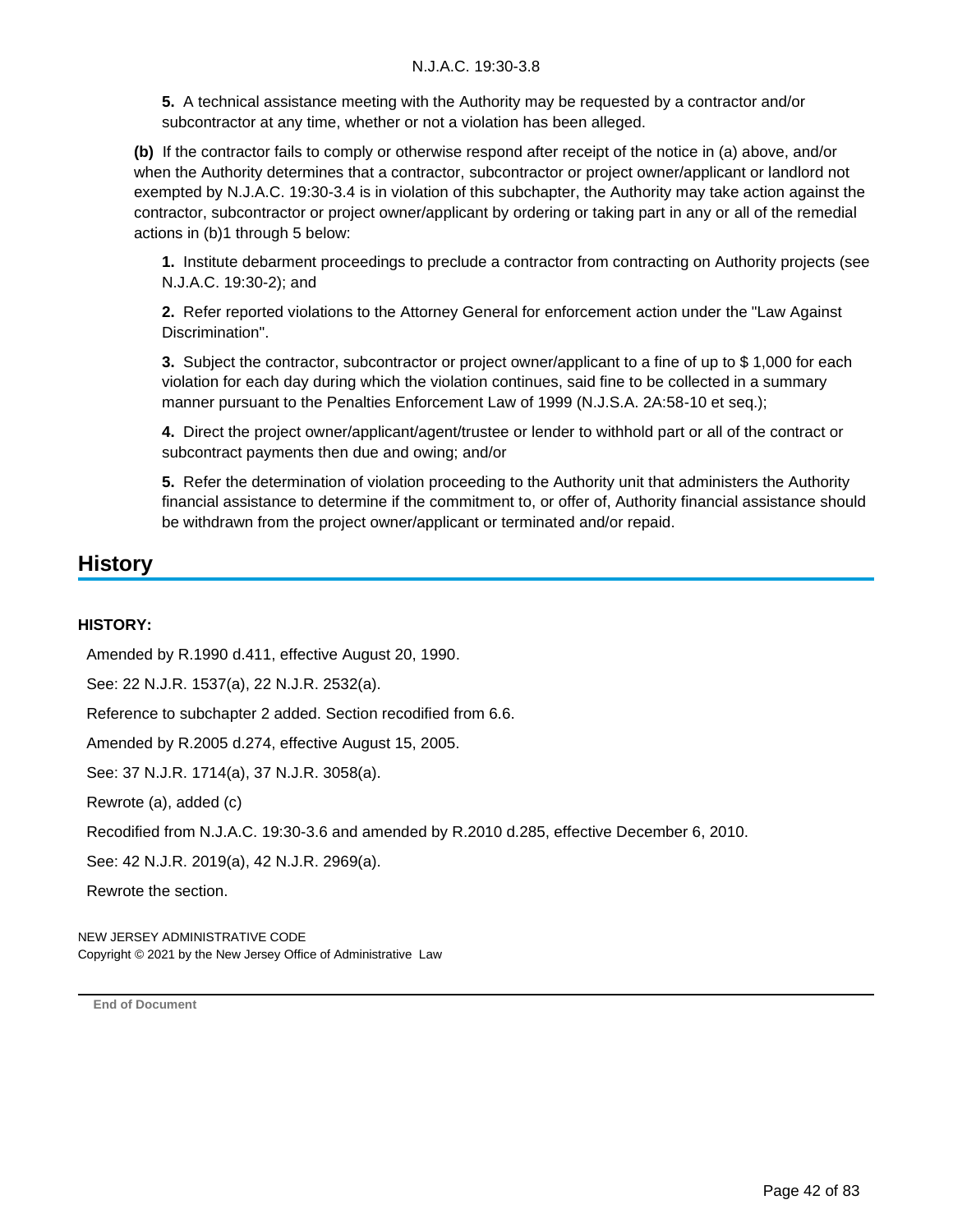**5.** A technical assistance meeting with the Authority may be requested by a contractor and/or subcontractor at any time, whether or not a violation has been alleged.

**(b)** If the contractor fails to comply or otherwise respond after receipt of the notice in (a) above, and/or when the Authority determines that a contractor, subcontractor or project owner/applicant or landlord not exempted by N.J.A.C. 19:30-3.4 is in violation of this subchapter, the Authority may take action against the contractor, subcontractor or project owner/applicant by ordering or taking part in any or all of the remedial actions in (b)1 through 5 below:

**1.** Institute debarment proceedings to preclude a contractor from contracting on Authority projects (see N.J.A.C. 19:30-2); and

**2.** Refer reported violations to the Attorney General for enforcement action under the "Law Against Discrimination".

**3.** Subject the contractor, subcontractor or project owner/applicant to a fine of up to $ 1,000 for each violation for each day during which the violation continues, said fine to be collected in a summary manner pursuant to the Penalties Enforcement Law of 1999 (N.J.S.A. 2A:58-10 et seq.);

**4.** Direct the project owner/applicant/agent/trustee or lender to withhold part or all of the contract or subcontract payments then due and owing; and/or

**5.** Refer the determination of violation proceeding to the Authority unit that administers the Authority financial assistance to determine if the commitment to, or offer of, Authority financial assistance should be withdrawn from the project owner/applicant or terminated and/or repaid.

## History

**HISTORY:**

Amended by R.1990 d.411, effective August 20, 1990.

See: 22 N.J.R. 1537(a), 22 N.J.R. 2532(a).

Reference to subchapter 2 added. Section recodified from 6.6.

Amended by R.2005 d.274, effective August 15, 2005.

See: 37 N.J.R. 1714(a), 37 N.J.R. 3058(a).

Rewrote (a), added (c)

Recodified from N.J.A.C. 19:30-3.6 and amended by R.2010 d.285, effective December 6, 2010.

See: 42 N.J.R. 2019(a), 42 N.J.R. 2969(a).

Rewrote the section.

NEW JERSEY ADMINISTRATIVE CODE
Copyright © 2021 by the New Jersey Office of Administrative Law

**End of Document**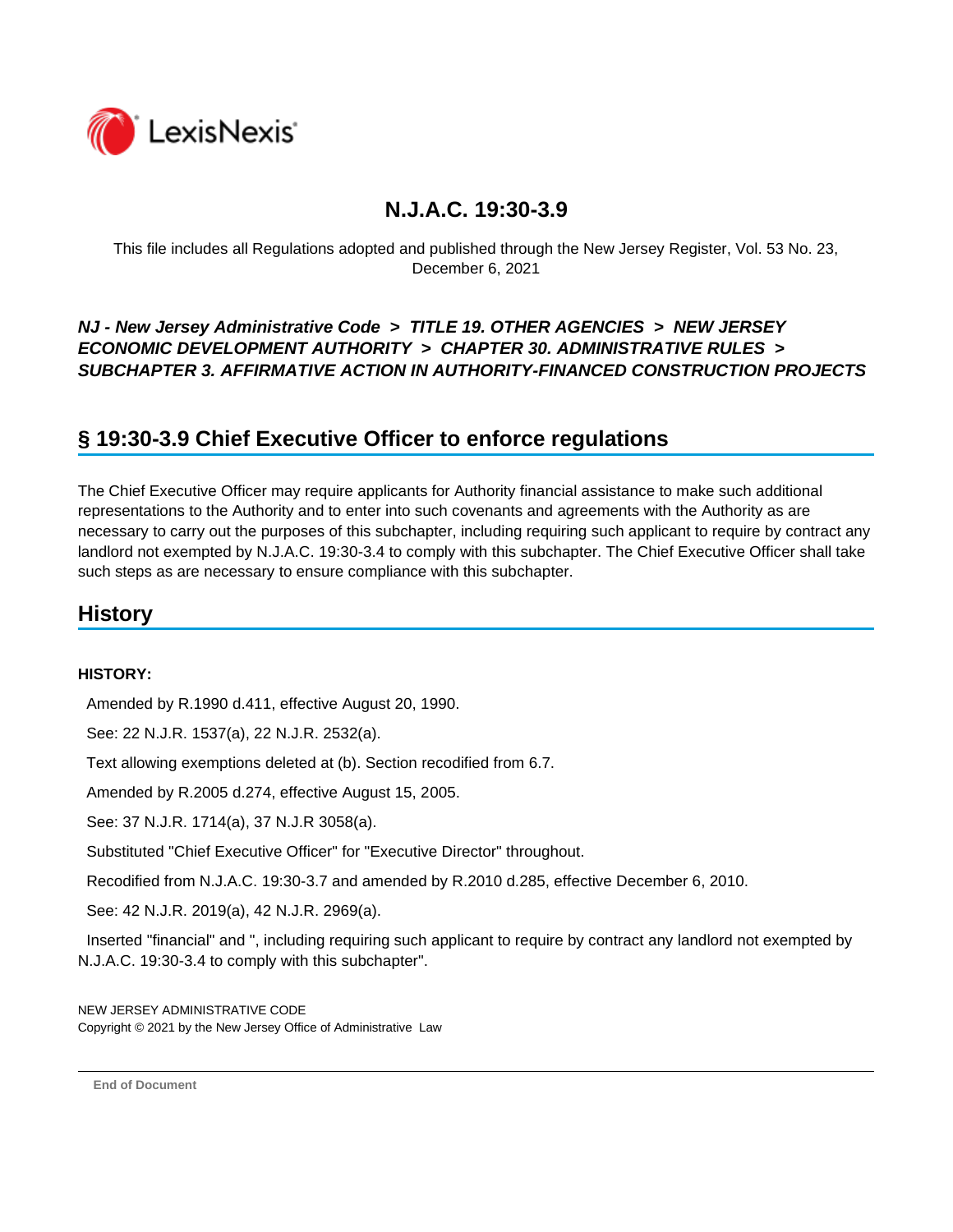# N.J.A.C. 19:30-3.9

This file includes all Regulations adopted and published through the New Jersey Register, Vol. 53 No. 23, December 6, 2021

***NJ - New Jersey Administrative Code > TITLE 19. OTHER AGENCIES > NEW JERSEY ECONOMIC DEVELOPMENT AUTHORITY > CHAPTER 30. ADMINISTRATIVE RULES > SUBCHAPTER 3. AFFIRMATIVE ACTION IN AUTHORITY-FINANCED CONSTRUCTION PROJECTS***

## § 19:30-3.9 Chief Executive Officer to enforce regulations

The Chief Executive Officer may require applicants for Authority financial assistance to make such additional representations to the Authority and to enter into such covenants and agreements with the Authority as are necessary to carry out the purposes of this subchapter, including requiring such applicant to require by contract any landlord not exempted by N.J.A.C. 19:30-3.4 to comply with this subchapter. The Chief Executive Officer shall take such steps as are necessary to ensure compliance with this subchapter.

## History

**HISTORY:**

Amended by R.1990 d.411, effective August 20, 1990.

See: 22 N.J.R. 1537(a), 22 N.J.R. 2532(a).

Text allowing exemptions deleted at (b). Section recodified from 6.7.

Amended by R.2005 d.274, effective August 15, 2005.

See: 37 N.J.R. 1714(a), 37 N.J.R 3058(a).

Substituted "Chief Executive Officer" for "Executive Director" throughout.

Recodified from N.J.A.C. 19:30-3.7 and amended by R.2010 d.285, effective December 6, 2010.

See: 42 N.J.R. 2019(a), 42 N.J.R. 2969(a).

Inserted "financial" and ", including requiring such applicant to require by contract any landlord not exempted by N.J.A.C. 19:30-3.4 to comply with this subchapter".

NEW JERSEY ADMINISTRATIVE CODE
Copyright © 2021 by the New Jersey Office of Administrative Law

End of Document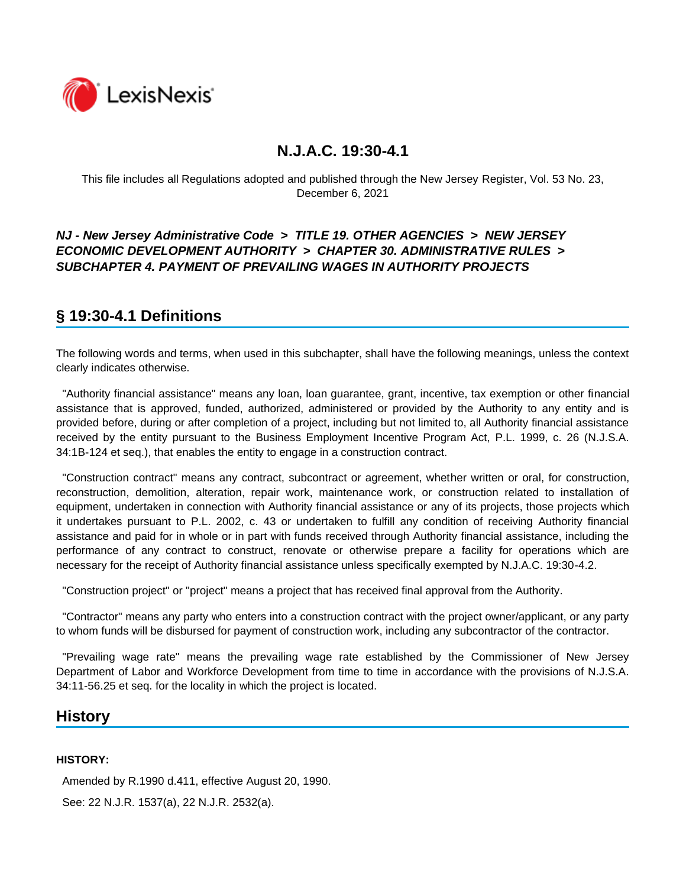# N.J.A.C. 19:30-4.1

This file includes all Regulations adopted and published through the New Jersey Register, Vol. 53 No. 23, December 6, 2021

***NJ - New Jersey Administrative Code > TITLE 19. OTHER AGENCIES > NEW JERSEY ECONOMIC DEVELOPMENT AUTHORITY > CHAPTER 30. ADMINISTRATIVE RULES > SUBCHAPTER 4. PAYMENT OF PREVAILING WAGES IN AUTHORITY PROJECTS***

## § 19:30-4.1 Definitions

The following words and terms, when used in this subchapter, shall have the following meanings, unless the context clearly indicates otherwise.

"Authority financial assistance" means any loan, loan guarantee, grant, incentive, tax exemption or other financial assistance that is approved, funded, authorized, administered or provided by the Authority to any entity and is provided before, during or after completion of a project, including but not limited to, all Authority financial assistance received by the entity pursuant to the Business Employment Incentive Program Act, P.L. 1999, c. 26 (N.J.S.A. 34:1B-124 et seq.), that enables the entity to engage in a construction contract.

"Construction contract" means any contract, subcontract or agreement, whether written or oral, for construction, reconstruction, demolition, alteration, repair work, maintenance work, or construction related to installation of equipment, undertaken in connection with Authority financial assistance or any of its projects, those projects which it undertakes pursuant to P.L. 2002, c. 43 or undertaken to fulfill any condition of receiving Authority financial assistance and paid for in whole or in part with funds received through Authority financial assistance, including the performance of any contract to construct, renovate or otherwise prepare a facility for operations which are necessary for the receipt of Authority financial assistance unless specifically exempted by N.J.A.C. 19:30-4.2.

"Construction project" or "project" means a project that has received final approval from the Authority.

"Contractor" means any party who enters into a construction contract with the project owner/applicant, or any party to whom funds will be disbursed for payment of construction work, including any subcontractor of the contractor.

"Prevailing wage rate" means the prevailing wage rate established by the Commissioner of New Jersey Department of Labor and Workforce Development from time to time in accordance with the provisions of N.J.S.A. 34:11-56.25 et seq. for the locality in which the project is located.

## History

**HISTORY:**

Amended by R.1990 d.411, effective August 20, 1990.

See: 22 N.J.R. 1537(a), 22 N.J.R. 2532(a).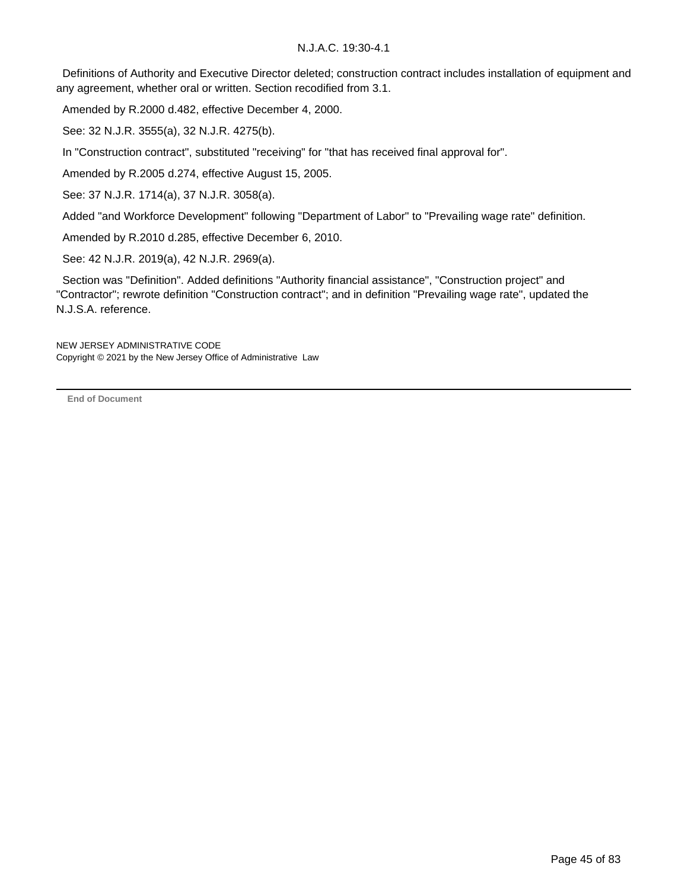Definitions of Authority and Executive Director deleted; construction contract includes installation of equipment and any agreement, whether oral or written. Section recodified from 3.1.

Amended by R.2000 d.482, effective December 4, 2000.

See: 32 N.J.R. 3555(a), 32 N.J.R. 4275(b).

In "Construction contract", substituted "receiving" for "that has received final approval for".

Amended by R.2005 d.274, effective August 15, 2005.

See: 37 N.J.R. 1714(a), 37 N.J.R. 3058(a).

Added "and Workforce Development" following "Department of Labor" to "Prevailing wage rate" definition.

Amended by R.2010 d.285, effective December 6, 2010.

See: 42 N.J.R. 2019(a), 42 N.J.R. 2969(a).

Section was "Definition". Added definitions "Authority financial assistance", "Construction project" and "Contractor"; rewrote definition "Construction contract"; and in definition "Prevailing wage rate", updated the N.J.S.A. reference.

NEW JERSEY ADMINISTRATIVE CODE
Copyright © 2021 by the New Jersey Office of Administrative Law

---

**End of Document**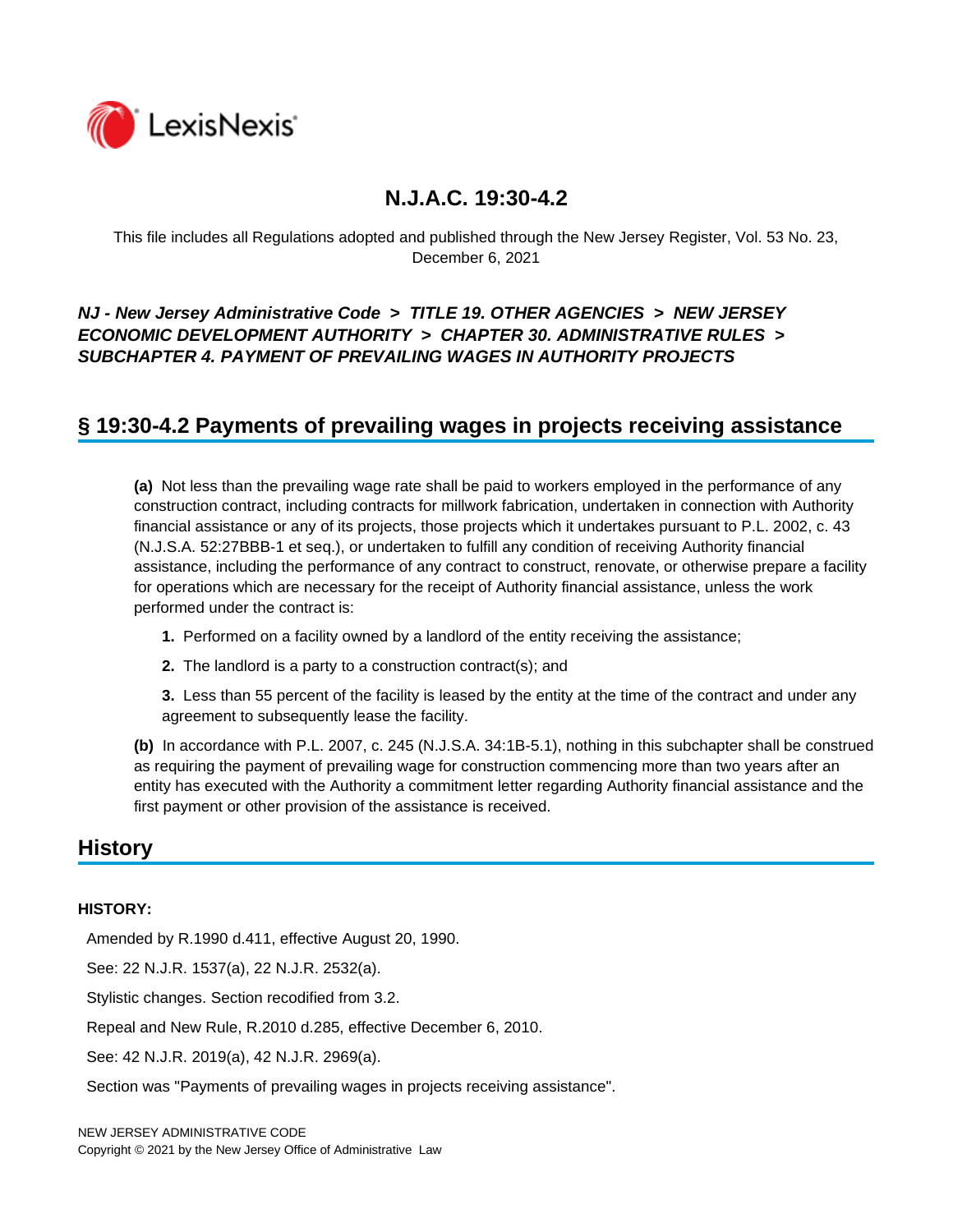# N.J.A.C. 19:30-4.2

This file includes all Regulations adopted and published through the New Jersey Register, Vol. 53 No. 23, December 6, 2021

***NJ - New Jersey Administrative Code > TITLE 19. OTHER AGENCIES > NEW JERSEY ECONOMIC DEVELOPMENT AUTHORITY > CHAPTER 30. ADMINISTRATIVE RULES > SUBCHAPTER 4. PAYMENT OF PREVAILING WAGES IN AUTHORITY PROJECTS***

## § 19:30-4.2 Payments of prevailing wages in projects receiving assistance

**(a)** Not less than the prevailing wage rate shall be paid to workers employed in the performance of any construction contract, including contracts for millwork fabrication, undertaken in connection with Authority financial assistance or any of its projects, those projects which it undertakes pursuant to P.L. 2002, c. 43 (N.J.S.A. 52:27BBB-1 et seq.), or undertaken to fulfill any condition of receiving Authority financial assistance, including the performance of any contract to construct, renovate, or otherwise prepare a facility for operations which are necessary for the receipt of Authority financial assistance, unless the work performed under the contract is:

**1.** Performed on a facility owned by a landlord of the entity receiving the assistance;

**2.** The landlord is a party to a construction contract(s); and

**3.** Less than 55 percent of the facility is leased by the entity at the time of the contract and under any agreement to subsequently lease the facility.

**(b)** In accordance with P.L. 2007, c. 245 (N.J.S.A. 34:1B-5.1), nothing in this subchapter shall be construed as requiring the payment of prevailing wage for construction commencing more than two years after an entity has executed with the Authority a commitment letter regarding Authority financial assistance and the first payment or other provision of the assistance is received.

## History

**HISTORY:**

Amended by R.1990 d.411, effective August 20, 1990.

See: 22 N.J.R. 1537(a), 22 N.J.R. 2532(a).

Stylistic changes. Section recodified from 3.2.

Repeal and New Rule, R.2010 d.285, effective December 6, 2010.

See: 42 N.J.R. 2019(a), 42 N.J.R. 2969(a).

Section was "Payments of prevailing wages in projects receiving assistance".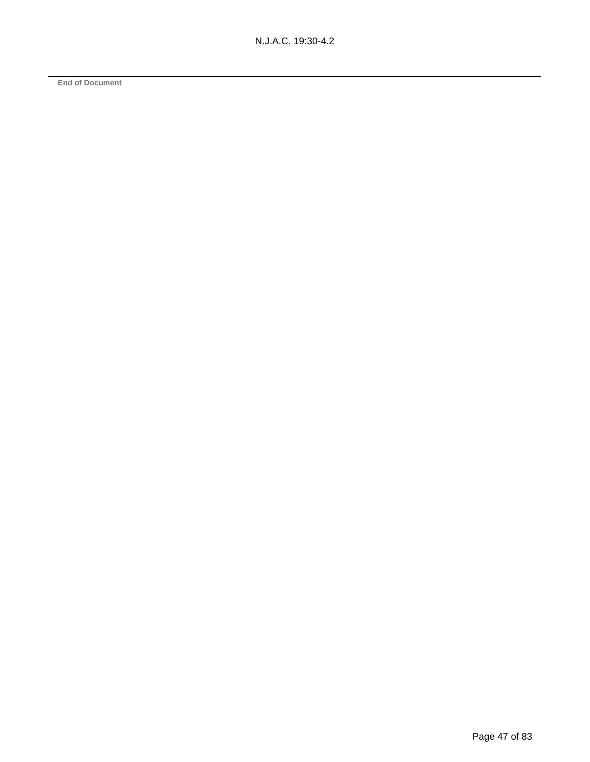**End of Document**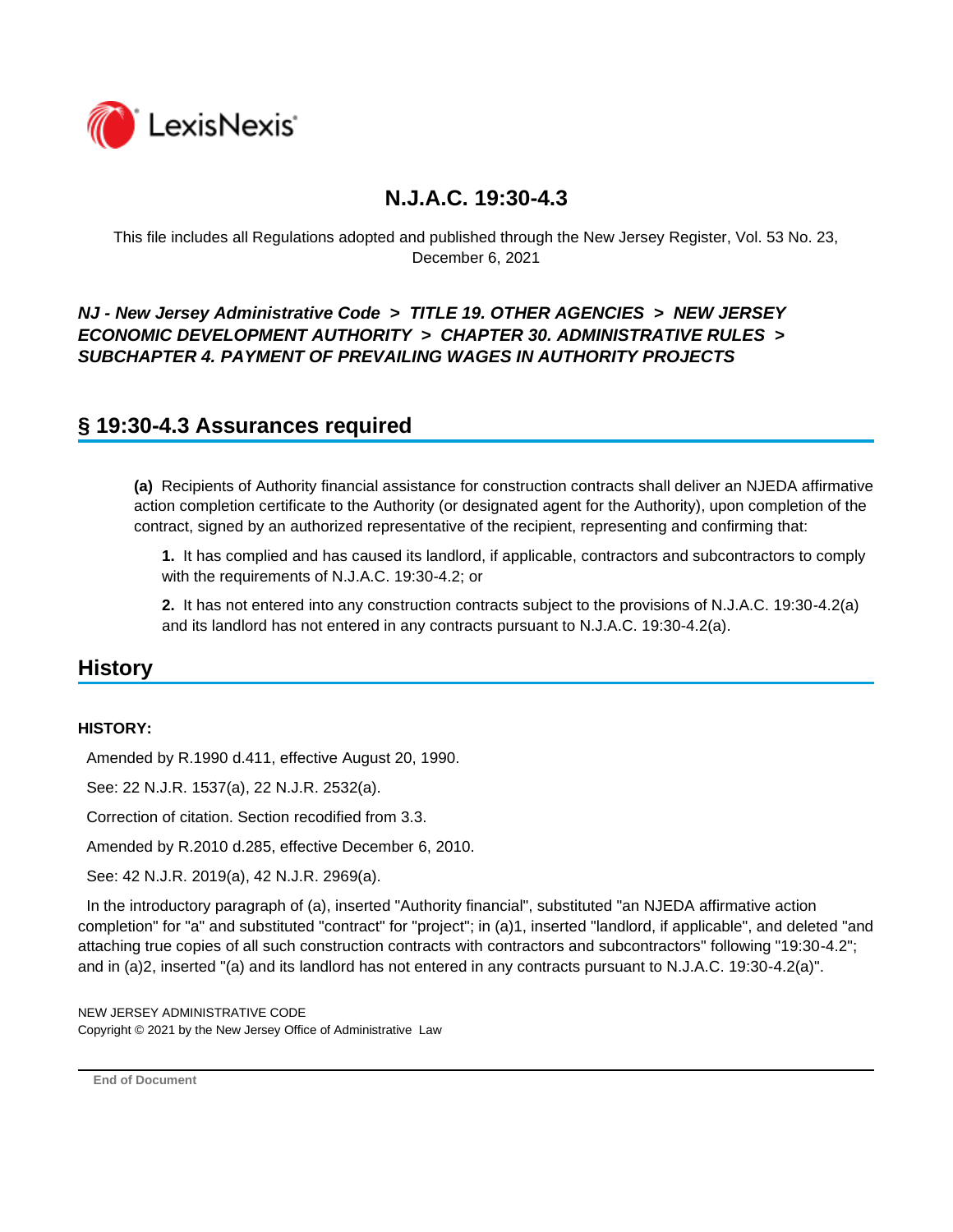# N.J.A.C. 19:30-4.3

This file includes all Regulations adopted and published through the New Jersey Register, Vol. 53 No. 23, December 6, 2021

***NJ - New Jersey Administrative Code > TITLE 19. OTHER AGENCIES > NEW JERSEY ECONOMIC DEVELOPMENT AUTHORITY > CHAPTER 30. ADMINISTRATIVE RULES > SUBCHAPTER 4. PAYMENT OF PREVAILING WAGES IN AUTHORITY PROJECTS***

## § 19:30-4.3 Assurances required

**(a)** Recipients of Authority financial assistance for construction contracts shall deliver an NJEDA affirmative action completion certificate to the Authority (or designated agent for the Authority), upon completion of the contract, signed by an authorized representative of the recipient, representing and confirming that:

**1.** It has complied and has caused its landlord, if applicable, contractors and subcontractors to comply with the requirements of N.J.A.C. 19:30-4.2; or

**2.** It has not entered into any construction contracts subject to the provisions of N.J.A.C. 19:30-4.2(a) and its landlord has not entered in any contracts pursuant to N.J.A.C. 19:30-4.2(a).

## History

**HISTORY:**

Amended by R.1990 d.411, effective August 20, 1990.

See: 22 N.J.R. 1537(a), 22 N.J.R. 2532(a).

Correction of citation. Section recodified from 3.3.

Amended by R.2010 d.285, effective December 6, 2010.

See: 42 N.J.R. 2019(a), 42 N.J.R. 2969(a).

In the introductory paragraph of (a), inserted "Authority financial", substituted "an NJEDA affirmative action completion" for "a" and substituted "contract" for "project"; in (a)1, inserted "landlord, if applicable", and deleted "and attaching true copies of all such construction contracts with contractors and subcontractors" following "19:30-4.2"; and in (a)2, inserted "(a) and its landlord has not entered in any contracts pursuant to N.J.A.C. 19:30-4.2(a)".

NEW JERSEY ADMINISTRATIVE CODE
Copyright © 2021 by the New Jersey Office of Administrative Law

End of Document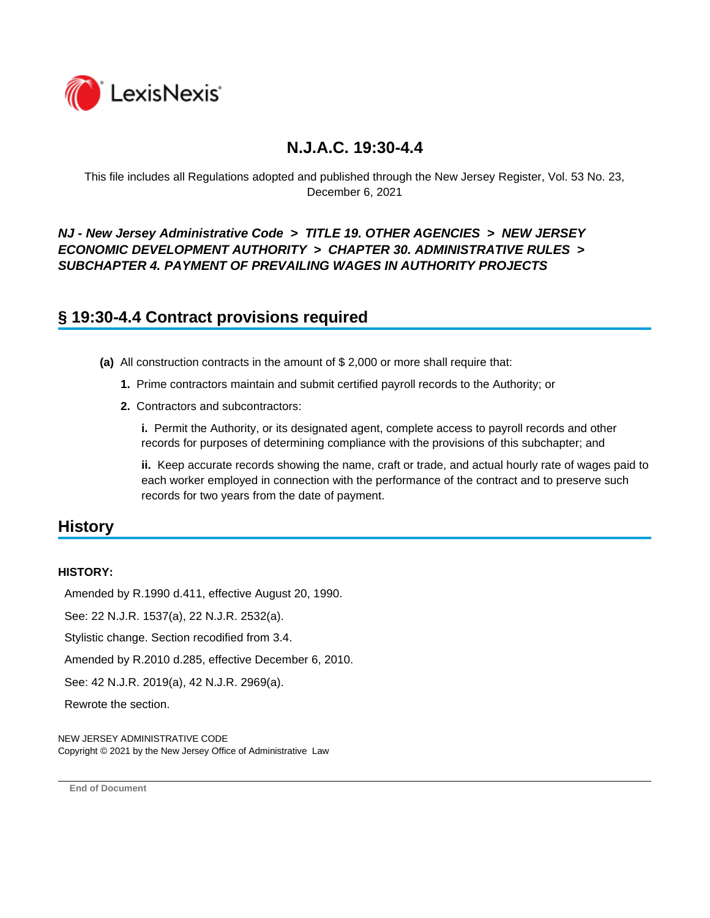# N.J.A.C. 19:30-4.4

This file includes all Regulations adopted and published through the New Jersey Register, Vol. 53 No. 23, December 6, 2021

***NJ - New Jersey Administrative Code > TITLE 19. OTHER AGENCIES > NEW JERSEY ECONOMIC DEVELOPMENT AUTHORITY > CHAPTER 30. ADMINISTRATIVE RULES > SUBCHAPTER 4. PAYMENT OF PREVAILING WAGES IN AUTHORITY PROJECTS***

## § 19:30-4.4 Contract provisions required

**(a)** All construction contracts in the amount of $ 2,000 or more shall require that:

**1.** Prime contractors maintain and submit certified payroll records to the Authority; or

**2.** Contractors and subcontractors:

**i.** Permit the Authority, or its designated agent, complete access to payroll records and other records for purposes of determining compliance with the provisions of this subchapter; and

**ii.** Keep accurate records showing the name, craft or trade, and actual hourly rate of wages paid to each worker employed in connection with the performance of the contract and to preserve such records for two years from the date of payment.

## History

**HISTORY:**

Amended by R.1990 d.411, effective August 20, 1990.

See: 22 N.J.R. 1537(a), 22 N.J.R. 2532(a).

Stylistic change. Section recodified from 3.4.

Amended by R.2010 d.285, effective December 6, 2010.

See: 42 N.J.R. 2019(a), 42 N.J.R. 2969(a).

Rewrote the section.

NEW JERSEY ADMINISTRATIVE CODE
Copyright © 2021 by the New Jersey Office of Administrative Law

**End of Document**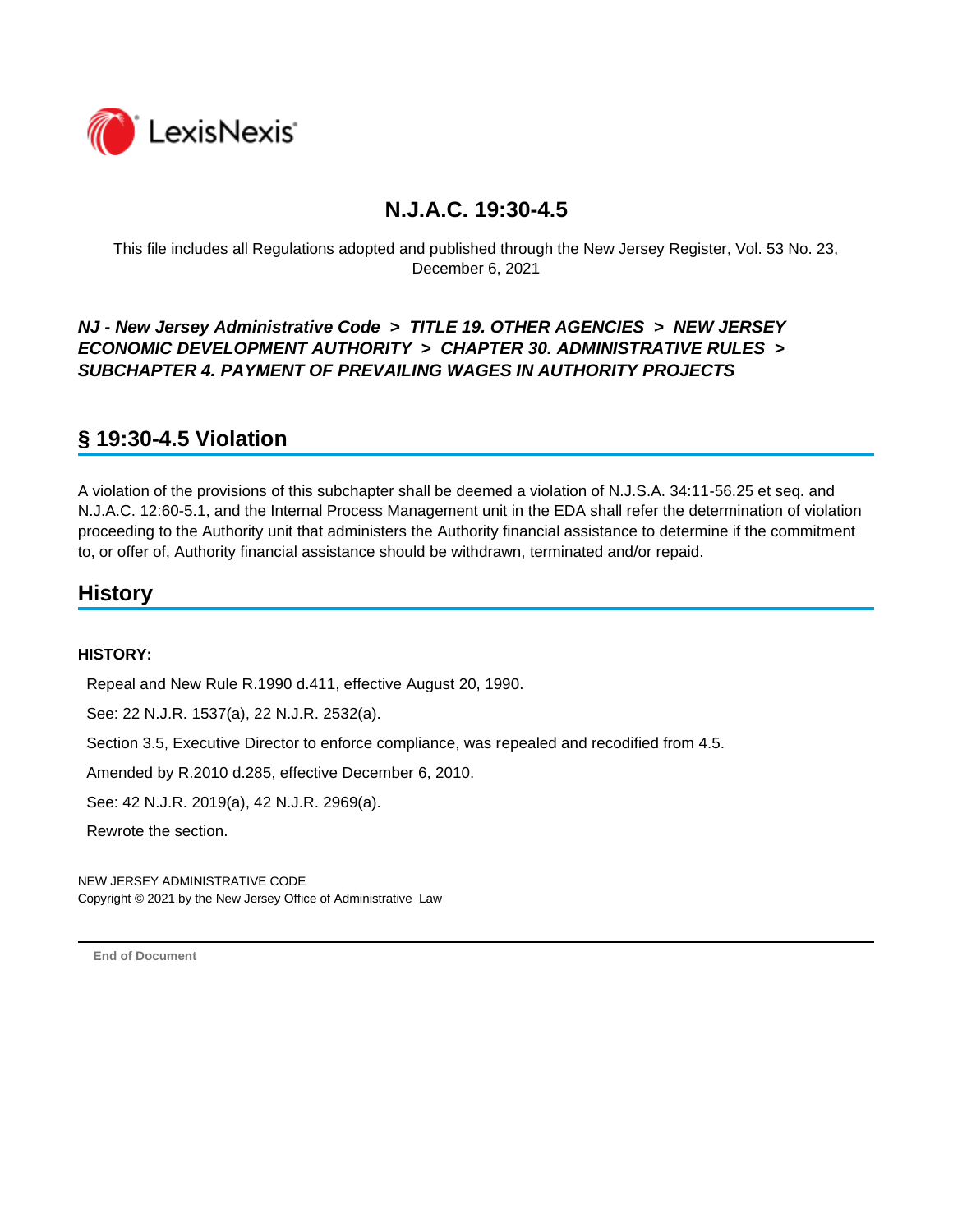# N.J.A.C. 19:30-4.5

This file includes all Regulations adopted and published through the New Jersey Register, Vol. 53 No. 23, December 6, 2021

***NJ - New Jersey Administrative Code > TITLE 19. OTHER AGENCIES > NEW JERSEY ECONOMIC DEVELOPMENT AUTHORITY > CHAPTER 30. ADMINISTRATIVE RULES > SUBCHAPTER 4. PAYMENT OF PREVAILING WAGES IN AUTHORITY PROJECTS***

## § 19:30-4.5 Violation

A violation of the provisions of this subchapter shall be deemed a violation of N.J.S.A. 34:11-56.25 et seq. and N.J.A.C. 12:60-5.1, and the Internal Process Management unit in the EDA shall refer the determination of violation proceeding to the Authority unit that administers the Authority financial assistance to determine if the commitment to, or offer of, Authority financial assistance should be withdrawn, terminated and/or repaid.

## History

**HISTORY:**

Repeal and New Rule R.1990 d.411, effective August 20, 1990.

See: 22 N.J.R. 1537(a), 22 N.J.R. 2532(a).

Section 3.5, Executive Director to enforce compliance, was repealed and recodified from 4.5.

Amended by R.2010 d.285, effective December 6, 2010.

See: 42 N.J.R. 2019(a), 42 N.J.R. 2969(a).

Rewrote the section.

NEW JERSEY ADMINISTRATIVE CODE
Copyright © 2021 by the New Jersey Office of Administrative Law

End of Document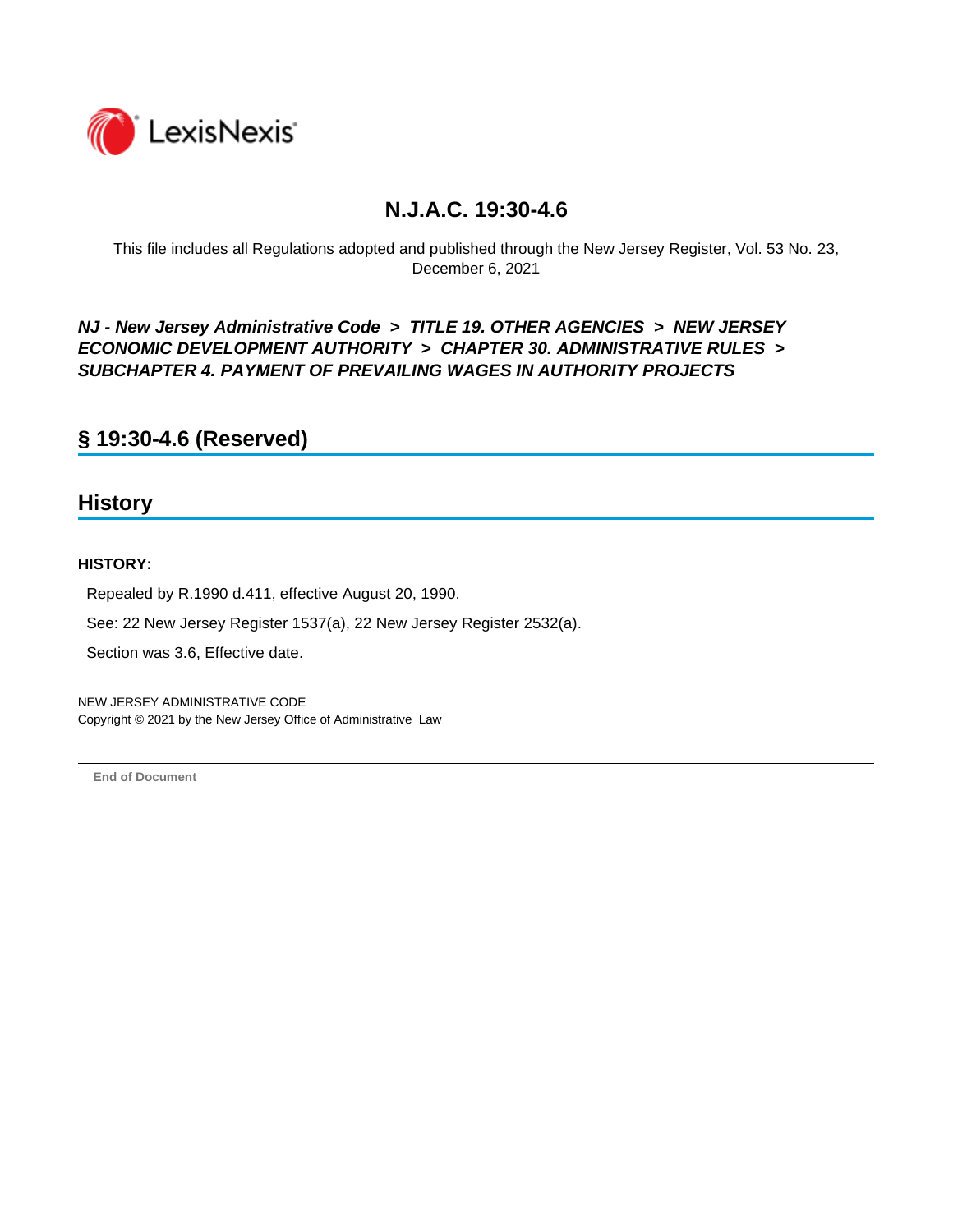# N.J.A.C. 19:30-4.6

This file includes all Regulations adopted and published through the New Jersey Register, Vol. 53 No. 23, December 6, 2021

***NJ - New Jersey Administrative Code > TITLE 19. OTHER AGENCIES > NEW JERSEY ECONOMIC DEVELOPMENT AUTHORITY > CHAPTER 30. ADMINISTRATIVE RULES > SUBCHAPTER 4. PAYMENT OF PREVAILING WAGES IN AUTHORITY PROJECTS***

## § 19:30-4.6 (Reserved)

## History

**HISTORY:**

Repealed by R.1990 d.411, effective August 20, 1990.

See: 22 New Jersey Register 1537(a), 22 New Jersey Register 2532(a).

Section was 3.6, Effective date.

NEW JERSEY ADMINISTRATIVE CODE
Copyright © 2021 by the New Jersey Office of Administrative Law

**End of Document**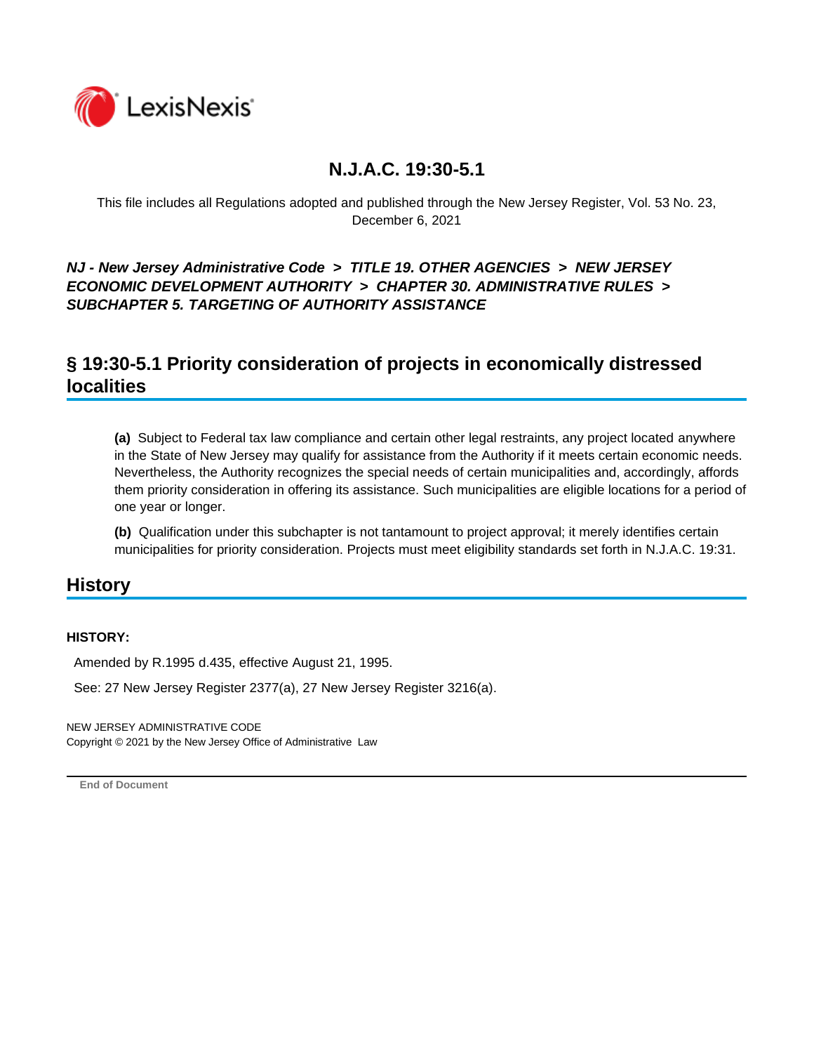# N.J.A.C. 19:30-5.1

This file includes all Regulations adopted and published through the New Jersey Register, Vol. 53 No. 23, December 6, 2021

***NJ - New Jersey Administrative Code > TITLE 19. OTHER AGENCIES > NEW JERSEY ECONOMIC DEVELOPMENT AUTHORITY > CHAPTER 30. ADMINISTRATIVE RULES > SUBCHAPTER 5. TARGETING OF AUTHORITY ASSISTANCE***

## § 19:30-5.1 Priority consideration of projects in economically distressed localities

**(a)** Subject to Federal tax law compliance and certain other legal restraints, any project located anywhere in the State of New Jersey may qualify for assistance from the Authority if it meets certain economic needs. Nevertheless, the Authority recognizes the special needs of certain municipalities and, accordingly, affords them priority consideration in offering its assistance. Such municipalities are eligible locations for a period of one year or longer.

**(b)** Qualification under this subchapter is not tantamount to project approval; it merely identifies certain municipalities for priority consideration. Projects must meet eligibility standards set forth in N.J.A.C. 19:31.

## History

**HISTORY:**

Amended by R.1995 d.435, effective August 21, 1995.

See: 27 New Jersey Register 2377(a), 27 New Jersey Register 3216(a).

NEW JERSEY ADMINISTRATIVE CODE
Copyright © 2021 by the New Jersey Office of Administrative Law

End of Document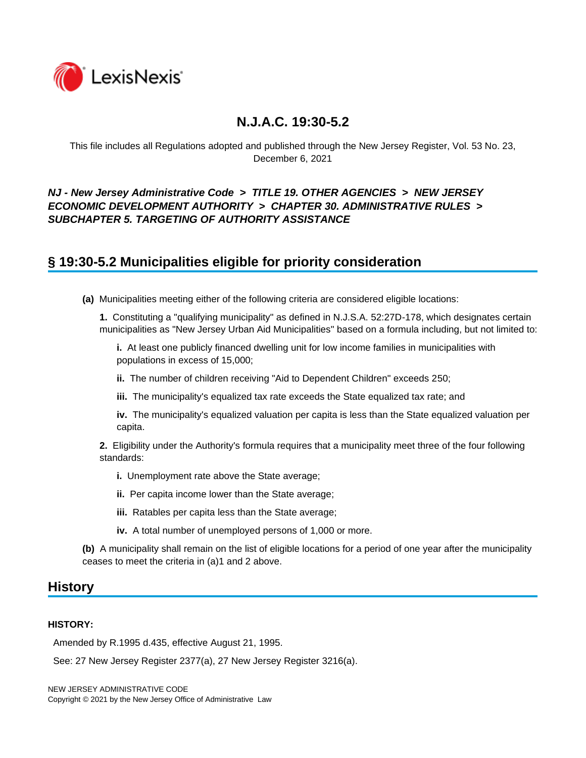# N.J.A.C. 19:30-5.2

This file includes all Regulations adopted and published through the New Jersey Register, Vol. 53 No. 23, December 6, 2021

***NJ - New Jersey Administrative Code > TITLE 19. OTHER AGENCIES > NEW JERSEY ECONOMIC DEVELOPMENT AUTHORITY > CHAPTER 30. ADMINISTRATIVE RULES > SUBCHAPTER 5. TARGETING OF AUTHORITY ASSISTANCE***

## § 19:30-5.2 Municipalities eligible for priority consideration

**(a)** Municipalities meeting either of the following criteria are considered eligible locations:

**1.** Constituting a "qualifying municipality" as defined in N.J.S.A. 52:27D-178, which designates certain municipalities as "New Jersey Urban Aid Municipalities" based on a formula including, but not limited to:

**i.** At least one publicly financed dwelling unit for low income families in municipalities with populations in excess of 15,000;

**ii.** The number of children receiving "Aid to Dependent Children" exceeds 250;

**iii.** The municipality's equalized tax rate exceeds the State equalized tax rate; and

**iv.** The municipality's equalized valuation per capita is less than the State equalized valuation per capita.

**2.** Eligibility under the Authority's formula requires that a municipality meet three of the four following standards:

**i.** Unemployment rate above the State average;

**ii.** Per capita income lower than the State average;

**iii.** Ratables per capita less than the State average;

**iv.** A total number of unemployed persons of 1,000 or more.

**(b)** A municipality shall remain on the list of eligible locations for a period of one year after the municipality ceases to meet the criteria in (a)1 and 2 above.

## History

**HISTORY:**

Amended by R.1995 d.435, effective August 21, 1995.

See: 27 New Jersey Register 2377(a), 27 New Jersey Register 3216(a).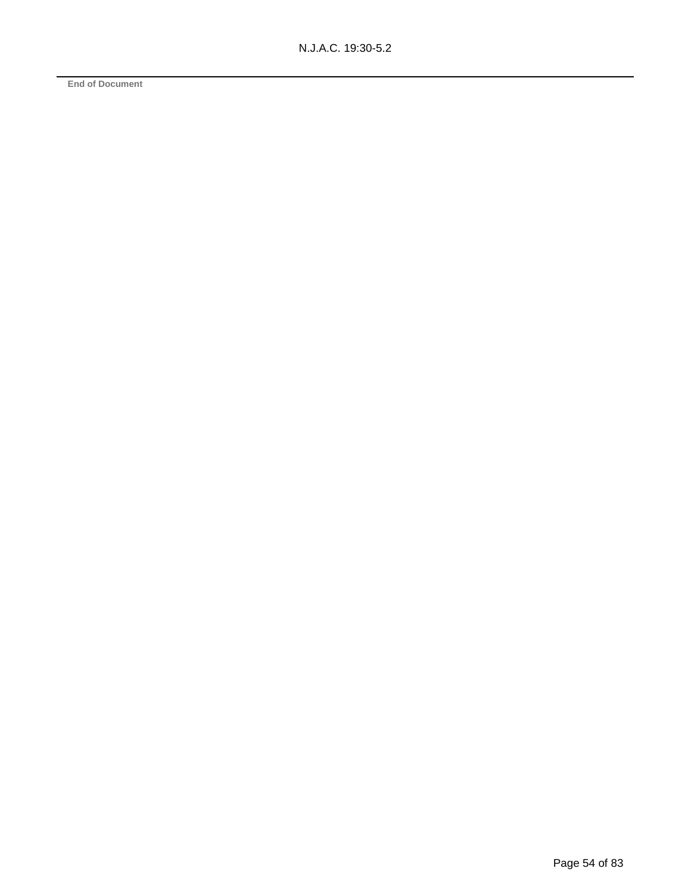**End of Document**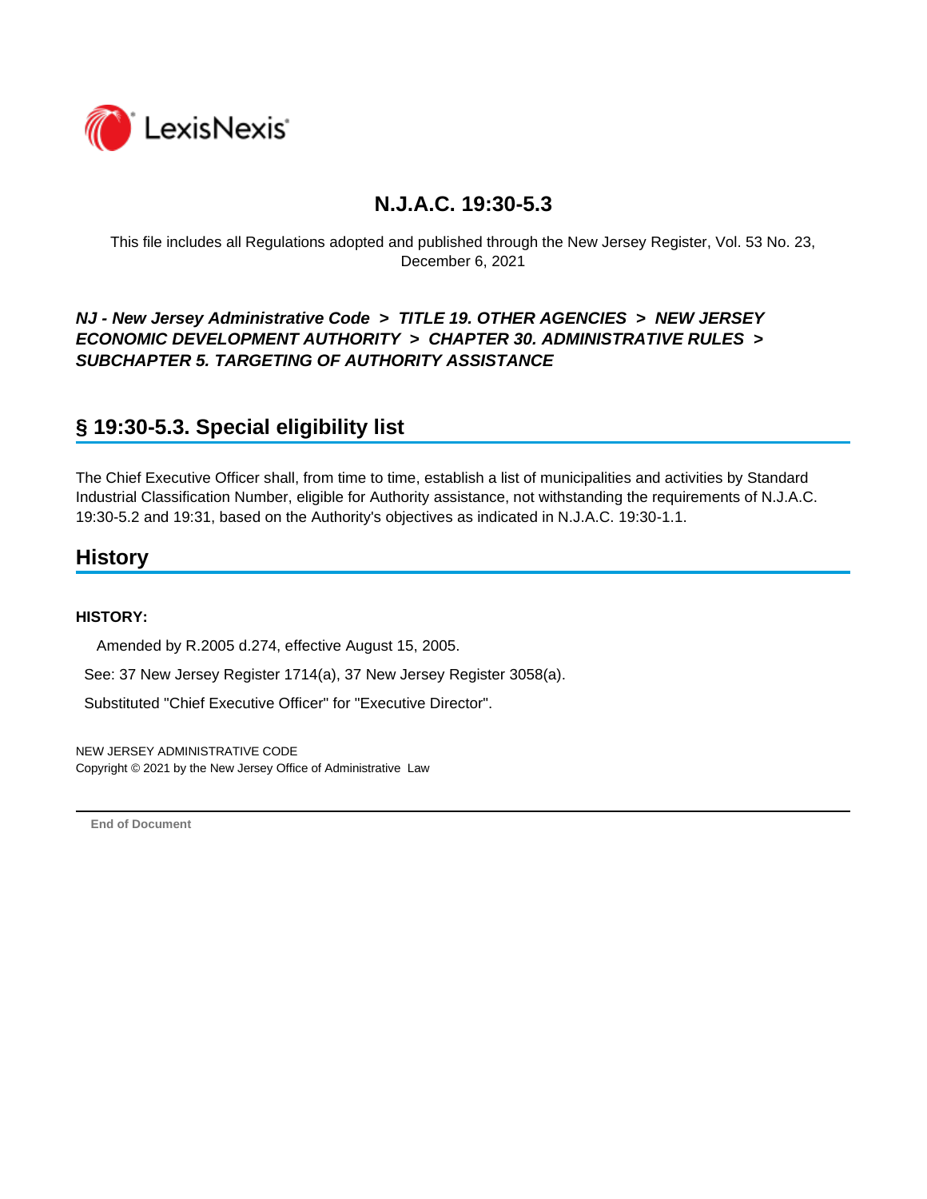# N.J.A.C. 19:30-5.3

This file includes all Regulations adopted and published through the New Jersey Register, Vol. 53 No. 23, December 6, 2021

***NJ - New Jersey Administrative Code > TITLE 19. OTHER AGENCIES > NEW JERSEY ECONOMIC DEVELOPMENT AUTHORITY > CHAPTER 30. ADMINISTRATIVE RULES > SUBCHAPTER 5. TARGETING OF AUTHORITY ASSISTANCE***

## § 19:30-5.3. Special eligibility list

The Chief Executive Officer shall, from time to time, establish a list of municipalities and activities by Standard Industrial Classification Number, eligible for Authority assistance, not withstanding the requirements of N.J.A.C. 19:30-5.2 and 19:31, based on the Authority's objectives as indicated in N.J.A.C. 19:30-1.1.

## History

**HISTORY:**

Amended by R.2005 d.274, effective August 15, 2005.

See: 37 New Jersey Register 1714(a), 37 New Jersey Register 3058(a).

Substituted "Chief Executive Officer" for "Executive Director".

NEW JERSEY ADMINISTRATIVE CODE
Copyright © 2021 by the New Jersey Office of Administrative Law

**End of Document**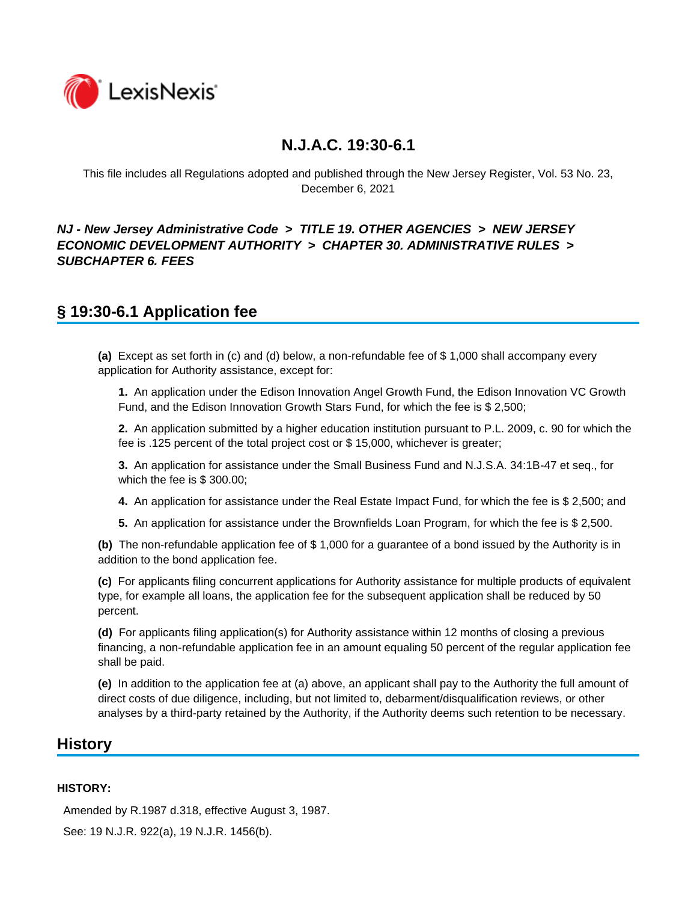# N.J.A.C. 19:30-6.1

This file includes all Regulations adopted and published through the New Jersey Register, Vol. 53 No. 23, December 6, 2021

***NJ - New Jersey Administrative Code > TITLE 19. OTHER AGENCIES > NEW JERSEY ECONOMIC DEVELOPMENT AUTHORITY > CHAPTER 30. ADMINISTRATIVE RULES > SUBCHAPTER 6. FEES***

## § 19:30-6.1 Application fee

**(a)** Except as set forth in (c) and (d) below, a non-refundable fee of $ 1,000 shall accompany every application for Authority assistance, except for:

**1.** An application under the Edison Innovation Angel Growth Fund, the Edison Innovation VC Growth Fund, and the Edison Innovation Growth Stars Fund, for which the fee is $ 2,500;

**2.** An application submitted by a higher education institution pursuant to P.L. 2009, c. 90 for which the fee is .125 percent of the total project cost or $ 15,000, whichever is greater;

**3.** An application for assistance under the Small Business Fund and N.J.S.A. 34:1B-47 et seq., for which the fee is $ 300.00;

**4.** An application for assistance under the Real Estate Impact Fund, for which the fee is $ 2,500; and

**5.** An application for assistance under the Brownfields Loan Program, for which the fee is $ 2,500.

**(b)** The non-refundable application fee of $ 1,000 for a guarantee of a bond issued by the Authority is in addition to the bond application fee.

**(c)** For applicants filing concurrent applications for Authority assistance for multiple products of equivalent type, for example all loans, the application fee for the subsequent application shall be reduced by 50 percent.

**(d)** For applicants filing application(s) for Authority assistance within 12 months of closing a previous financing, a non-refundable application fee in an amount equaling 50 percent of the regular application fee shall be paid.

**(e)** In addition to the application fee at (a) above, an applicant shall pay to the Authority the full amount of direct costs of due diligence, including, but not limited to, debarment/disqualification reviews, or other analyses by a third-party retained by the Authority, if the Authority deems such retention to be necessary.

## History

**HISTORY:**

Amended by R.1987 d.318, effective August 3, 1987.

See: 19 N.J.R. 922(a), 19 N.J.R. 1456(b).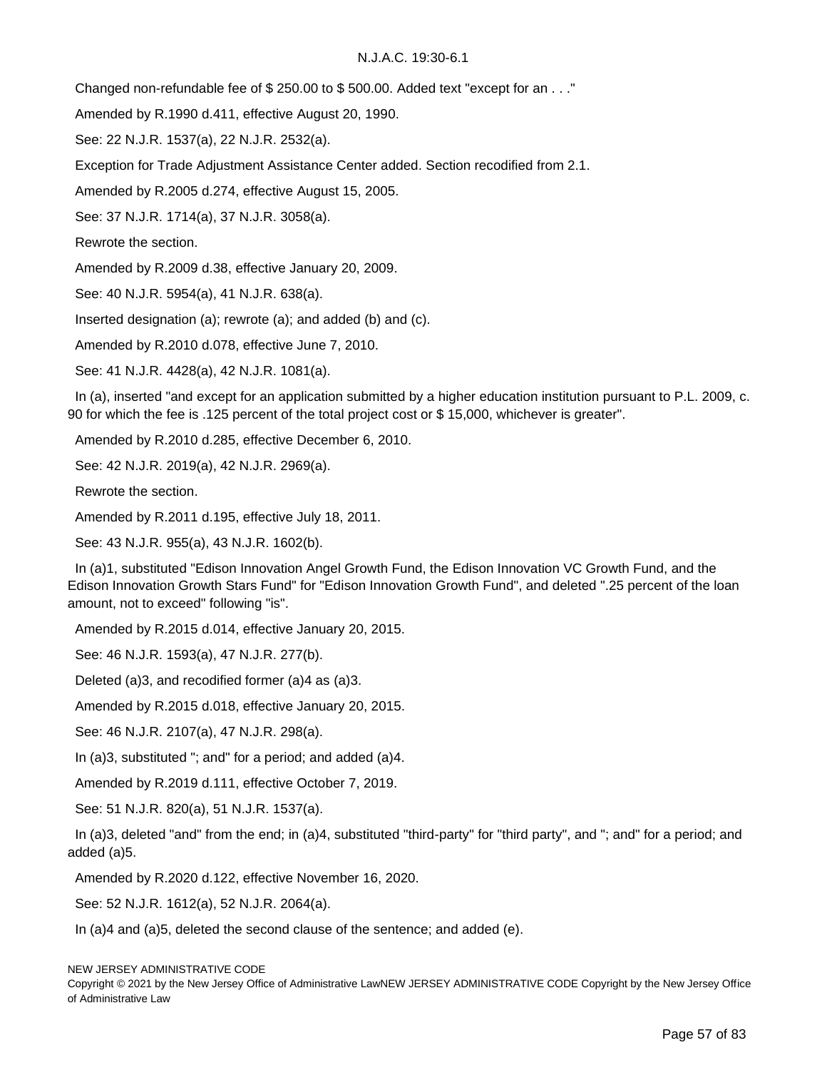Changed non-refundable fee of $ 250.00 to $ 500.00. Added text "except for an . . ."

Amended by R.1990 d.411, effective August 20, 1990.

See: 22 N.J.R. 1537(a), 22 N.J.R. 2532(a).

Exception for Trade Adjustment Assistance Center added. Section recodified from 2.1.

Amended by R.2005 d.274, effective August 15, 2005.

See: 37 N.J.R. 1714(a), 37 N.J.R. 3058(a).

Rewrote the section.

Amended by R.2009 d.38, effective January 20, 2009.

See: 40 N.J.R. 5954(a), 41 N.J.R. 638(a).

Inserted designation (a); rewrote (a); and added (b) and (c).

Amended by R.2010 d.078, effective June 7, 2010.

See: 41 N.J.R. 4428(a), 42 N.J.R. 1081(a).

In (a), inserted "and except for an application submitted by a higher education institution pursuant to P.L. 2009, c. 90 for which the fee is .125 percent of the total project cost or $ 15,000, whichever is greater".

Amended by R.2010 d.285, effective December 6, 2010.

See: 42 N.J.R. 2019(a), 42 N.J.R. 2969(a).

Rewrote the section.

Amended by R.2011 d.195, effective July 18, 2011.

See: 43 N.J.R. 955(a), 43 N.J.R. 1602(b).

In (a)1, substituted "Edison Innovation Angel Growth Fund, the Edison Innovation VC Growth Fund, and the Edison Innovation Growth Stars Fund" for "Edison Innovation Growth Fund", and deleted ".25 percent of the loan amount, not to exceed" following "is".

Amended by R.2015 d.014, effective January 20, 2015.

See: 46 N.J.R. 1593(a), 47 N.J.R. 277(b).

Deleted (a)3, and recodified former (a)4 as (a)3.

Amended by R.2015 d.018, effective January 20, 2015.

See: 46 N.J.R. 2107(a), 47 N.J.R. 298(a).

In (a)3, substituted "; and" for a period; and added (a)4.

Amended by R.2019 d.111, effective October 7, 2019.

See: 51 N.J.R. 820(a), 51 N.J.R. 1537(a).

In (a)3, deleted "and" from the end; in (a)4, substituted "third-party" for "third party", and "; and" for a period; and added (a)5.

Amended by R.2020 d.122, effective November 16, 2020.

See: 52 N.J.R. 1612(a), 52 N.J.R. 2064(a).

In (a)4 and (a)5, deleted the second clause of the sentence; and added (e).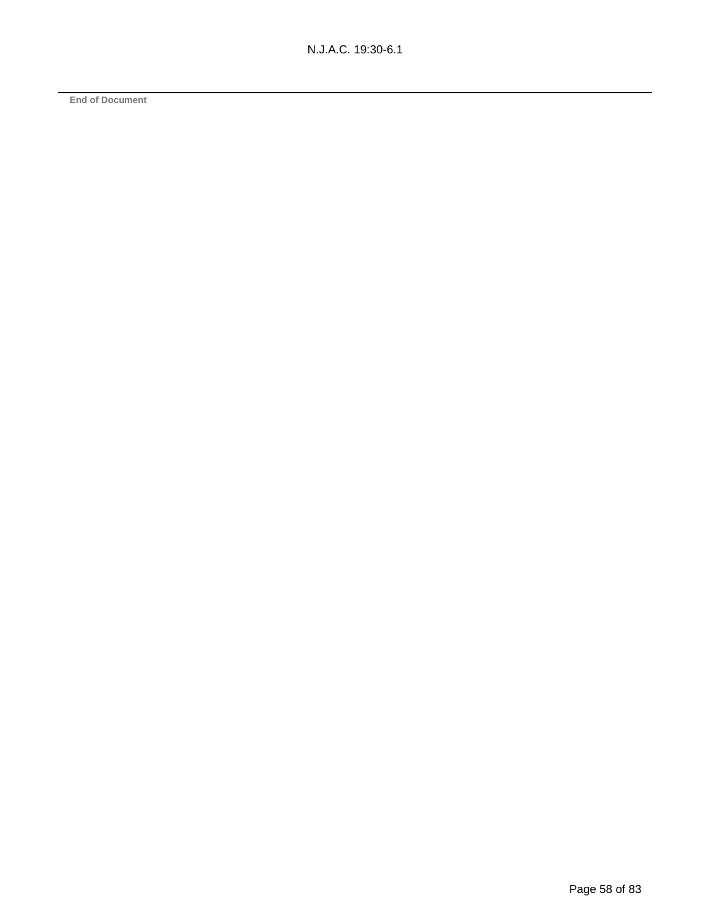End of Document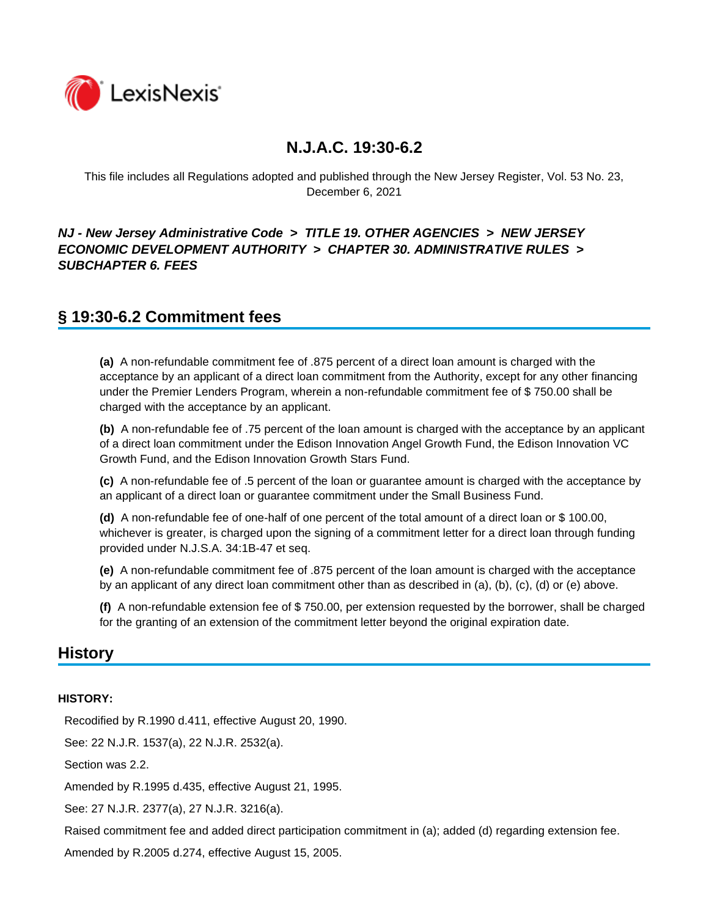# N.J.A.C. 19:30-6.2

This file includes all Regulations adopted and published through the New Jersey Register, Vol. 53 No. 23, December 6, 2021

***NJ - New Jersey Administrative Code > TITLE 19. OTHER AGENCIES > NEW JERSEY ECONOMIC DEVELOPMENT AUTHORITY > CHAPTER 30. ADMINISTRATIVE RULES > SUBCHAPTER 6. FEES***

## § 19:30-6.2 Commitment fees

**(a)** A non-refundable commitment fee of .875 percent of a direct loan amount is charged with the acceptance by an applicant of a direct loan commitment from the Authority, except for any other financing under the Premier Lenders Program, wherein a non-refundable commitment fee of $ 750.00 shall be charged with the acceptance by an applicant.

**(b)** A non-refundable fee of .75 percent of the loan amount is charged with the acceptance by an applicant of a direct loan commitment under the Edison Innovation Angel Growth Fund, the Edison Innovation VC Growth Fund, and the Edison Innovation Growth Stars Fund.

**(c)** A non-refundable fee of .5 percent of the loan or guarantee amount is charged with the acceptance by an applicant of a direct loan or guarantee commitment under the Small Business Fund.

**(d)** A non-refundable fee of one-half of one percent of the total amount of a direct loan or $ 100.00, whichever is greater, is charged upon the signing of a commitment letter for a direct loan through funding provided under N.J.S.A. 34:1B-47 et seq.

**(e)** A non-refundable commitment fee of .875 percent of the loan amount is charged with the acceptance by an applicant of any direct loan commitment other than as described in (a), (b), (c), (d) or (e) above.

**(f)** A non-refundable extension fee of $ 750.00, per extension requested by the borrower, shall be charged for the granting of an extension of the commitment letter beyond the original expiration date.

## History

**HISTORY:**

Recodified by R.1990 d.411, effective August 20, 1990.

See: 22 N.J.R. 1537(a), 22 N.J.R. 2532(a).

Section was 2.2.

Amended by R.1995 d.435, effective August 21, 1995.

See: 27 N.J.R. 2377(a), 27 N.J.R. 3216(a).

Raised commitment fee and added direct participation commitment in (a); added (d) regarding extension fee.

Amended by R.2005 d.274, effective August 15, 2005.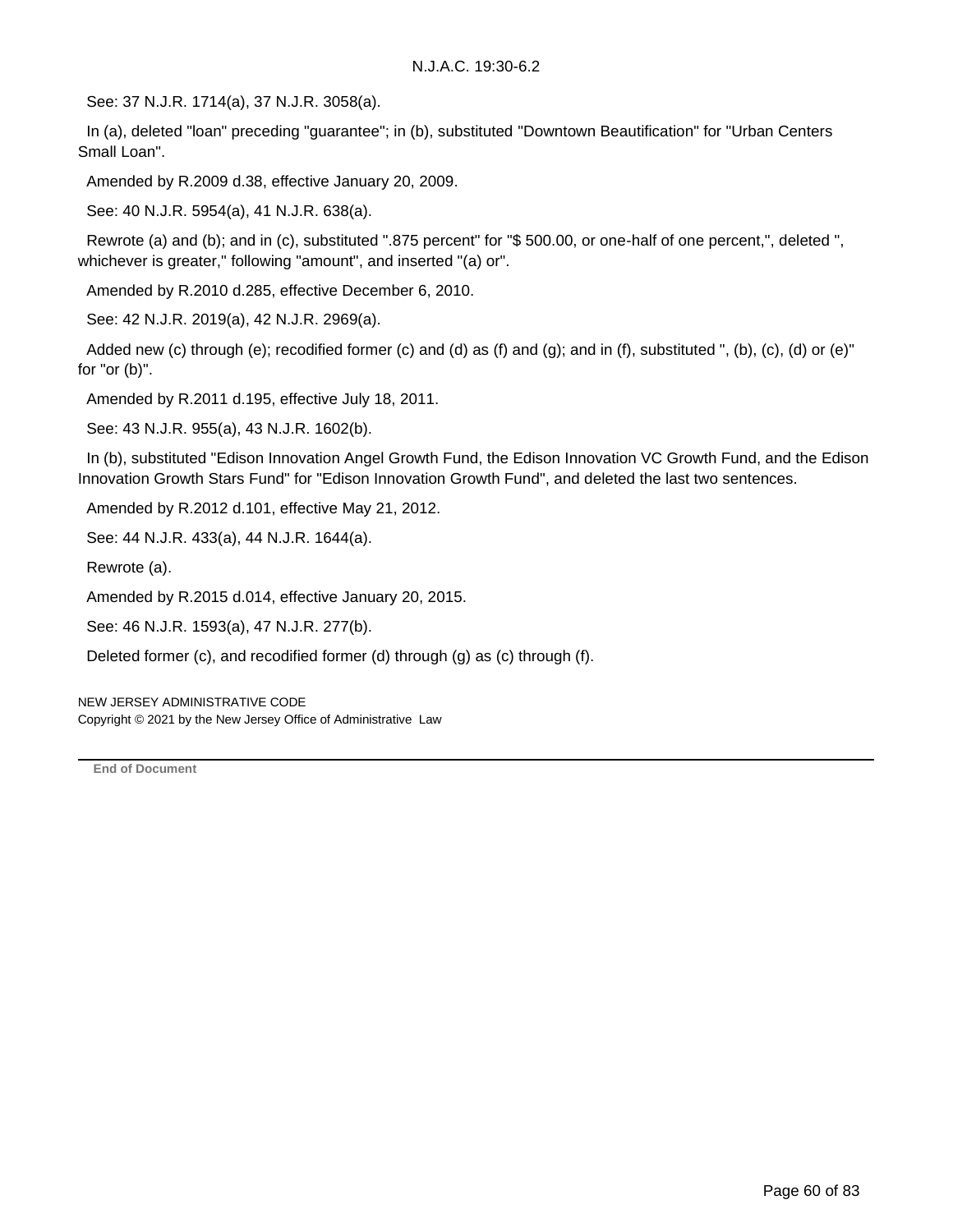See: 37 N.J.R. 1714(a), 37 N.J.R. 3058(a).

In (a), deleted "loan" preceding "guarantee"; in (b), substituted "Downtown Beautification" for "Urban Centers Small Loan".

Amended by R.2009 d.38, effective January 20, 2009.

See: 40 N.J.R. 5954(a), 41 N.J.R. 638(a).

Rewrote (a) and (b); and in (c), substituted ".875 percent" for "$ 500.00, or one-half of one percent,", deleted ", whichever is greater," following "amount", and inserted "(a) or".

Amended by R.2010 d.285, effective December 6, 2010.

See: 42 N.J.R. 2019(a), 42 N.J.R. 2969(a).

Added new (c) through (e); recodified former (c) and (d) as (f) and (g); and in (f), substituted ", (b), (c), (d) or (e)" for "or (b)".

Amended by R.2011 d.195, effective July 18, 2011.

See: 43 N.J.R. 955(a), 43 N.J.R. 1602(b).

In (b), substituted "Edison Innovation Angel Growth Fund, the Edison Innovation VC Growth Fund, and the Edison Innovation Growth Stars Fund" for "Edison Innovation Growth Fund", and deleted the last two sentences.

Amended by R.2012 d.101, effective May 21, 2012.

See: 44 N.J.R. 433(a), 44 N.J.R. 1644(a).

Rewrote (a).

Amended by R.2015 d.014, effective January 20, 2015.

See: 46 N.J.R. 1593(a), 47 N.J.R. 277(b).

Deleted former (c), and recodified former (d) through (g) as (c) through (f).

NEW JERSEY ADMINISTRATIVE CODE
Copyright © 2021 by the New Jersey Office of Administrative Law

---

**End of Document**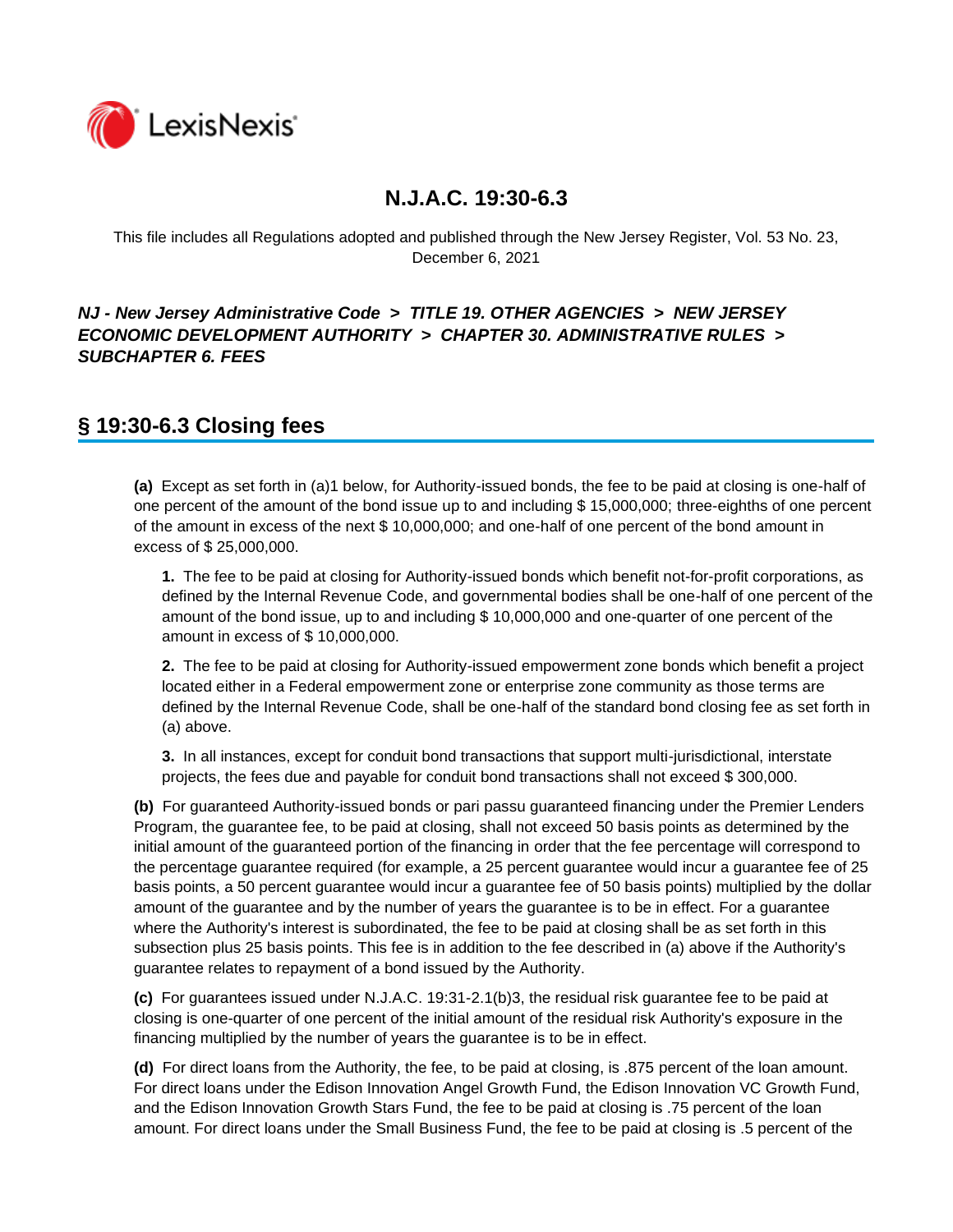# N.J.A.C. 19:30-6.3

This file includes all Regulations adopted and published through the New Jersey Register, Vol. 53 No. 23, December 6, 2021

***NJ - New Jersey Administrative Code > TITLE 19. OTHER AGENCIES > NEW JERSEY ECONOMIC DEVELOPMENT AUTHORITY > CHAPTER 30. ADMINISTRATIVE RULES > SUBCHAPTER 6. FEES***

## § 19:30-6.3 Closing fees

**(a)** Except as set forth in (a)1 below, for Authority-issued bonds, the fee to be paid at closing is one-half of one percent of the amount of the bond issue up to and including $ 15,000,000; three-eighths of one percent of the amount in excess of the next $ 10,000,000; and one-half of one percent of the bond amount in excess of $ 25,000,000.

**1.** The fee to be paid at closing for Authority-issued bonds which benefit not-for-profit corporations, as defined by the Internal Revenue Code, and governmental bodies shall be one-half of one percent of the amount of the bond issue, up to and including $ 10,000,000 and one-quarter of one percent of the amount in excess of $ 10,000,000.

**2.** The fee to be paid at closing for Authority-issued empowerment zone bonds which benefit a project located either in a Federal empowerment zone or enterprise zone community as those terms are defined by the Internal Revenue Code, shall be one-half of the standard bond closing fee as set forth in (a) above.

**3.** In all instances, except for conduit bond transactions that support multi-jurisdictional, interstate projects, the fees due and payable for conduit bond transactions shall not exceed $ 300,000.

**(b)** For guaranteed Authority-issued bonds or pari passu guaranteed financing under the Premier Lenders Program, the guarantee fee, to be paid at closing, shall not exceed 50 basis points as determined by the initial amount of the guaranteed portion of the financing in order that the fee percentage will correspond to the percentage guarantee required (for example, a 25 percent guarantee would incur a guarantee fee of 25 basis points, a 50 percent guarantee would incur a guarantee fee of 50 basis points) multiplied by the dollar amount of the guarantee and by the number of years the guarantee is to be in effect. For a guarantee where the Authority's interest is subordinated, the fee to be paid at closing shall be as set forth in this subsection plus 25 basis points. This fee is in addition to the fee described in (a) above if the Authority's guarantee relates to repayment of a bond issued by the Authority.

**(c)** For guarantees issued under N.J.A.C. 19:31-2.1(b)3, the residual risk guarantee fee to be paid at closing is one-quarter of one percent of the initial amount of the residual risk Authority's exposure in the financing multiplied by the number of years the guarantee is to be in effect.

**(d)** For direct loans from the Authority, the fee, to be paid at closing, is .875 percent of the loan amount. For direct loans under the Edison Innovation Angel Growth Fund, the Edison Innovation VC Growth Fund, and the Edison Innovation Growth Stars Fund, the fee to be paid at closing is .75 percent of the loan amount. For direct loans under the Small Business Fund, the fee to be paid at closing is .5 percent of the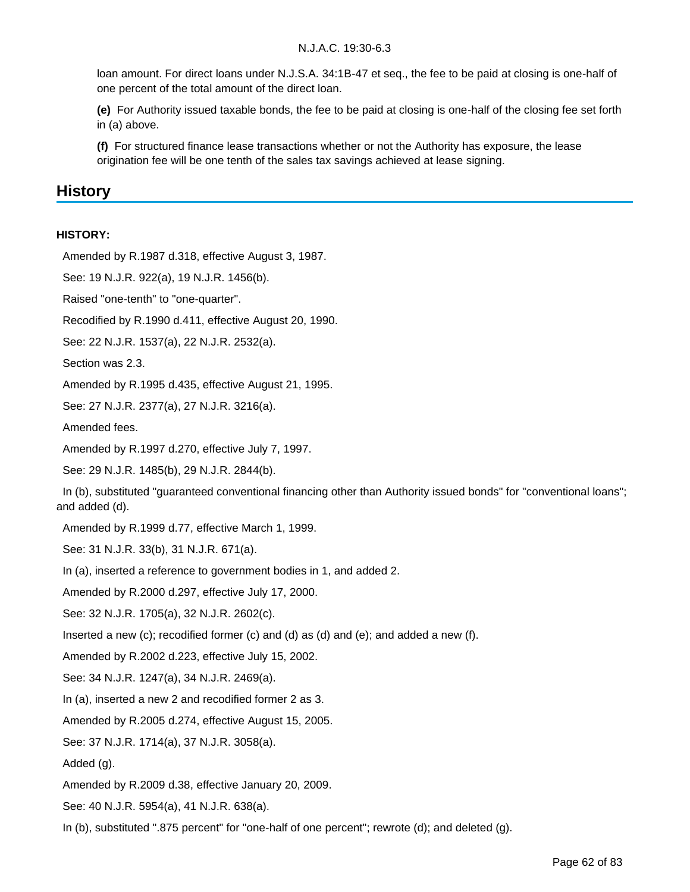loan amount. For direct loans under N.J.S.A. 34:1B-47 et seq., the fee to be paid at closing is one-half of one percent of the total amount of the direct loan.

**(e)** For Authority issued taxable bonds, the fee to be paid at closing is one-half of the closing fee set forth in (a) above.

**(f)** For structured finance lease transactions whether or not the Authority has exposure, the lease origination fee will be one tenth of the sales tax savings achieved at lease signing.

## History

**HISTORY:**

Amended by R.1987 d.318, effective August 3, 1987.

See: 19 N.J.R. 922(a), 19 N.J.R. 1456(b).

Raised "one-tenth" to "one-quarter".

Recodified by R.1990 d.411, effective August 20, 1990.

See: 22 N.J.R. 1537(a), 22 N.J.R. 2532(a).

Section was 2.3.

Amended by R.1995 d.435, effective August 21, 1995.

See: 27 N.J.R. 2377(a), 27 N.J.R. 3216(a).

Amended fees.

Amended by R.1997 d.270, effective July 7, 1997.

See: 29 N.J.R. 1485(b), 29 N.J.R. 2844(b).

In (b), substituted "guaranteed conventional financing other than Authority issued bonds" for "conventional loans"; and added (d).

Amended by R.1999 d.77, effective March 1, 1999.

See: 31 N.J.R. 33(b), 31 N.J.R. 671(a).

In (a), inserted a reference to government bodies in 1, and added 2.

Amended by R.2000 d.297, effective July 17, 2000.

See: 32 N.J.R. 1705(a), 32 N.J.R. 2602(c).

Inserted a new (c); recodified former (c) and (d) as (d) and (e); and added a new (f).

Amended by R.2002 d.223, effective July 15, 2002.

See: 34 N.J.R. 1247(a), 34 N.J.R. 2469(a).

In (a), inserted a new 2 and recodified former 2 as 3.

Amended by R.2005 d.274, effective August 15, 2005.

See: 37 N.J.R. 1714(a), 37 N.J.R. 3058(a).

Added (g).

Amended by R.2009 d.38, effective January 20, 2009.

See: 40 N.J.R. 5954(a), 41 N.J.R. 638(a).

In (b), substituted ".875 percent" for "one-half of one percent"; rewrote (d); and deleted (g).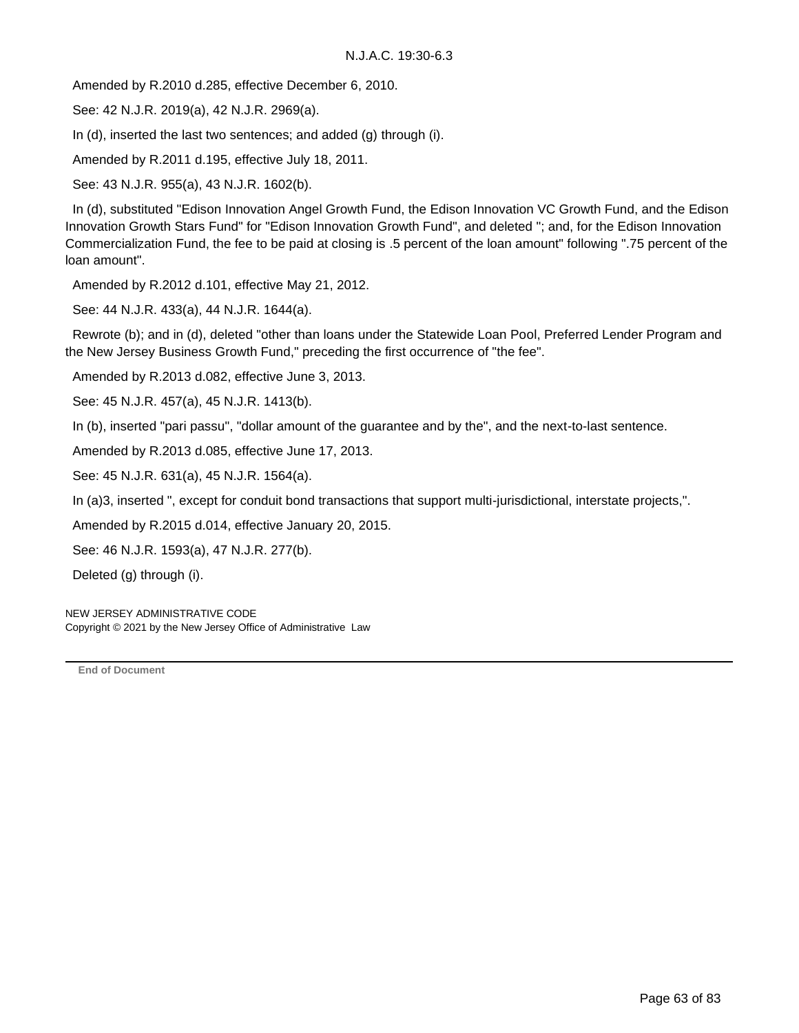Amended by R.2010 d.285, effective December 6, 2010.

See: 42 N.J.R. 2019(a), 42 N.J.R. 2969(a).

In (d), inserted the last two sentences; and added (g) through (i).

Amended by R.2011 d.195, effective July 18, 2011.

See: 43 N.J.R. 955(a), 43 N.J.R. 1602(b).

In (d), substituted "Edison Innovation Angel Growth Fund, the Edison Innovation VC Growth Fund, and the Edison Innovation Growth Stars Fund" for "Edison Innovation Growth Fund", and deleted "; and, for the Edison Innovation Commercialization Fund, the fee to be paid at closing is .5 percent of the loan amount" following ".75 percent of the loan amount".

Amended by R.2012 d.101, effective May 21, 2012.

See: 44 N.J.R. 433(a), 44 N.J.R. 1644(a).

Rewrote (b); and in (d), deleted "other than loans under the Statewide Loan Pool, Preferred Lender Program and the New Jersey Business Growth Fund," preceding the first occurrence of "the fee".

Amended by R.2013 d.082, effective June 3, 2013.

See: 45 N.J.R. 457(a), 45 N.J.R. 1413(b).

In (b), inserted "pari passu", "dollar amount of the guarantee and by the", and the next-to-last sentence.

Amended by R.2013 d.085, effective June 17, 2013.

See: 45 N.J.R. 631(a), 45 N.J.R. 1564(a).

In (a)3, inserted ", except for conduit bond transactions that support multi-jurisdictional, interstate projects,".

Amended by R.2015 d.014, effective January 20, 2015.

See: 46 N.J.R. 1593(a), 47 N.J.R. 277(b).

Deleted (g) through (i).

NEW JERSEY ADMINISTRATIVE CODE
Copyright © 2021 by the New Jersey Office of Administrative Law

**End of Document**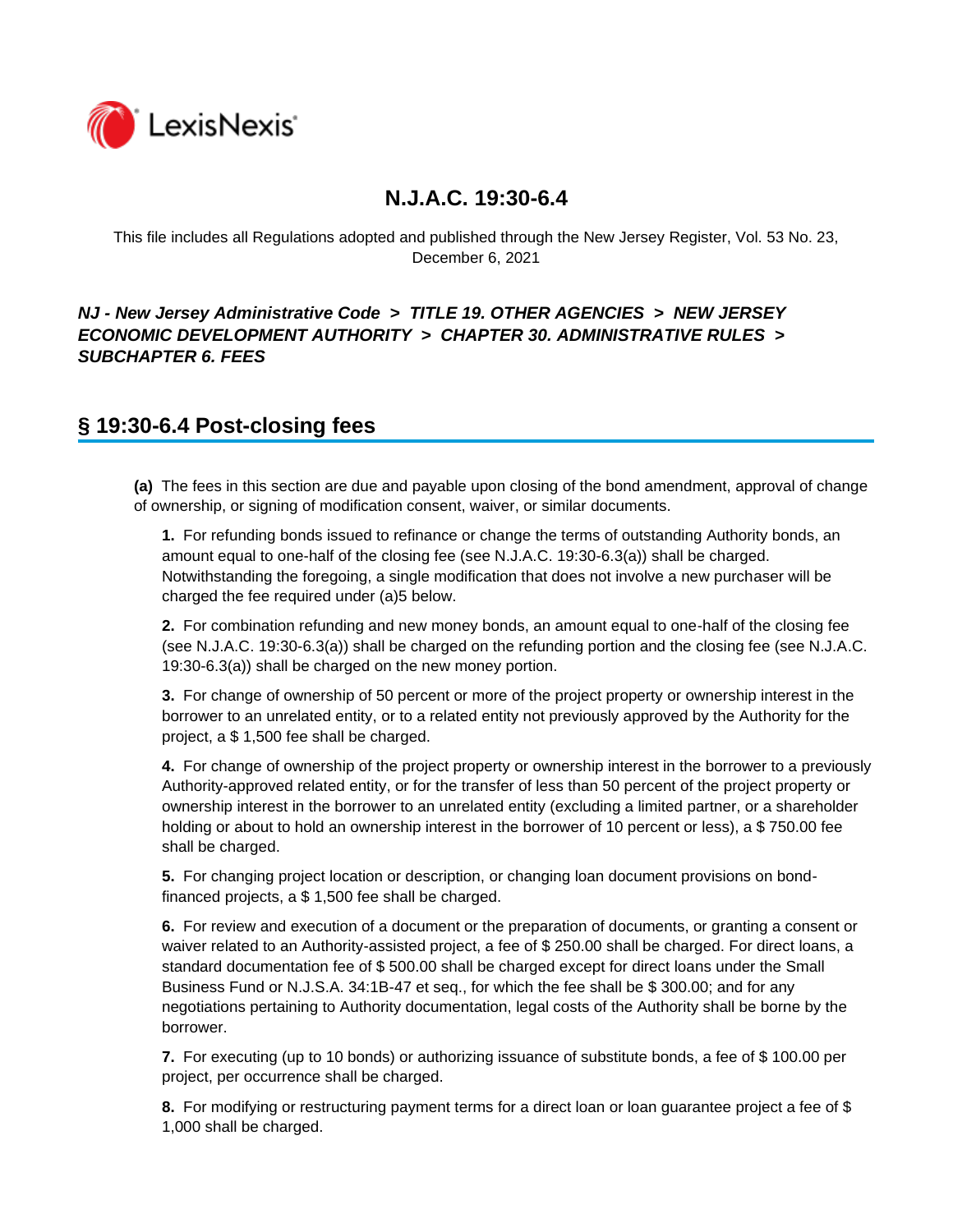# N.J.A.C. 19:30-6.4

This file includes all Regulations adopted and published through the New Jersey Register, Vol. 53 No. 23, December 6, 2021

***NJ - New Jersey Administrative Code > TITLE 19. OTHER AGENCIES > NEW JERSEY ECONOMIC DEVELOPMENT AUTHORITY > CHAPTER 30. ADMINISTRATIVE RULES > SUBCHAPTER 6. FEES***

## § 19:30-6.4 Post-closing fees

**(a)** The fees in this section are due and payable upon closing of the bond amendment, approval of change of ownership, or signing of modification consent, waiver, or similar documents.

**1.** For refunding bonds issued to refinance or change the terms of outstanding Authority bonds, an amount equal to one-half of the closing fee (see N.J.A.C. 19:30-6.3(a)) shall be charged. Notwithstanding the foregoing, a single modification that does not involve a new purchaser will be charged the fee required under (a)5 below.

**2.** For combination refunding and new money bonds, an amount equal to one-half of the closing fee (see N.J.A.C. 19:30-6.3(a)) shall be charged on the refunding portion and the closing fee (see N.J.A.C. 19:30-6.3(a)) shall be charged on the new money portion.

**3.** For change of ownership of 50 percent or more of the project property or ownership interest in the borrower to an unrelated entity, or to a related entity not previously approved by the Authority for the project, a $ 1,500 fee shall be charged.

**4.** For change of ownership of the project property or ownership interest in the borrower to a previously Authority-approved related entity, or for the transfer of less than 50 percent of the project property or ownership interest in the borrower to an unrelated entity (excluding a limited partner, or a shareholder holding or about to hold an ownership interest in the borrower of 10 percent or less), a $ 750.00 fee shall be charged.

**5.** For changing project location or description, or changing loan document provisions on bond-financed projects, a $ 1,500 fee shall be charged.

**6.** For review and execution of a document or the preparation of documents, or granting a consent or waiver related to an Authority-assisted project, a fee of $ 250.00 shall be charged. For direct loans, a standard documentation fee of $ 500.00 shall be charged except for direct loans under the Small Business Fund or N.J.S.A. 34:1B-47 et seq., for which the fee shall be $ 300.00; and for any negotiations pertaining to Authority documentation, legal costs of the Authority shall be borne by the borrower.

**7.** For executing (up to 10 bonds) or authorizing issuance of substitute bonds, a fee of $ 100.00 per project, per occurrence shall be charged.

**8.** For modifying or restructuring payment terms for a direct loan or loan guarantee project a fee of $ 1,000 shall be charged.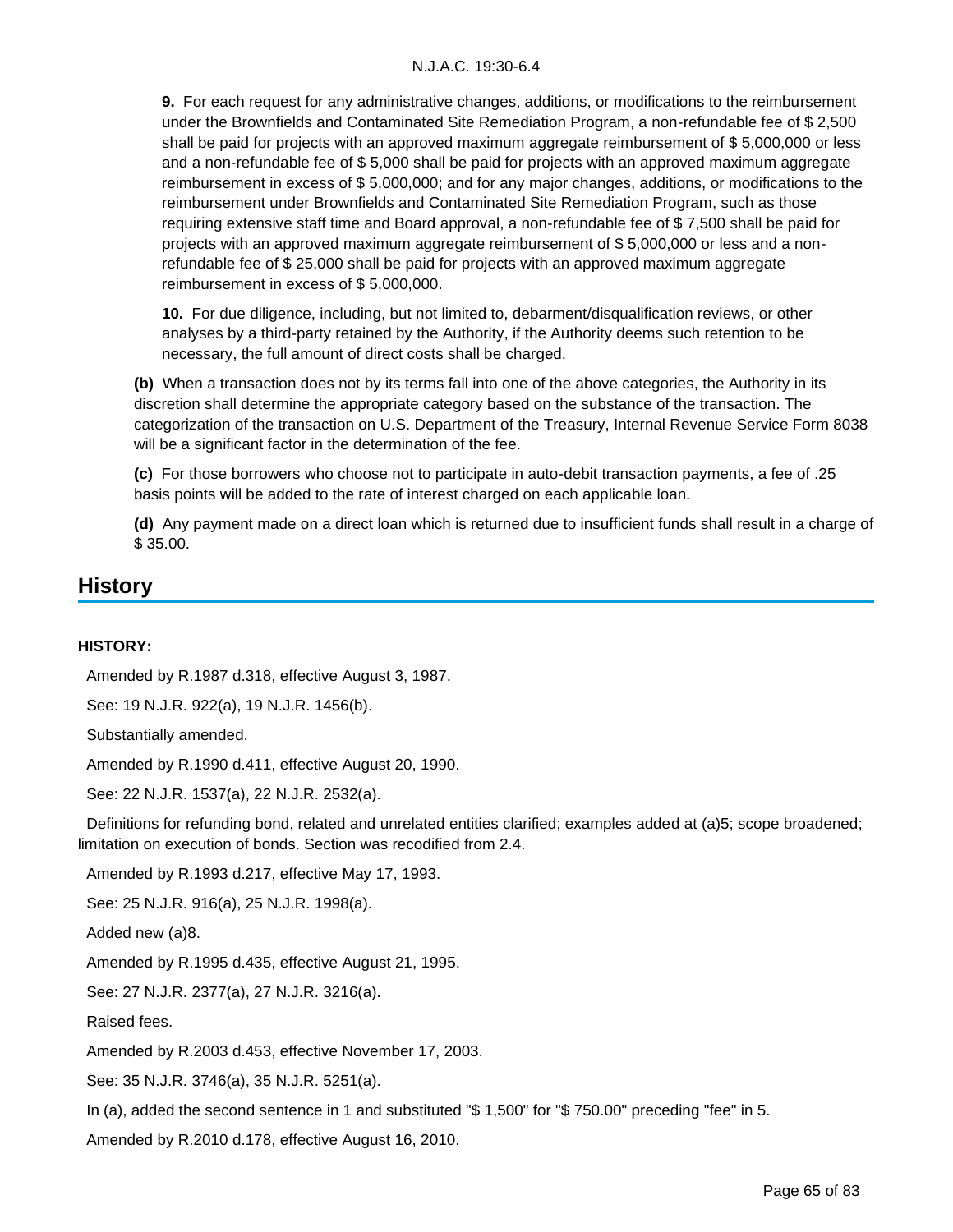**9.** For each request for any administrative changes, additions, or modifications to the reimbursement under the Brownfields and Contaminated Site Remediation Program, a non-refundable fee of $ 2,500 shall be paid for projects with an approved maximum aggregate reimbursement of $ 5,000,000 or less and a non-refundable fee of $ 5,000 shall be paid for projects with an approved maximum aggregate reimbursement in excess of $ 5,000,000; and for any major changes, additions, or modifications to the reimbursement under Brownfields and Contaminated Site Remediation Program, such as those requiring extensive staff time and Board approval, a non-refundable fee of $ 7,500 shall be paid for projects with an approved maximum aggregate reimbursement of $ 5,000,000 or less and a non-refundable fee of $ 25,000 shall be paid for projects with an approved maximum aggregate reimbursement in excess of $ 5,000,000.

**10.** For due diligence, including, but not limited to, debarment/disqualification reviews, or other analyses by a third-party retained by the Authority, if the Authority deems such retention to be necessary, the full amount of direct costs shall be charged.

**(b)** When a transaction does not by its terms fall into one of the above categories, the Authority in its discretion shall determine the appropriate category based on the substance of the transaction. The categorization of the transaction on U.S. Department of the Treasury, Internal Revenue Service Form 8038 will be a significant factor in the determination of the fee.

**(c)** For those borrowers who choose not to participate in auto-debit transaction payments, a fee of .25 basis points will be added to the rate of interest charged on each applicable loan.

**(d)** Any payment made on a direct loan which is returned due to insufficient funds shall result in a charge of $ 35.00.

## History

**HISTORY:**

Amended by R.1987 d.318, effective August 3, 1987.

See: 19 N.J.R. 922(a), 19 N.J.R. 1456(b).

Substantially amended.

Amended by R.1990 d.411, effective August 20, 1990.

See: 22 N.J.R. 1537(a), 22 N.J.R. 2532(a).

Definitions for refunding bond, related and unrelated entities clarified; examples added at (a)5; scope broadened; limitation on execution of bonds. Section was recodified from 2.4.

Amended by R.1993 d.217, effective May 17, 1993.

See: 25 N.J.R. 916(a), 25 N.J.R. 1998(a).

Added new (a)8.

Amended by R.1995 d.435, effective August 21, 1995.

See: 27 N.J.R. 2377(a), 27 N.J.R. 3216(a).

Raised fees.

Amended by R.2003 d.453, effective November 17, 2003.

See: 35 N.J.R. 3746(a), 35 N.J.R. 5251(a).

In (a), added the second sentence in 1 and substituted "$ 1,500" for "$ 750.00" preceding "fee" in 5.

Amended by R.2010 d.178, effective August 16, 2010.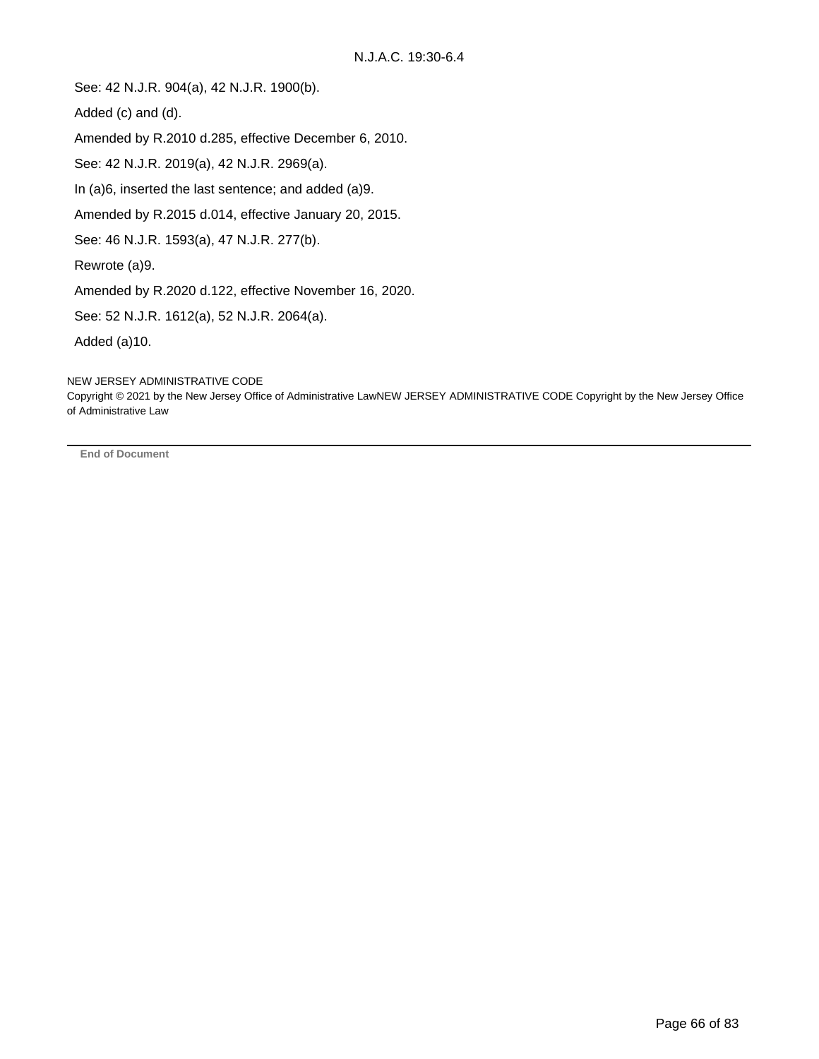See: 42 N.J.R. 904(a), 42 N.J.R. 1900(b).

Added (c) and (d).

Amended by R.2010 d.285, effective December 6, 2010.

See: 42 N.J.R. 2019(a), 42 N.J.R. 2969(a).

In (a)6, inserted the last sentence; and added (a)9.

Amended by R.2015 d.014, effective January 20, 2015.

See: 46 N.J.R. 1593(a), 47 N.J.R. 277(b).

Rewrote (a)9.

Amended by R.2020 d.122, effective November 16, 2020.

See: 52 N.J.R. 1612(a), 52 N.J.R. 2064(a).

Added (a)10.

NEW JERSEY ADMINISTRATIVE CODE
Copyright © 2021 by the New Jersey Office of Administrative LawNEW JERSEY ADMINISTRATIVE CODE Copyright by the New Jersey Office of Administrative Law

---

**End of Document**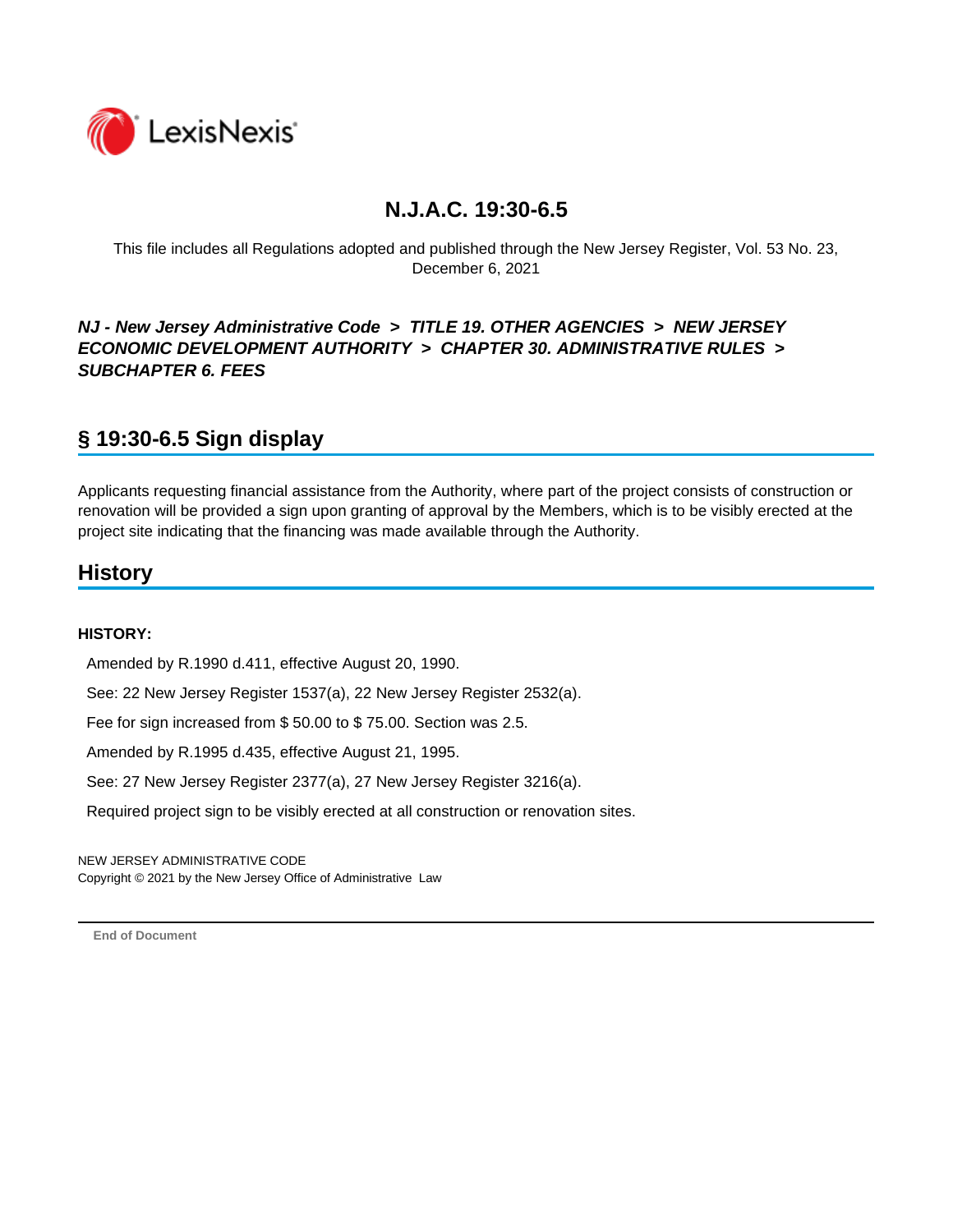# N.J.A.C. 19:30-6.5

This file includes all Regulations adopted and published through the New Jersey Register, Vol. 53 No. 23, December 6, 2021

***NJ - New Jersey Administrative Code > TITLE 19. OTHER AGENCIES > NEW JERSEY ECONOMIC DEVELOPMENT AUTHORITY > CHAPTER 30. ADMINISTRATIVE RULES > SUBCHAPTER 6. FEES***

## § 19:30-6.5 Sign display

Applicants requesting financial assistance from the Authority, where part of the project consists of construction or renovation will be provided a sign upon granting of approval by the Members, which is to be visibly erected at the project site indicating that the financing was made available through the Authority.

## History

**HISTORY:**

Amended by R.1990 d.411, effective August 20, 1990.

See: 22 New Jersey Register 1537(a), 22 New Jersey Register 2532(a).

Fee for sign increased from $ 50.00 to $ 75.00. Section was 2.5.

Amended by R.1995 d.435, effective August 21, 1995.

See: 27 New Jersey Register 2377(a), 27 New Jersey Register 3216(a).

Required project sign to be visibly erected at all construction or renovation sites.

NEW JERSEY ADMINISTRATIVE CODE
Copyright © 2021 by the New Jersey Office of Administrative Law

End of Document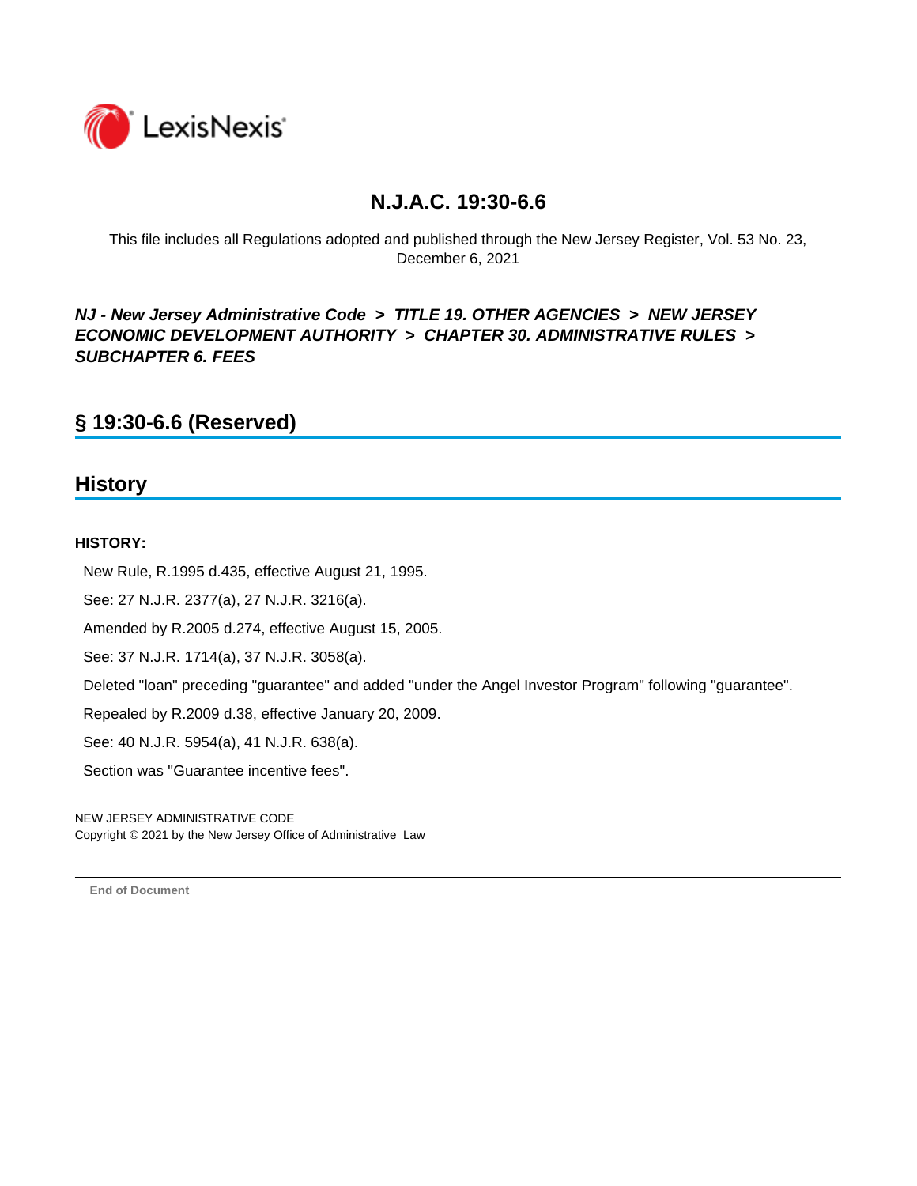# N.J.A.C. 19:30-6.6

This file includes all Regulations adopted and published through the New Jersey Register, Vol. 53 No. 23, December 6, 2021

***NJ - New Jersey Administrative Code > TITLE 19. OTHER AGENCIES > NEW JERSEY ECONOMIC DEVELOPMENT AUTHORITY > CHAPTER 30. ADMINISTRATIVE RULES > SUBCHAPTER 6. FEES***

## § 19:30-6.6 (Reserved)

## History

**HISTORY:**

New Rule, R.1995 d.435, effective August 21, 1995.

See: 27 N.J.R. 2377(a), 27 N.J.R. 3216(a).

Amended by R.2005 d.274, effective August 15, 2005.

See: 37 N.J.R. 1714(a), 37 N.J.R. 3058(a).

Deleted "loan" preceding "guarantee" and added "under the Angel Investor Program" following "guarantee".

Repealed by R.2009 d.38, effective January 20, 2009.

See: 40 N.J.R. 5954(a), 41 N.J.R. 638(a).

Section was "Guarantee incentive fees".

NEW JERSEY ADMINISTRATIVE CODE
Copyright © 2021 by the New Jersey Office of Administrative Law

End of Document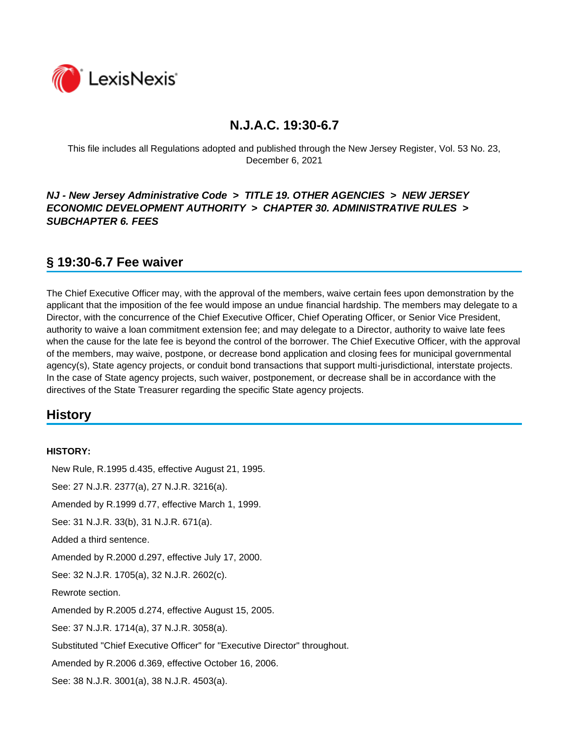# N.J.A.C. 19:30-6.7

This file includes all Regulations adopted and published through the New Jersey Register, Vol. 53 No. 23, December 6, 2021

***NJ - New Jersey Administrative Code > TITLE 19. OTHER AGENCIES > NEW JERSEY ECONOMIC DEVELOPMENT AUTHORITY > CHAPTER 30. ADMINISTRATIVE RULES > SUBCHAPTER 6. FEES***

## § 19:30-6.7 Fee waiver

The Chief Executive Officer may, with the approval of the members, waive certain fees upon demonstration by the applicant that the imposition of the fee would impose an undue financial hardship. The members may delegate to a Director, with the concurrence of the Chief Executive Officer, Chief Operating Officer, or Senior Vice President, authority to waive a loan commitment extension fee; and may delegate to a Director, authority to waive late fees when the cause for the late fee is beyond the control of the borrower. The Chief Executive Officer, with the approval of the members, may waive, postpone, or decrease bond application and closing fees for municipal governmental agency(s), State agency projects, or conduit bond transactions that support multi-jurisdictional, interstate projects. In the case of State agency projects, such waiver, postponement, or decrease shall be in accordance with the directives of the State Treasurer regarding the specific State agency projects.

## History

**HISTORY:**

New Rule, R.1995 d.435, effective August 21, 1995.

See: 27 N.J.R. 2377(a), 27 N.J.R. 3216(a).

Amended by R.1999 d.77, effective March 1, 1999.

See: 31 N.J.R. 33(b), 31 N.J.R. 671(a).

Added a third sentence.

Amended by R.2000 d.297, effective July 17, 2000.

See: 32 N.J.R. 1705(a), 32 N.J.R. 2602(c).

Rewrote section.

Amended by R.2005 d.274, effective August 15, 2005.

See: 37 N.J.R. 1714(a), 37 N.J.R. 3058(a).

Substituted "Chief Executive Officer" for "Executive Director" throughout.

Amended by R.2006 d.369, effective October 16, 2006.

See: 38 N.J.R. 3001(a), 38 N.J.R. 4503(a).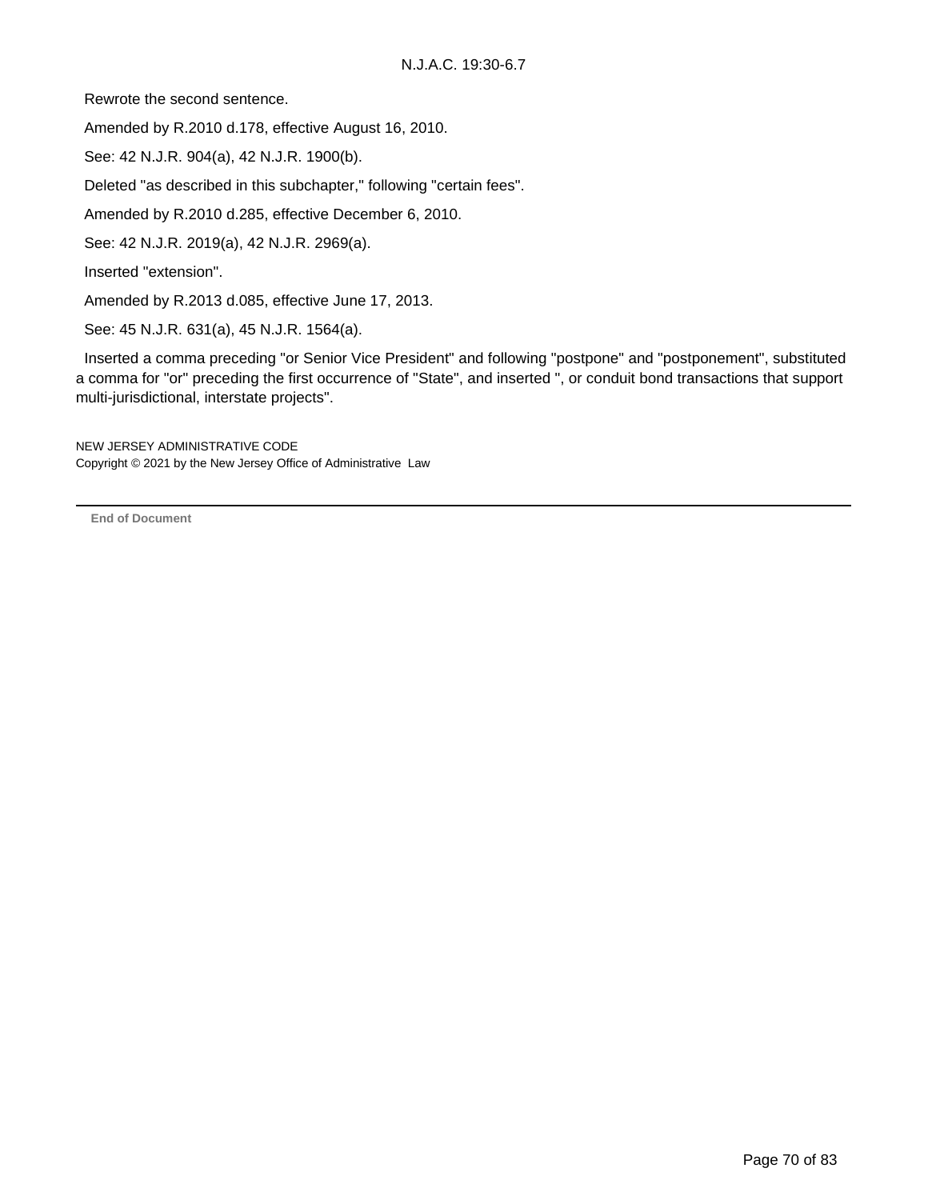Rewrote the second sentence.

Amended by R.2010 d.178, effective August 16, 2010.

See: 42 N.J.R. 904(a), 42 N.J.R. 1900(b).

Deleted "as described in this subchapter," following "certain fees".

Amended by R.2010 d.285, effective December 6, 2010.

See: 42 N.J.R. 2019(a), 42 N.J.R. 2969(a).

Inserted "extension".

Amended by R.2013 d.085, effective June 17, 2013.

See: 45 N.J.R. 631(a), 45 N.J.R. 1564(a).

Inserted a comma preceding "or Senior Vice President" and following "postpone" and "postponement", substituted a comma for "or" preceding the first occurrence of "State", and inserted ", or conduit bond transactions that support multi-jurisdictional, interstate projects".

NEW JERSEY ADMINISTRATIVE CODE
Copyright © 2021 by the New Jersey Office of Administrative Law

---

**End of Document**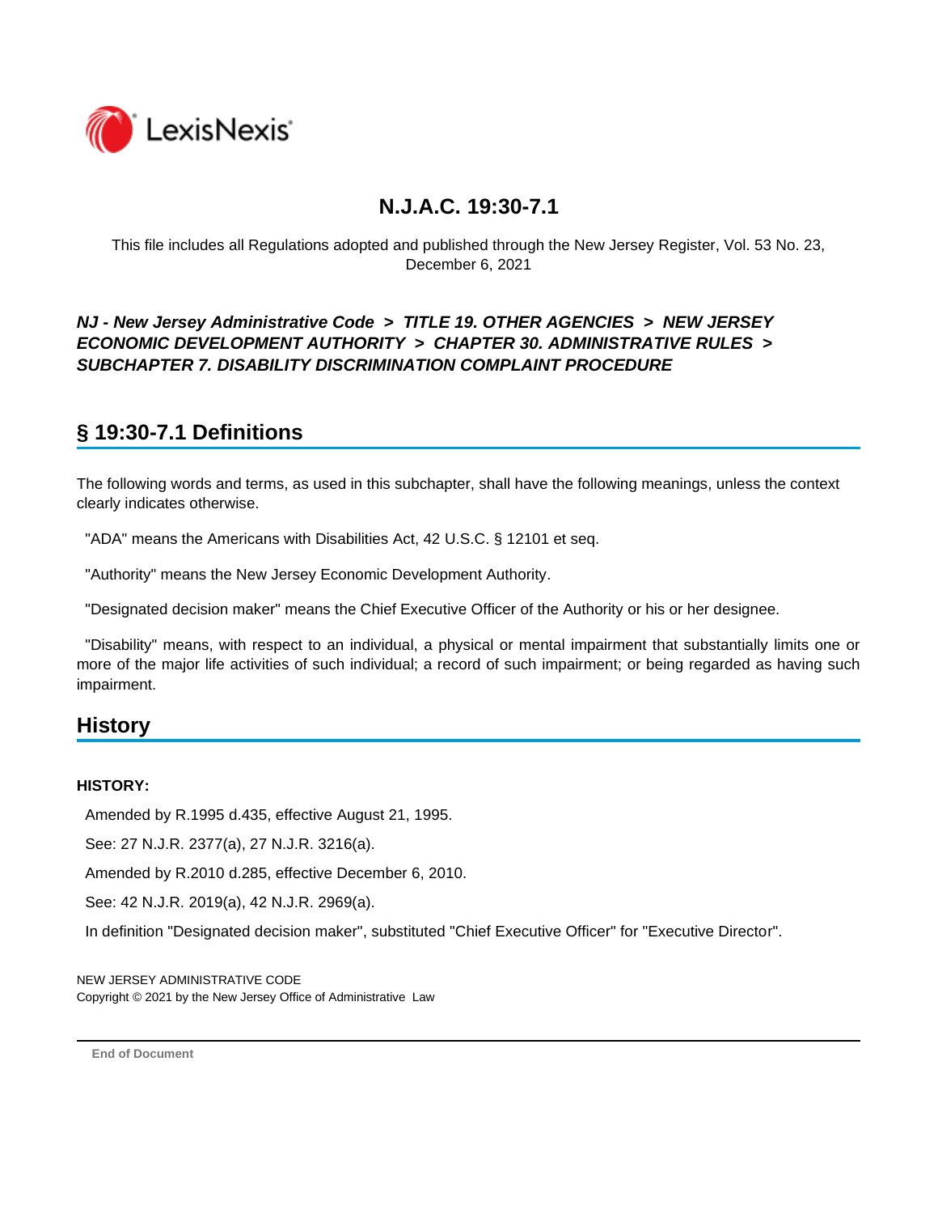# N.J.A.C. 19:30-7.1

This file includes all Regulations adopted and published through the New Jersey Register, Vol. 53 No. 23, December 6, 2021

***NJ - New Jersey Administrative Code > TITLE 19. OTHER AGENCIES > NEW JERSEY ECONOMIC DEVELOPMENT AUTHORITY > CHAPTER 30. ADMINISTRATIVE RULES > SUBCHAPTER 7. DISABILITY DISCRIMINATION COMPLAINT PROCEDURE***

## § 19:30-7.1 Definitions

The following words and terms, as used in this subchapter, shall have the following meanings, unless the context clearly indicates otherwise.

"ADA" means the Americans with Disabilities Act, 42 U.S.C. § 12101 et seq.

"Authority" means the New Jersey Economic Development Authority.

"Designated decision maker" means the Chief Executive Officer of the Authority or his or her designee.

"Disability" means, with respect to an individual, a physical or mental impairment that substantially limits one or more of the major life activities of such individual; a record of such impairment; or being regarded as having such impairment.

## History

**HISTORY:**

Amended by R.1995 d.435, effective August 21, 1995.

See: 27 N.J.R. 2377(a), 27 N.J.R. 3216(a).

Amended by R.2010 d.285, effective December 6, 2010.

See: 42 N.J.R. 2019(a), 42 N.J.R. 2969(a).

In definition "Designated decision maker", substituted "Chief Executive Officer" for "Executive Director".

NEW JERSEY ADMINISTRATIVE CODE
Copyright © 2021 by the New Jersey Office of Administrative Law

End of Document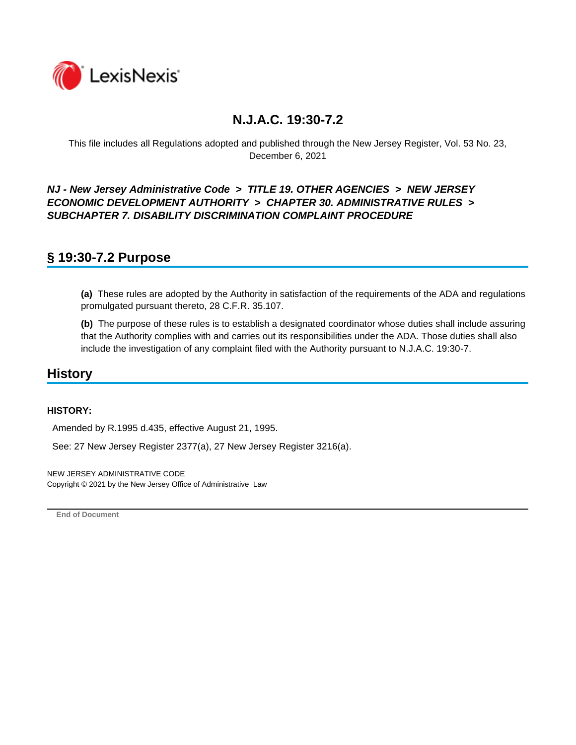# N.J.A.C. 19:30-7.2

This file includes all Regulations adopted and published through the New Jersey Register, Vol. 53 No. 23, December 6, 2021

***NJ - New Jersey Administrative Code > TITLE 19. OTHER AGENCIES > NEW JERSEY ECONOMIC DEVELOPMENT AUTHORITY > CHAPTER 30. ADMINISTRATIVE RULES > SUBCHAPTER 7. DISABILITY DISCRIMINATION COMPLAINT PROCEDURE***

## § 19:30-7.2 Purpose

**(a)** These rules are adopted by the Authority in satisfaction of the requirements of the ADA and regulations promulgated pursuant thereto, 28 C.F.R. 35.107.

**(b)** The purpose of these rules is to establish a designated coordinator whose duties shall include assuring that the Authority complies with and carries out its responsibilities under the ADA. Those duties shall also include the investigation of any complaint filed with the Authority pursuant to N.J.A.C. 19:30-7.

## History

**HISTORY:**

Amended by R.1995 d.435, effective August 21, 1995.

See: 27 New Jersey Register 2377(a), 27 New Jersey Register 3216(a).

NEW JERSEY ADMINISTRATIVE CODE
Copyright © 2021 by the New Jersey Office of Administrative Law

**End of Document**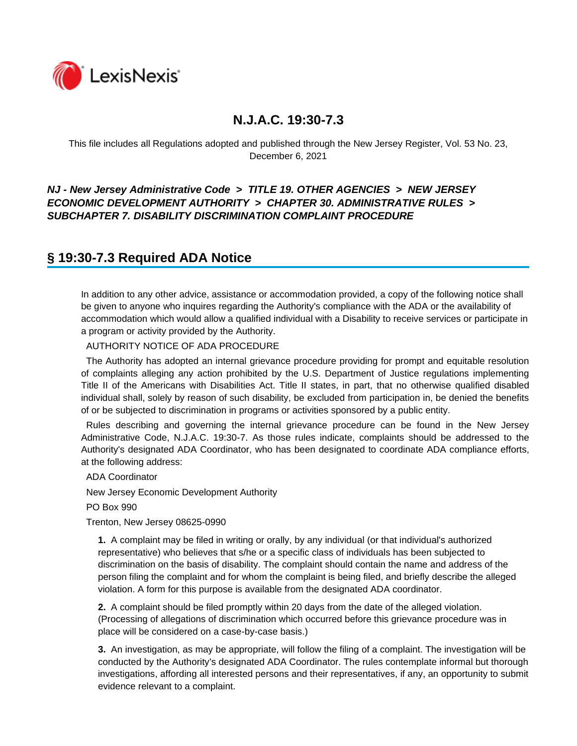# N.J.A.C. 19:30-7.3

This file includes all Regulations adopted and published through the New Jersey Register, Vol. 53 No. 23, December 6, 2021

***NJ - New Jersey Administrative Code > TITLE 19. OTHER AGENCIES > NEW JERSEY ECONOMIC DEVELOPMENT AUTHORITY > CHAPTER 30. ADMINISTRATIVE RULES > SUBCHAPTER 7. DISABILITY DISCRIMINATION COMPLAINT PROCEDURE***

## § 19:30-7.3 Required ADA Notice

In addition to any other advice, assistance or accommodation provided, a copy of the following notice shall be given to anyone who inquires regarding the Authority's compliance with the ADA or the availability of accommodation which would allow a qualified individual with a Disability to receive services or participate in a program or activity provided by the Authority.

AUTHORITY NOTICE OF ADA PROCEDURE

The Authority has adopted an internal grievance procedure providing for prompt and equitable resolution of complaints alleging any action prohibited by the U.S. Department of Justice regulations implementing Title II of the Americans with Disabilities Act. Title II states, in part, that no otherwise qualified disabled individual shall, solely by reason of such disability, be excluded from participation in, be denied the benefits of or be subjected to discrimination in programs or activities sponsored by a public entity.

Rules describing and governing the internal grievance procedure can be found in the New Jersey Administrative Code, N.J.A.C. 19:30-7. As those rules indicate, complaints should be addressed to the Authority's designated ADA Coordinator, who has been designated to coordinate ADA compliance efforts, at the following address:

ADA Coordinator

New Jersey Economic Development Authority

PO Box 990

Trenton, New Jersey 08625-0990

**1.** A complaint may be filed in writing or orally, by any individual (or that individual's authorized representative) who believes that s/he or a specific class of individuals has been subjected to discrimination on the basis of disability. The complaint should contain the name and address of the person filing the complaint and for whom the complaint is being filed, and briefly describe the alleged violation. A form for this purpose is available from the designated ADA coordinator.

**2.** A complaint should be filed promptly within 20 days from the date of the alleged violation. (Processing of allegations of discrimination which occurred before this grievance procedure was in place will be considered on a case-by-case basis.)

**3.** An investigation, as may be appropriate, will follow the filing of a complaint. The investigation will be conducted by the Authority's designated ADA Coordinator. The rules contemplate informal but thorough investigations, affording all interested persons and their representatives, if any, an opportunity to submit evidence relevant to a complaint.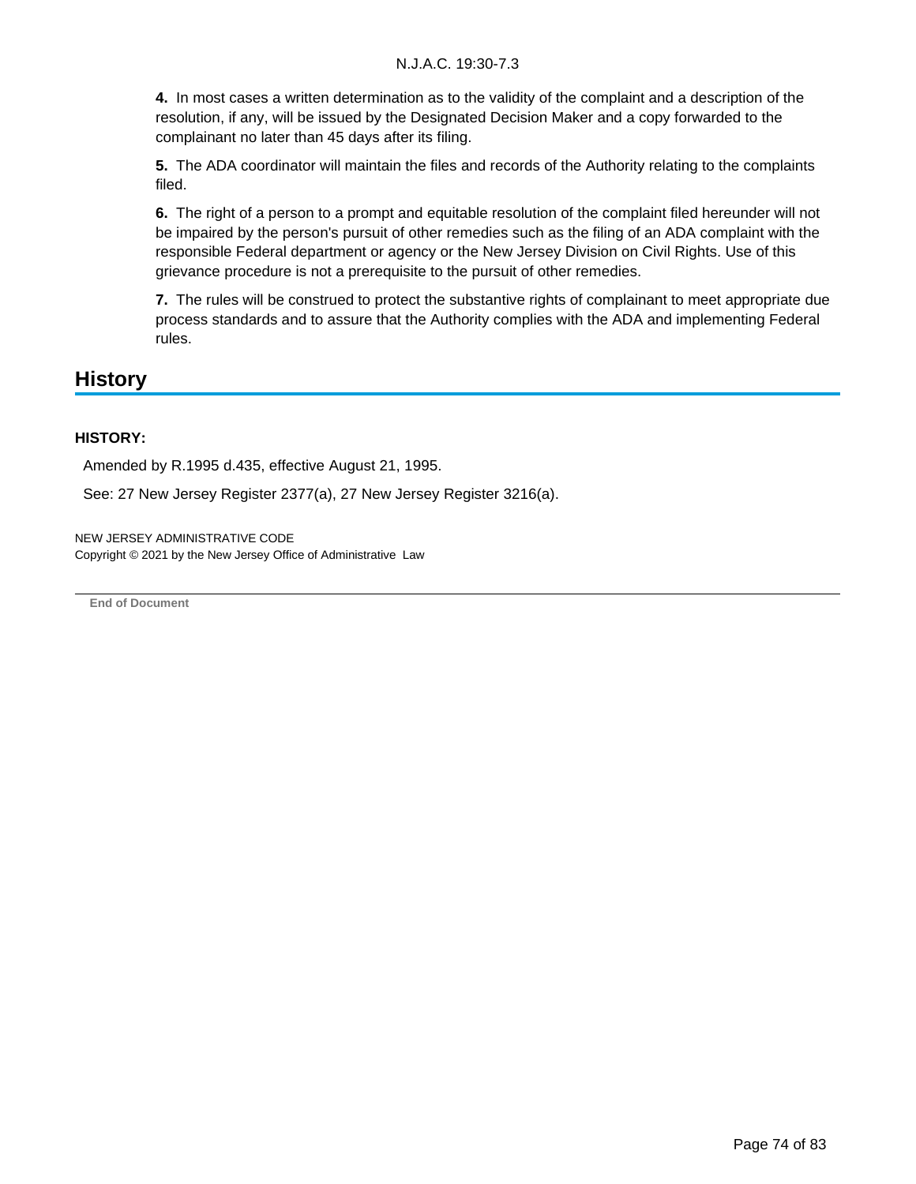**4.** In most cases a written determination as to the validity of the complaint and a description of the resolution, if any, will be issued by the Designated Decision Maker and a copy forwarded to the complainant no later than 45 days after its filing.

**5.** The ADA coordinator will maintain the files and records of the Authority relating to the complaints filed.

**6.** The right of a person to a prompt and equitable resolution of the complaint filed hereunder will not be impaired by the person's pursuit of other remedies such as the filing of an ADA complaint with the responsible Federal department or agency or the New Jersey Division on Civil Rights. Use of this grievance procedure is not a prerequisite to the pursuit of other remedies.

**7.** The rules will be construed to protect the substantive rights of complainant to meet appropriate due process standards and to assure that the Authority complies with the ADA and implementing Federal rules.

## History

**HISTORY:**

Amended by R.1995 d.435, effective August 21, 1995.

See: 27 New Jersey Register 2377(a), 27 New Jersey Register 3216(a).

NEW JERSEY ADMINISTRATIVE CODE
Copyright © 2021 by the New Jersey Office of Administrative Law

End of Document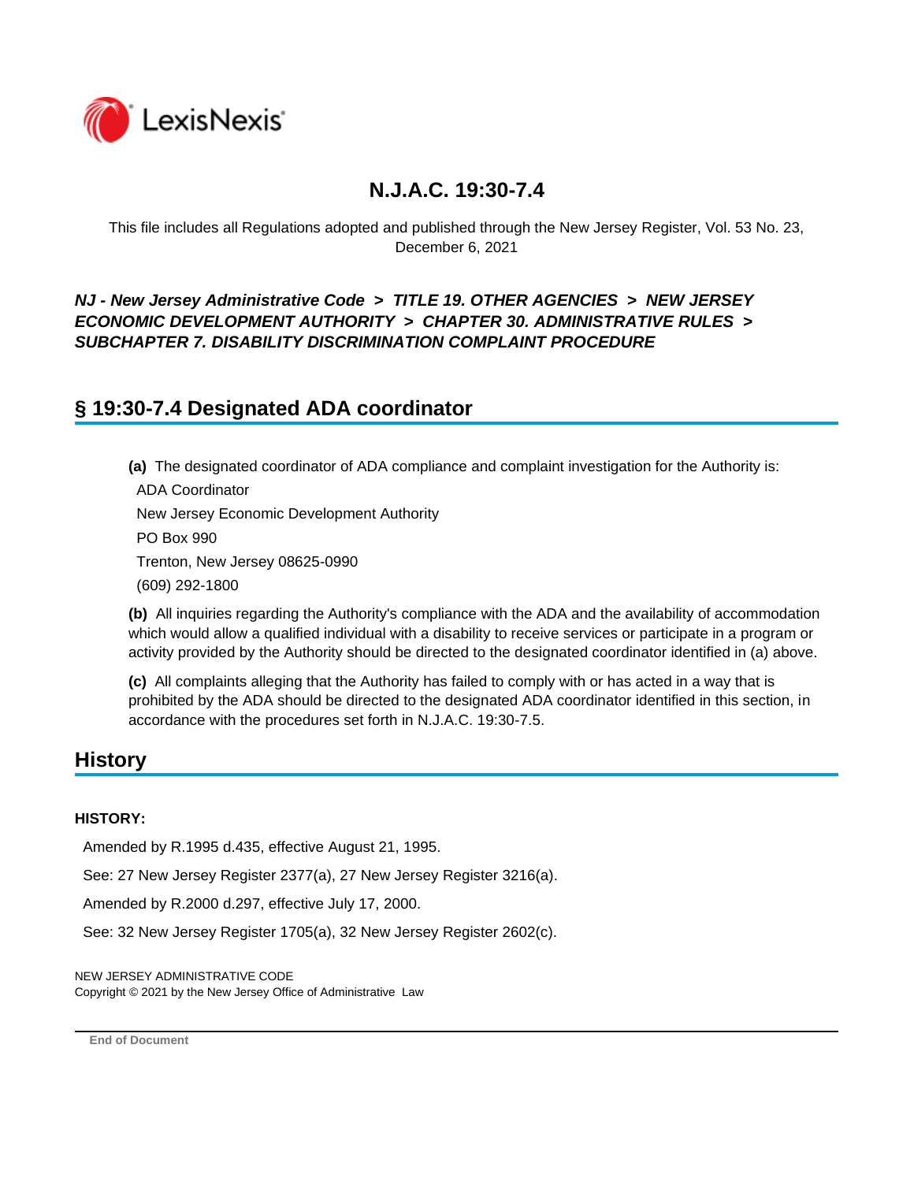# N.J.A.C. 19:30-7.4

This file includes all Regulations adopted and published through the New Jersey Register, Vol. 53 No. 23, December 6, 2021

***NJ - New Jersey Administrative Code > TITLE 19. OTHER AGENCIES > NEW JERSEY ECONOMIC DEVELOPMENT AUTHORITY > CHAPTER 30. ADMINISTRATIVE RULES > SUBCHAPTER 7. DISABILITY DISCRIMINATION COMPLAINT PROCEDURE***

## § 19:30-7.4 Designated ADA coordinator

**(a)** The designated coordinator of ADA compliance and complaint investigation for the Authority is:

ADA Coordinator

New Jersey Economic Development Authority

PO Box 990

Trenton, New Jersey 08625-0990

(609) 292-1800

**(b)** All inquiries regarding the Authority's compliance with the ADA and the availability of accommodation which would allow a qualified individual with a disability to receive services or participate in a program or activity provided by the Authority should be directed to the designated coordinator identified in (a) above.

**(c)** All complaints alleging that the Authority has failed to comply with or has acted in a way that is prohibited by the ADA should be directed to the designated ADA coordinator identified in this section, in accordance with the procedures set forth in N.J.A.C. 19:30-7.5.

## History

**HISTORY:**

Amended by R.1995 d.435, effective August 21, 1995.

See: 27 New Jersey Register 2377(a), 27 New Jersey Register 3216(a).

Amended by R.2000 d.297, effective July 17, 2000.

See: 32 New Jersey Register 1705(a), 32 New Jersey Register 2602(c).

NEW JERSEY ADMINISTRATIVE CODE
Copyright © 2021 by the New Jersey Office of Administrative Law

**End of Document**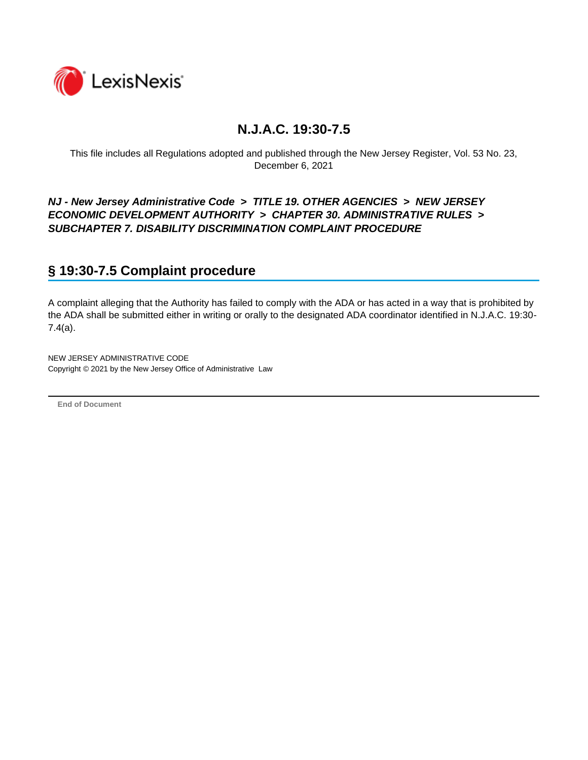# N.J.A.C. 19:30-7.5

This file includes all Regulations adopted and published through the New Jersey Register, Vol. 53 No. 23, December 6, 2021

***NJ - New Jersey Administrative Code > TITLE 19. OTHER AGENCIES > NEW JERSEY ECONOMIC DEVELOPMENT AUTHORITY > CHAPTER 30. ADMINISTRATIVE RULES > SUBCHAPTER 7. DISABILITY DISCRIMINATION COMPLAINT PROCEDURE***

## § 19:30-7.5 Complaint procedure

A complaint alleging that the Authority has failed to comply with the ADA or has acted in a way that is prohibited by the ADA shall be submitted either in writing or orally to the designated ADA coordinator identified in N.J.A.C. 19:30-7.4(a).

NEW JERSEY ADMINISTRATIVE CODE
Copyright © 2021 by the New Jersey Office of Administrative Law

---

**End of Document**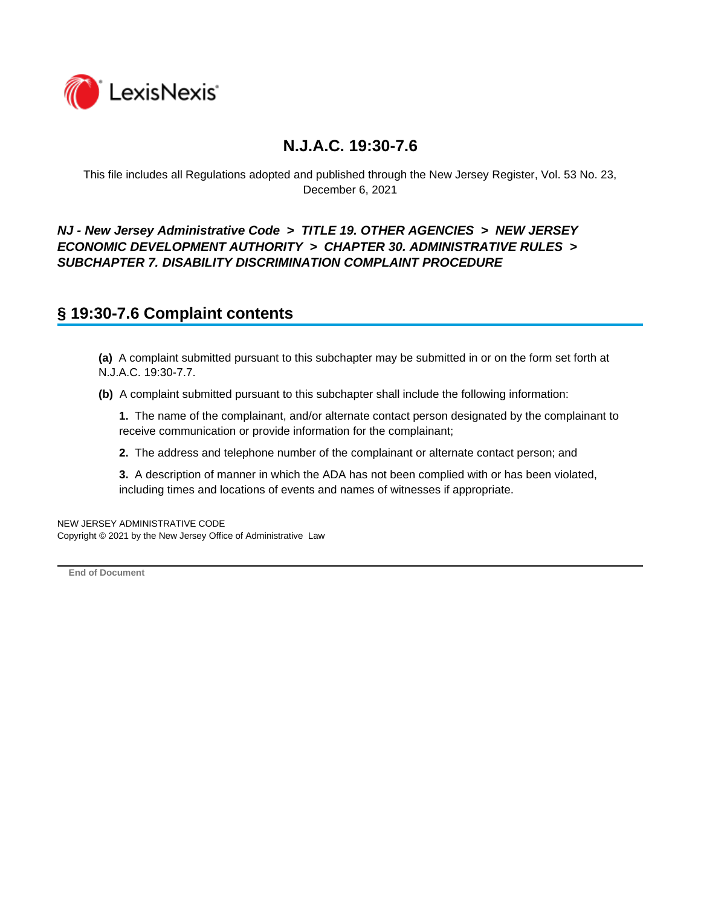# N.J.A.C. 19:30-7.6

This file includes all Regulations adopted and published through the New Jersey Register, Vol. 53 No. 23, December 6, 2021

***NJ - New Jersey Administrative Code > TITLE 19. OTHER AGENCIES > NEW JERSEY ECONOMIC DEVELOPMENT AUTHORITY > CHAPTER 30. ADMINISTRATIVE RULES > SUBCHAPTER 7. DISABILITY DISCRIMINATION COMPLAINT PROCEDURE***

## § 19:30-7.6 Complaint contents

**(a)** A complaint submitted pursuant to this subchapter may be submitted in or on the form set forth at N.J.A.C. 19:30-7.7.

**(b)** A complaint submitted pursuant to this subchapter shall include the following information:

**1.** The name of the complainant, and/or alternate contact person designated by the complainant to receive communication or provide information for the complainant;

**2.** The address and telephone number of the complainant or alternate contact person; and

**3.** A description of manner in which the ADA has not been complied with or has been violated, including times and locations of events and names of witnesses if appropriate.

NEW JERSEY ADMINISTRATIVE CODE
Copyright © 2021 by the New Jersey Office of Administrative Law

**End of Document**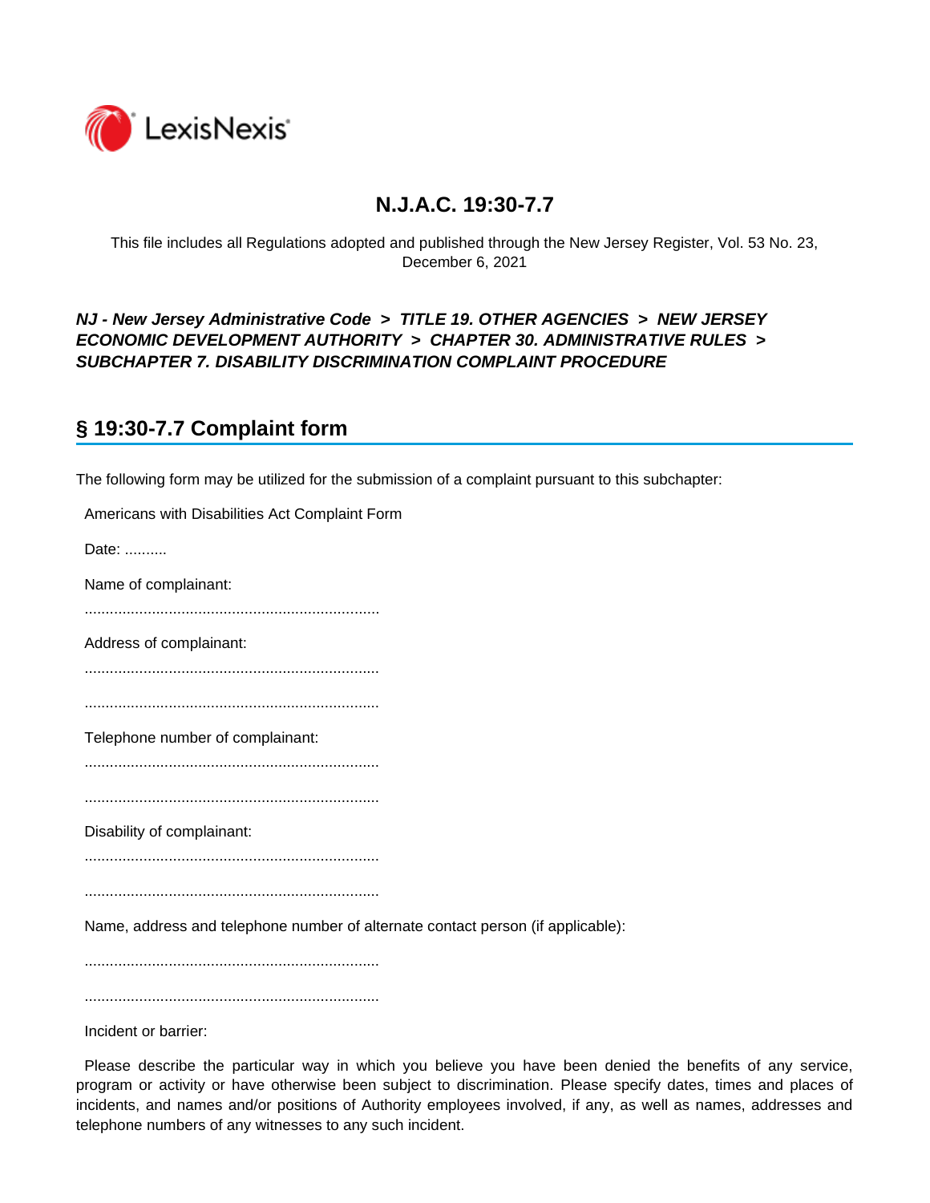# N.J.A.C. 19:30-7.7

This file includes all Regulations adopted and published through the New Jersey Register, Vol. 53 No. 23, December 6, 2021

***NJ - New Jersey Administrative Code > TITLE 19. OTHER AGENCIES > NEW JERSEY ECONOMIC DEVELOPMENT AUTHORITY > CHAPTER 30. ADMINISTRATIVE RULES > SUBCHAPTER 7. DISABILITY DISCRIMINATION COMPLAINT PROCEDURE***

## § 19:30-7.7 Complaint form

The following form may be utilized for the submission of a complaint pursuant to this subchapter:

Americans with Disabilities Act Complaint Form

Date: ..........

Name of complainant:

......................................................................

Address of complainant:

......................................................................

......................................................................

Telephone number of complainant:

......................................................................

......................................................................

Disability of complainant:

......................................................................

......................................................................

Name, address and telephone number of alternate contact person (if applicable):

......................................................................

......................................................................

Incident or barrier:

Please describe the particular way in which you believe you have been denied the benefits of any service, program or activity or have otherwise been subject to discrimination. Please specify dates, times and places of incidents, and names and/or positions of Authority employees involved, if any, as well as names, addresses and telephone numbers of any witnesses to any such incident.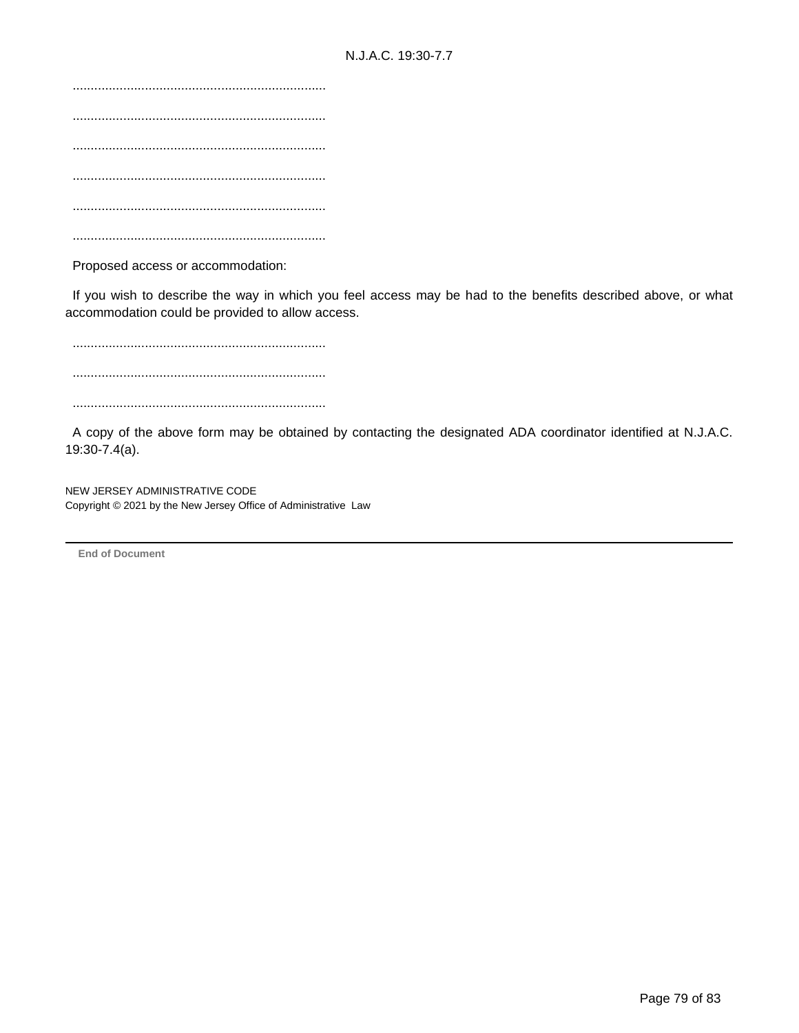......................................................................

......................................................................

......................................................................

......................................................................

......................................................................

......................................................................

Proposed access or accommodation:

If you wish to describe the way in which you feel access may be had to the benefits described above, or what accommodation could be provided to allow access.

......................................................................

......................................................................

......................................................................

A copy of the above form may be obtained by contacting the designated ADA coordinator identified at N.J.A.C. 19:30-7.4(a).

NEW JERSEY ADMINISTRATIVE CODE
Copyright © 2021 by the New Jersey Office of Administrative Law

---

**End of Document**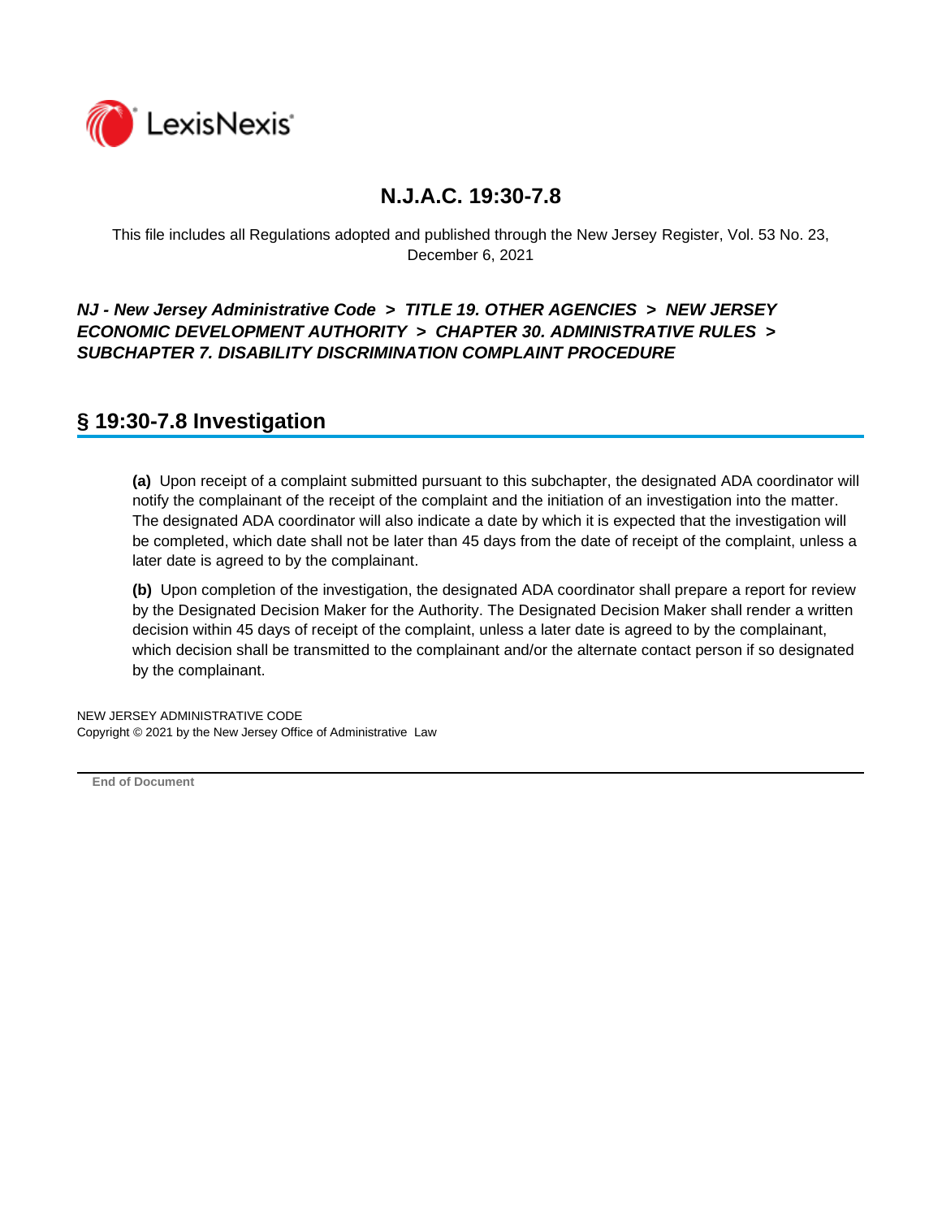# N.J.A.C. 19:30-7.8

This file includes all Regulations adopted and published through the New Jersey Register, Vol. 53 No. 23, December 6, 2021

***NJ - New Jersey Administrative Code > TITLE 19. OTHER AGENCIES > NEW JERSEY ECONOMIC DEVELOPMENT AUTHORITY > CHAPTER 30. ADMINISTRATIVE RULES > SUBCHAPTER 7. DISABILITY DISCRIMINATION COMPLAINT PROCEDURE***

## § 19:30-7.8 Investigation

**(a)** Upon receipt of a complaint submitted pursuant to this subchapter, the designated ADA coordinator will notify the complainant of the receipt of the complaint and the initiation of an investigation into the matter. The designated ADA coordinator will also indicate a date by which it is expected that the investigation will be completed, which date shall not be later than 45 days from the date of receipt of the complaint, unless a later date is agreed to by the complainant.

**(b)** Upon completion of the investigation, the designated ADA coordinator shall prepare a report for review by the Designated Decision Maker for the Authority. The Designated Decision Maker shall render a written decision within 45 days of receipt of the complaint, unless a later date is agreed to by the complainant, which decision shall be transmitted to the complainant and/or the alternate contact person if so designated by the complainant.

NEW JERSEY ADMINISTRATIVE CODE
Copyright © 2021 by the New Jersey Office of Administrative Law

**End of Document**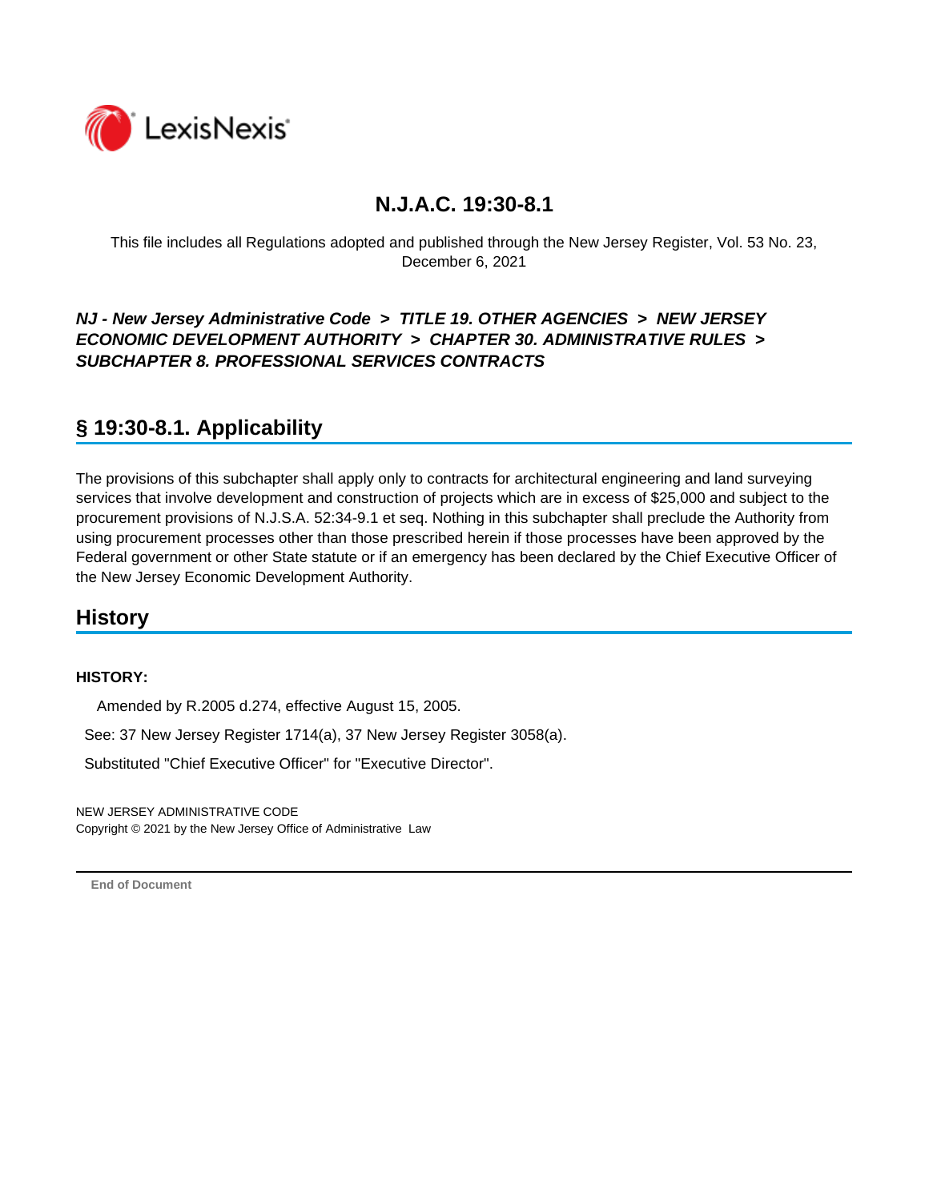# N.J.A.C. 19:30-8.1

This file includes all Regulations adopted and published through the New Jersey Register, Vol. 53 No. 23, December 6, 2021

***NJ - New Jersey Administrative Code > TITLE 19. OTHER AGENCIES > NEW JERSEY ECONOMIC DEVELOPMENT AUTHORITY > CHAPTER 30. ADMINISTRATIVE RULES > SUBCHAPTER 8. PROFESSIONAL SERVICES CONTRACTS***

## § 19:30-8.1. Applicability

The provisions of this subchapter shall apply only to contracts for architectural engineering and land surveying services that involve development and construction of projects which are in excess of $25,000 and subject to the procurement provisions of N.J.S.A. 52:34-9.1 et seq. Nothing in this subchapter shall preclude the Authority from using procurement processes other than those prescribed herein if those processes have been approved by the Federal government or other State statute or if an emergency has been declared by the Chief Executive Officer of the New Jersey Economic Development Authority.

## History

**HISTORY:**

Amended by R.2005 d.274, effective August 15, 2005.

See: 37 New Jersey Register 1714(a), 37 New Jersey Register 3058(a).

Substituted "Chief Executive Officer" for "Executive Director".

NEW JERSEY ADMINISTRATIVE CODE
Copyright © 2021 by the New Jersey Office of Administrative Law

**End of Document**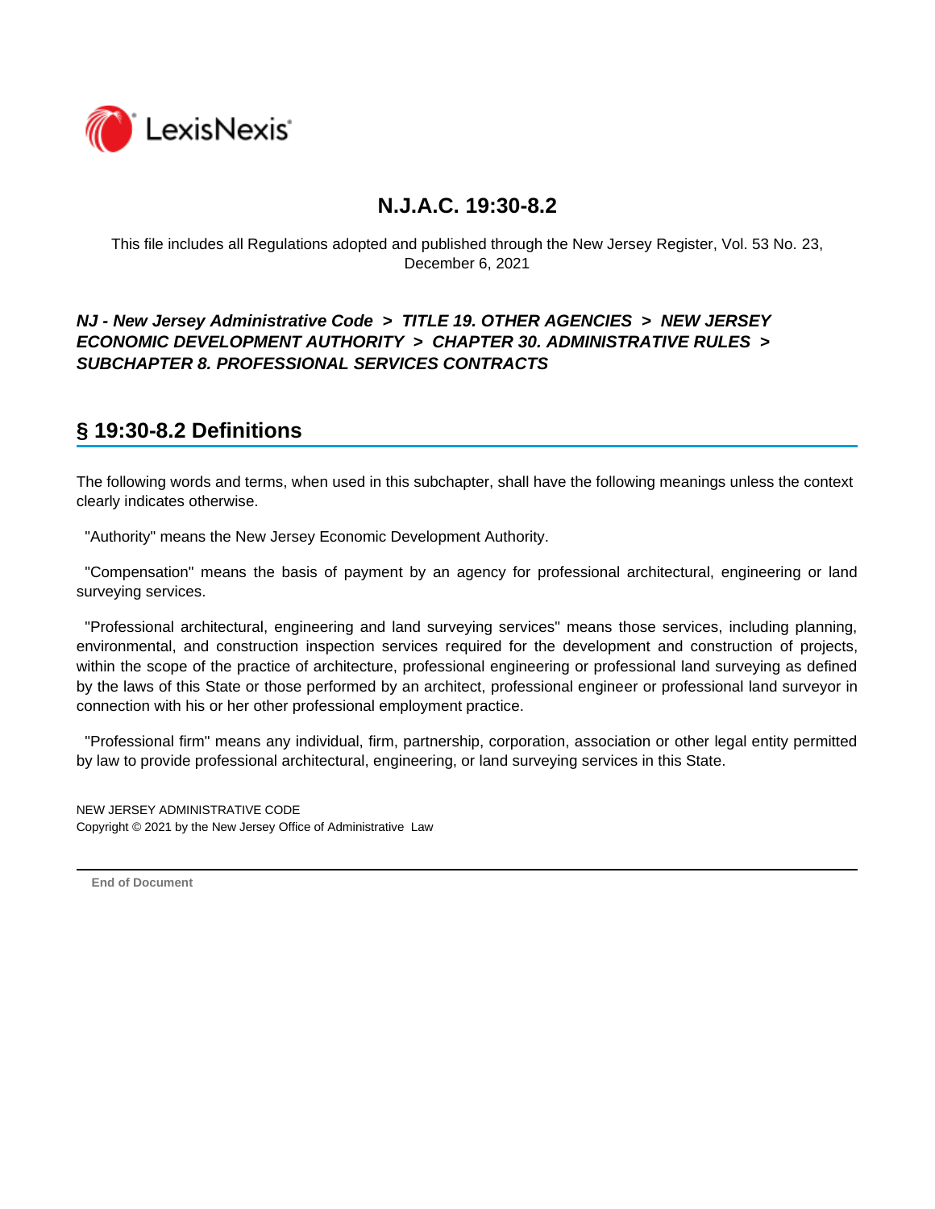# N.J.A.C. 19:30-8.2

This file includes all Regulations adopted and published through the New Jersey Register, Vol. 53 No. 23, December 6, 2021

***NJ - New Jersey Administrative Code > TITLE 19. OTHER AGENCIES > NEW JERSEY ECONOMIC DEVELOPMENT AUTHORITY > CHAPTER 30. ADMINISTRATIVE RULES > SUBCHAPTER 8. PROFESSIONAL SERVICES CONTRACTS***

## § 19:30-8.2 Definitions

The following words and terms, when used in this subchapter, shall have the following meanings unless the context clearly indicates otherwise.

"Authority" means the New Jersey Economic Development Authority.

"Compensation" means the basis of payment by an agency for professional architectural, engineering or land surveying services.

"Professional architectural, engineering and land surveying services" means those services, including planning, environmental, and construction inspection services required for the development and construction of projects, within the scope of the practice of architecture, professional engineering or professional land surveying as defined by the laws of this State or those performed by an architect, professional engineer or professional land surveyor in connection with his or her other professional employment practice.

"Professional firm" means any individual, firm, partnership, corporation, association or other legal entity permitted by law to provide professional architectural, engineering, or land surveying services in this State.

NEW JERSEY ADMINISTRATIVE CODE
Copyright © 2021 by the New Jersey Office of Administrative Law

**End of Document**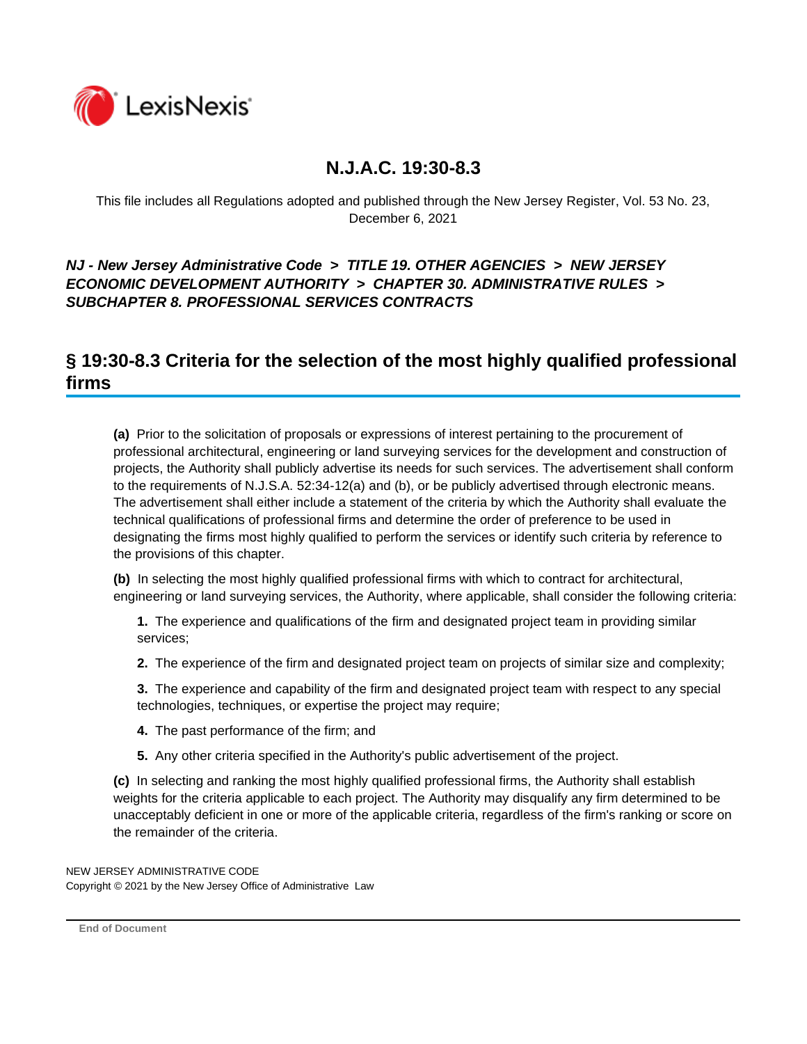# N.J.A.C. 19:30-8.3

This file includes all Regulations adopted and published through the New Jersey Register, Vol. 53 No. 23, December 6, 2021

***NJ - New Jersey Administrative Code > TITLE 19. OTHER AGENCIES > NEW JERSEY ECONOMIC DEVELOPMENT AUTHORITY > CHAPTER 30. ADMINISTRATIVE RULES > SUBCHAPTER 8. PROFESSIONAL SERVICES CONTRACTS***

## § 19:30-8.3 Criteria for the selection of the most highly qualified professional firms

**(a)** Prior to the solicitation of proposals or expressions of interest pertaining to the procurement of professional architectural, engineering or land surveying services for the development and construction of projects, the Authority shall publicly advertise its needs for such services. The advertisement shall conform to the requirements of N.J.S.A. 52:34-12(a) and (b), or be publicly advertised through electronic means. The advertisement shall either include a statement of the criteria by which the Authority shall evaluate the technical qualifications of professional firms and determine the order of preference to be used in designating the firms most highly qualified to perform the services or identify such criteria by reference to the provisions of this chapter.

**(b)** In selecting the most highly qualified professional firms with which to contract for architectural, engineering or land surveying services, the Authority, where applicable, shall consider the following criteria:

**1.** The experience and qualifications of the firm and designated project team in providing similar services;

**2.** The experience of the firm and designated project team on projects of similar size and complexity;

**3.** The experience and capability of the firm and designated project team with respect to any special technologies, techniques, or expertise the project may require;

**4.** The past performance of the firm; and

**5.** Any other criteria specified in the Authority's public advertisement of the project.

**(c)** In selecting and ranking the most highly qualified professional firms, the Authority shall establish weights for the criteria applicable to each project. The Authority may disqualify any firm determined to be unacceptably deficient in one or more of the applicable criteria, regardless of the firm's ranking or score on the remainder of the criteria.

NEW JERSEY ADMINISTRATIVE CODE
Copyright © 2021 by the New Jersey Office of Administrative Law

**End of Document**